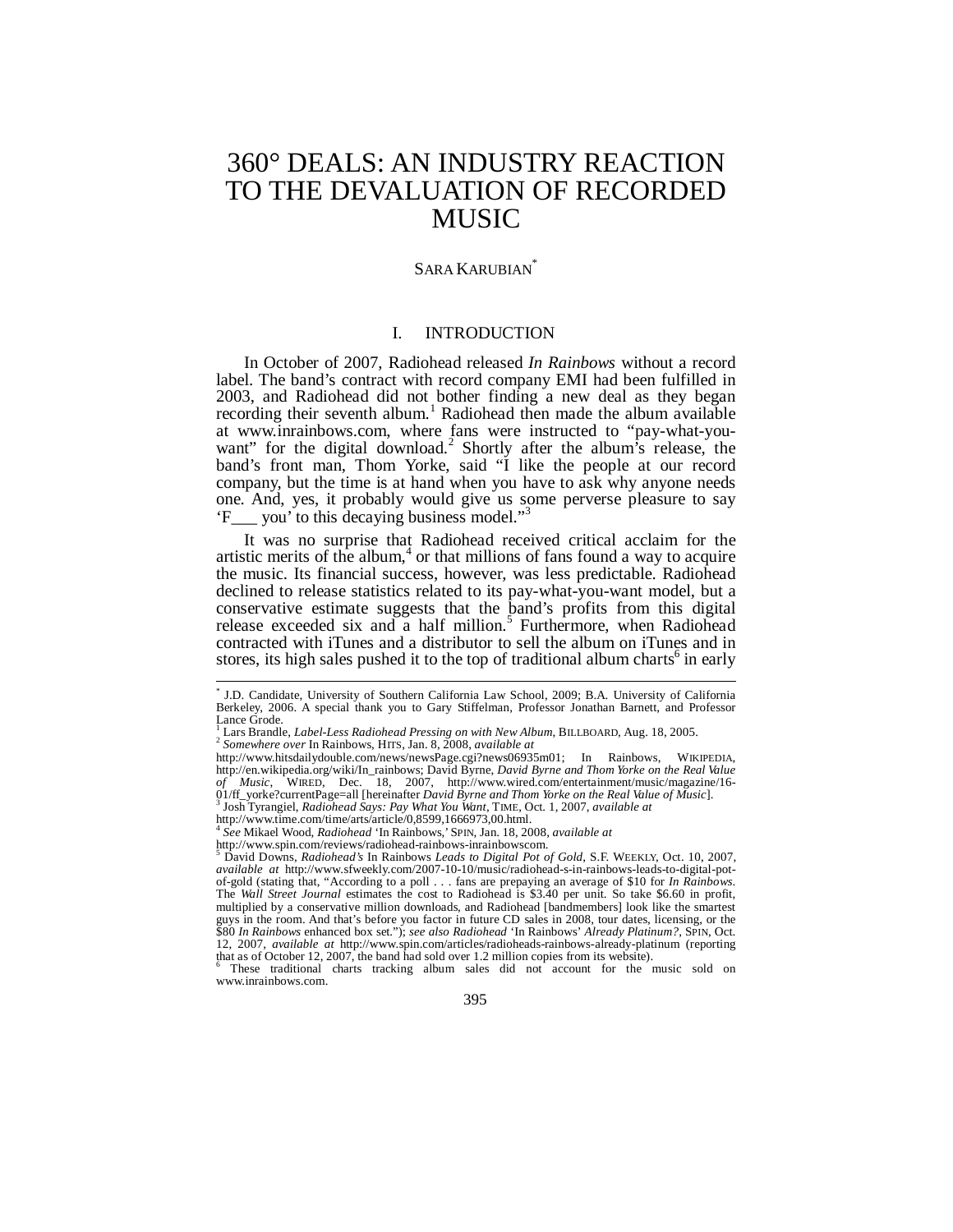# 360° DEALS: AN INDUSTRY REACTION TO THE DEVALUATION OF RECORDED MUSIC

SARA KARUBIAN[*]

## I. INTRODUCTION

In October of 2007, Radiohead released *In Rainbows* without a record label. The band's contract with record company EMI had been fulfilled in 2003, and Radiohead did not bother finding a new deal as they began recording their seventh album.[1] Radiohead then made the album available at www.inrainbows.com, where fans were instructed to "pay-what-you-want" for the digital download.[2] Shortly after the album's release, the band's front man, Thom Yorke, said "I like the people at our record company, but the time is at hand when you have to ask why anyone needs one. And, yes, it probably would give us some perverse pleasure to say 'F___ you' to this decaying business model."[3]

It was no surprise that Radiohead received critical acclaim for the artistic merits of the album,[4] or that millions of fans found a way to acquire the music. Its financial success, however, was less predictable. Radiohead declined to release statistics related to its pay-what-you-want model, but a conservative estimate suggests that the band's profits from this digital release exceeded six and a half million.[5] Furthermore, when Radiohead contracted with iTunes and a distributor to sell the album on iTunes and in stores, its high sales pushed it to the top of traditional album charts[6] in early

---

[*] J.D. Candidate, University of Southern California Law School, 2009; B.A. University of California Berkeley, 2006. A special thank you to Gary Stiffelman, Professor Jonathan Barnett, and Professor Lance Grode.

[1] Lars Brandle, *Label-Less Radiohead Pressing on with New Album*, BILLBOARD, Aug. 18, 2005.

[2] *Somewhere over* In Rainbows, HITS, Jan. 8, 2008, *available at* http://www.hitsdailydouble.com/news/newsPage.cgi?news06935m01; In Rainbows, WIKIPEDIA, http://en.wikipedia.org/wiki/In_rainbows; David Byrne, *David Byrne and Thom Yorke on the Real Value of Music*, WIRED, Dec. 18, 2007, http://www.wired.com/entertainment/music/magazine/16-01/ff_yorke?currentPage=all [hereinafter *David Byrne and Thom Yorke on the Real Value of Music*].

[3] Josh Tyrangiel, *Radiohead Says: Pay What You Want*, TIME, Oct. 1, 2007, *available at* http://www.time.com/time/arts/article/0,8599,1666973,00.html.

[4] *See* Mikael Wood, *Radiohead 'In Rainbows,'* SPIN, Jan. 18, 2008, *available at* http://www.spin.com/reviews/radiohead-rainbows-inrainbowscom.

[5] David Downs, *Radiohead's* In Rainbows *Leads to Digital Pot of Gold*, S.F. WEEKLY, Oct. 10, 2007, *available at* http://www.sfweekly.com/2007-10-10/music/radiohead-s-in-rainbows-leads-to-digital-pot-of-gold (stating that, "According to a poll . . . fans are prepaying an average of $10 for *In Rainbows*. The *Wall Street Journal* estimates the cost to Radiohead is $3.40 per unit. So take $6.60 in profit, multiplied by a conservative million downloads, and Radiohead [bandmembers] look like the smartest guys in the room. And that's before you factor in future CD sales in 2008, tour dates, licensing, or the $80 *In Rainbows* enhanced box set."); *see also Radiohead 'In Rainbows' Already Platinum?*, SPIN, Oct. 12, 2007, *available at* http://www.spin.com/articles/radioheads-rainbows-already-platinum (reporting that as of October 12, 2007, the band had sold over 1.2 million copies from its website).

[6] These traditional charts tracking album sales did not account for the music sold on www.inrainbows.com.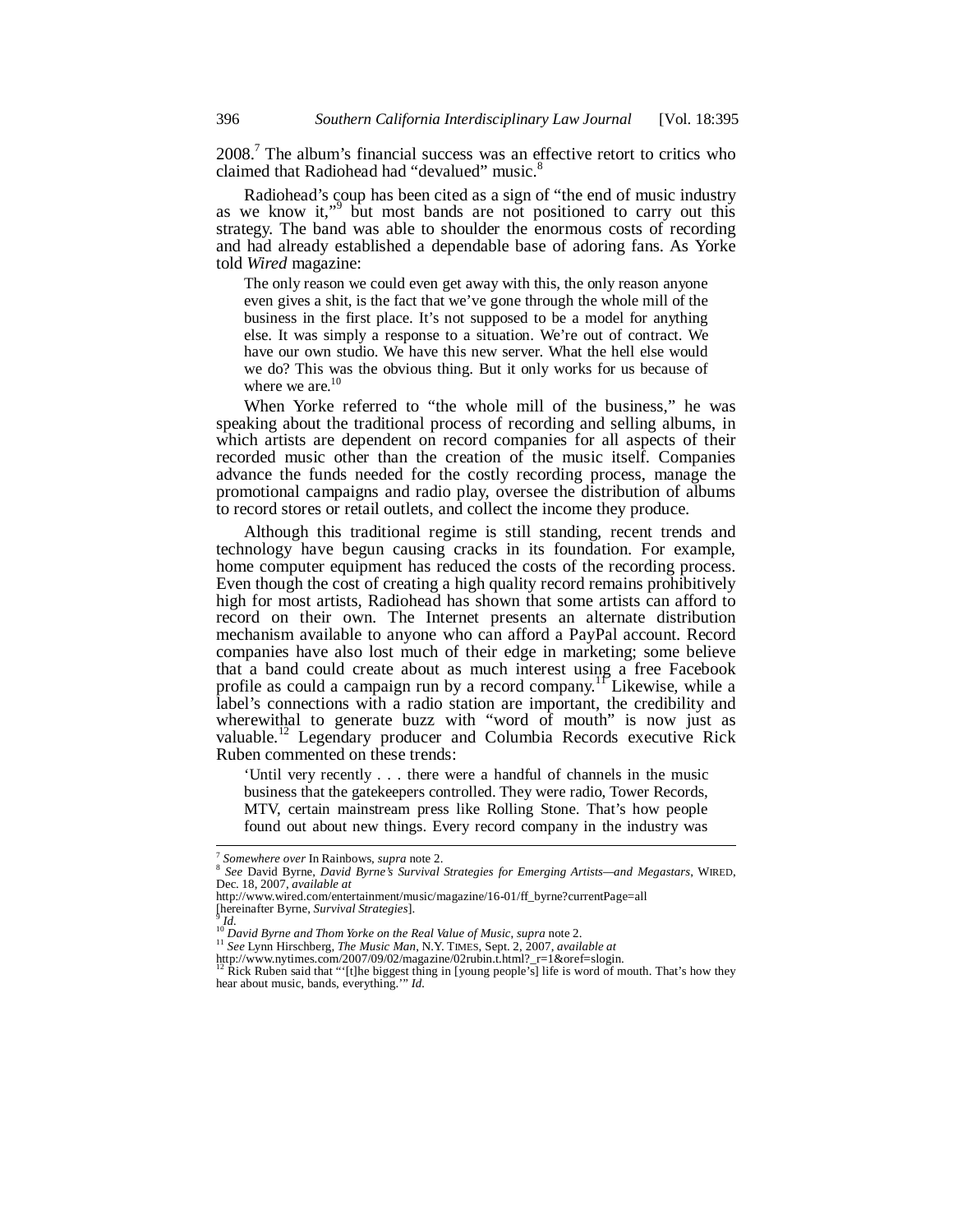2008.[7] The album's financial success was an effective retort to critics who claimed that Radiohead had "devalued" music.[8]

Radiohead's coup has been cited as a sign of "the end of music industry as we know it,"[9] but most bands are not positioned to carry out this strategy. The band was able to shoulder the enormous costs of recording and had already established a dependable base of adoring fans. As Yorke told *Wired* magazine:

> The only reason we could even get away with this, the only reason anyone even gives a shit, is the fact that we've gone through the whole mill of the business in the first place. It's not supposed to be a model for anything else. It was simply a response to a situation. We're out of contract. We have our own studio. We have this new server. What the hell else would we do? This was the obvious thing. But it only works for us because of where we are.[10]

When Yorke referred to "the whole mill of the business," he was speaking about the traditional process of recording and selling albums, in which artists are dependent on record companies for all aspects of their recorded music other than the creation of the music itself. Companies advance the funds needed for the costly recording process, manage the promotional campaigns and radio play, oversee the distribution of albums to record stores or retail outlets, and collect the income they produce.

Although this traditional regime is still standing, recent trends and technology have begun causing cracks in its foundation. For example, home computer equipment has reduced the costs of the recording process. Even though the cost of creating a high quality record remains prohibitively high for most artists, Radiohead has shown that some artists can afford to record on their own. The Internet presents an alternate distribution mechanism available to anyone who can afford a PayPal account. Record companies have also lost much of their edge in marketing; some believe that a band could create about as much interest using a free Facebook profile as could a campaign run by a record company.[11] Likewise, while a label's connections with a radio station are important, the credibility and wherewithal to generate buzz with "word of mouth" is now just as valuable.[12] Legendary producer and Columbia Records executive Rick Ruben commented on these trends:

> 'Until very recently . . . there were a handful of channels in the music business that the gatekeepers controlled. They were radio, Tower Records, MTV, certain mainstream press like Rolling Stone. That's how people found out about new things. Every record company in the industry was

---

[7] *Somewhere over* In Rainbows, *supra* note 2.

[8] *See* David Byrne, *David Byrne's Survival Strategies for Emerging Artists—and Megastars*, WIRED, Dec. 18, 2007, *available at* http://www.wired.com/entertainment/music/magazine/16-01/ff_byrne?currentPage=all [hereinafter Byrne, *Survival Strategies*].

[9] *Id.*

[10] *David Byrne and Thom Yorke on the Real Value of Music*, *supra* note 2.

[11] *See* Lynn Hirschberg, *The Music Man*, N.Y. TIMES, Sept. 2, 2007, *available at* http://www.nytimes.com/2007/09/02/magazine/02rubin.t.html?_r=1&oref=slogin.

[12] Rick Ruben said that "'[t]he biggest thing in [young people's] life is word of mouth. That's how they hear about music, bands, everything.'" *Id.*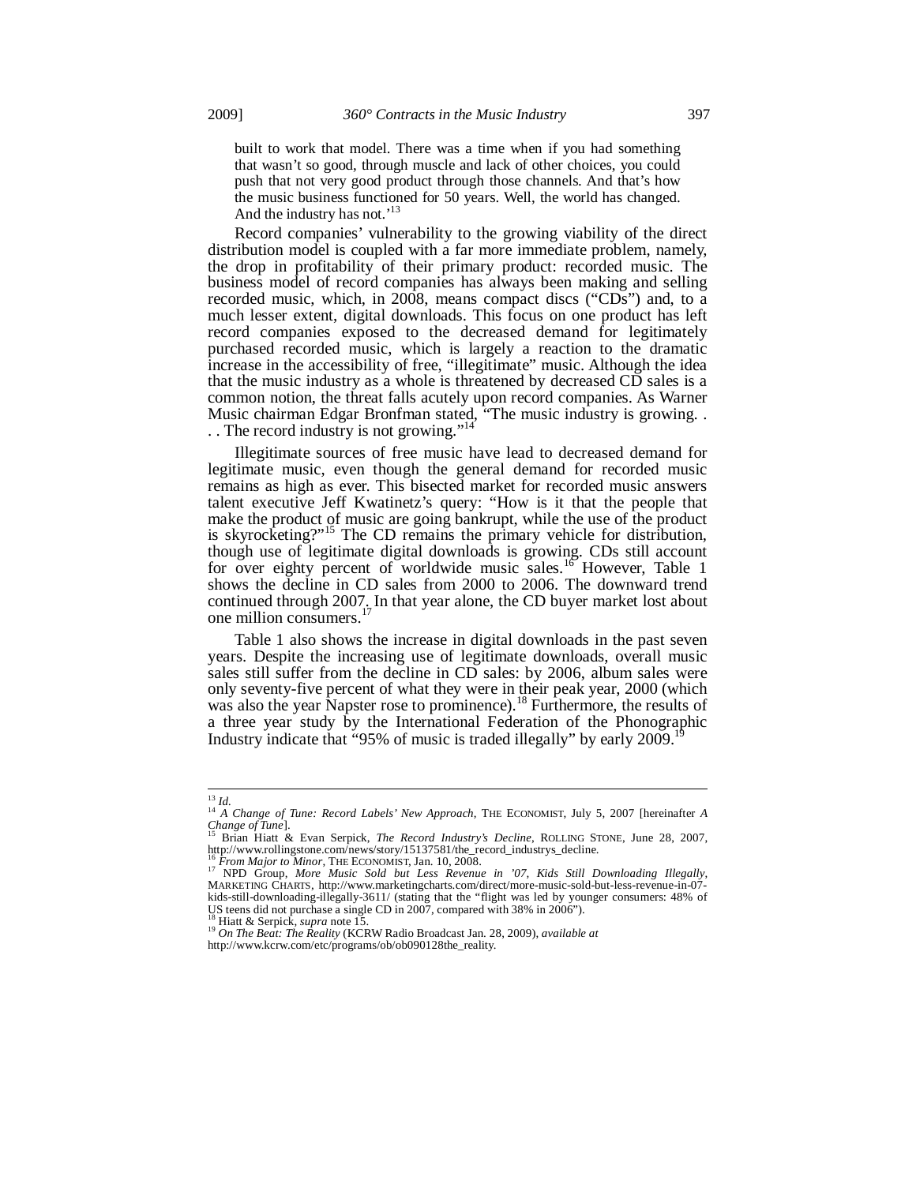> built to work that model. There was a time when if you had something that wasn't so good, through muscle and lack of other choices, you could push that not very good product through those channels. And that's how the music business functioned for 50 years. Well, the world has changed. And the industry has not.'[13]

Record companies' vulnerability to the growing viability of the direct distribution model is coupled with a far more immediate problem, namely, the drop in profitability of their primary product: recorded music. The business model of record companies has always been making and selling recorded music, which, in 2008, means compact discs ("CDs") and, to a much lesser extent, digital downloads. This focus on one product has left record companies exposed to the decreased demand for legitimately purchased recorded music, which is largely a reaction to the dramatic increase in the accessibility of free, "illegitimate" music. Although the idea that the music industry as a whole is threatened by decreased CD sales is a common notion, the threat falls acutely upon record companies. As Warner Music chairman Edgar Bronfman stated, "The music industry is growing. . . . The record industry is not growing."[14]

Illegitimate sources of free music have lead to decreased demand for legitimate music, even though the general demand for recorded music remains as high as ever. This bisected market for recorded music answers talent executive Jeff Kwatinetz's query: "How is it that the people that make the product of music are going bankrupt, while the use of the product is skyrocketing?"[15] The CD remains the primary vehicle for distribution, though use of legitimate digital downloads is growing. CDs still account for over eighty percent of worldwide music sales.[16] However, Table 1 shows the decline in CD sales from 2000 to 2006. The downward trend continued through 2007. In that year alone, the CD buyer market lost about one million consumers.[17]

Table 1 also shows the increase in digital downloads in the past seven years. Despite the increasing use of legitimate downloads, overall music sales still suffer from the decline in CD sales: by 2006, album sales were only seventy-five percent of what they were in their peak year, 2000 (which was also the year Napster rose to prominence).[18] Furthermore, the results of a three year study by the International Federation of the Phonographic Industry indicate that "95% of music is traded illegally" by early 2009.[19]

---

[13] *Id.*

[14] *A Change of Tune: Record Labels' New Approach*, THE ECONOMIST, July 5, 2007 [hereinafter *A Change of Tune*].

[15] Brian Hiatt & Evan Serpick, *The Record Industry's Decline*, ROLLING STONE, June 28, 2007, http://www.rollingstone.com/news/story/15137581/the_record_industrys_decline.

[16] *From Major to Minor*, THE ECONOMIST, Jan. 10, 2008.

[17] NPD Group, *More Music Sold but Less Revenue in '07, Kids Still Downloading Illegally*, MARKETING CHARTS, http://www.marketingcharts.com/direct/more-music-sold-but-less-revenue-in-07-kids-still-downloading-illegally-3611/ (stating that the "flight was led by younger consumers: 48% of US teens did not purchase a single CD in 2007, compared with 38% in 2006").

[18] Hiatt & Serpick, *supra* note 15.

[19] *On The Beat: The Reality* (KCRW Radio Broadcast Jan. 28, 2009), *available at* http://www.kcrw.com/etc/programs/ob/ob090128the_reality.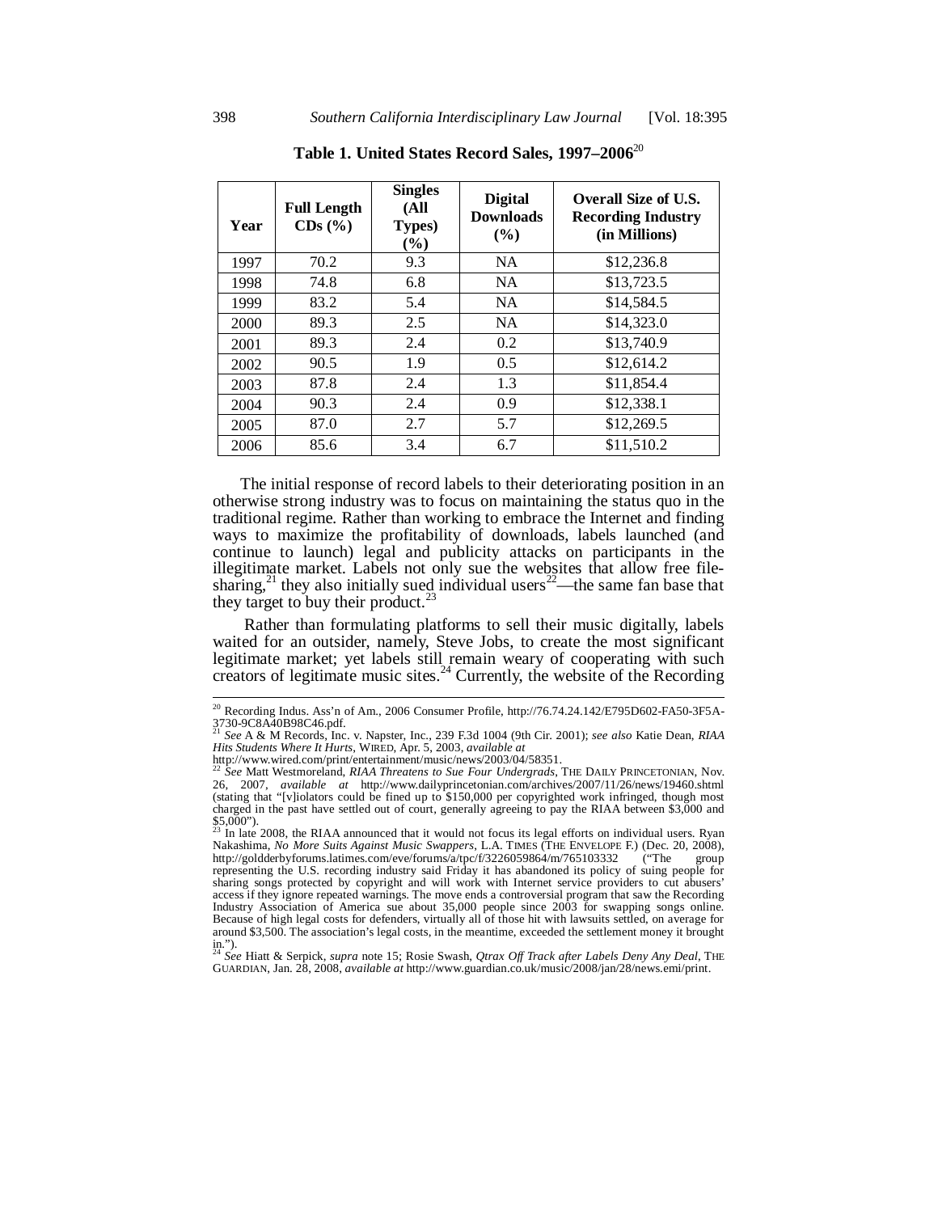**Table 1. United States Record Sales, 1997–2006**[20]

| Year | Full Length CDs (%) | Singles (All Types) (%) | Digital Downloads (%) | Overall Size of U.S. Recording Industry (in Millions) |
|---|---|---|---|---|
| 1997 | 70.2 | 9.3 | NA | $12,236.8 |
| 1998 | 74.8 | 6.8 | NA | $13,723.5 |
| 1999 | 83.2 | 5.4 | NA | $14,584.5 |
| 2000 | 89.3 | 2.5 | NA | $14,323.0 |
| 2001 | 89.3 | 2.4 | 0.2 | $13,740.9 |
| 2002 | 90.5 | 1.9 | 0.5 | $12,614.2 |
| 2003 | 87.8 | 2.4 | 1.3 | $11,854.4 |
| 2004 | 90.3 | 2.4 | 0.9 | $12,338.1 |
| 2005 | 87.0 | 2.7 | 5.7 | $12,269.5 |
| 2006 | 85.6 | 3.4 | 6.7 | $11,510.2 |

The initial response of record labels to their deteriorating position in an otherwise strong industry was to focus on maintaining the status quo in the traditional regime. Rather than working to embrace the Internet and finding ways to maximize the profitability of downloads, labels launched (and continue to launch) legal and publicity attacks on participants in the illegitimate market. Labels not only sue the websites that allow free file-sharing,[21] they also initially sued individual users[22]—the same fan base that they target to buy their product.[23]

Rather than formulating platforms to sell their music digitally, labels waited for an outsider, namely, Steve Jobs, to create the most significant legitimate market; yet labels still remain weary of cooperating with such creators of legitimate music sites.[24] Currently, the website of the Recording

---

[20] Recording Indus. Ass'n of Am., 2006 Consumer Profile, http://76.74.24.142/E795D602-FA50-3F5A-3730-9C8A40B98C46.pdf.

[21] *See* A & M Records, Inc. v. Napster, Inc., 239 F.3d 1004 (9th Cir. 2001); *see also* Katie Dean, *RIAA Hits Students Where It Hurts*, WIRED, Apr. 5, 2003, *available at* http://www.wired.com/print/entertainment/music/news/2003/04/58351.

[22] *See* Matt Westmoreland, *RIAA Threatens to Sue Four Undergrads*, THE DAILY PRINCETONIAN, Nov. 26, 2007, *available at* http://www.dailyprincetonian.com/archives/2007/11/26/news/19460.shtml (stating that "[v]iolators could be fined up to $150,000 per copyrighted work infringed, though most charged in the past have settled out of court, generally agreeing to pay the RIAA between $3,000 and $5,000").

[23] In late 2008, the RIAA announced that it would not focus its legal efforts on individual users. Ryan Nakashima, *No More Suits Against Music Swappers*, L.A. TIMES (THE ENVELOPE F.) (Dec. 20, 2008), http://goldderbyforums.latimes.com/eve/forums/a/tpc/f/3226059864/m/765103332 ("The group representing the U.S. recording industry said Friday it has abandoned its policy of suing people for sharing songs protected by copyright and will work with Internet service providers to cut abusers' access if they ignore repeated warnings. The move ends a controversial program that saw the Recording Industry Association of America sue about 35,000 people since 2003 for swapping songs online. Because of high legal costs for defenders, virtually all of those hit with lawsuits settled, on average for around $3,500. The association's legal costs, in the meantime, exceeded the settlement money it brought in.").

[24] *See* Hiatt & Serpick, *supra* note 15; Rosie Swash, *Qtrax Off Track after Labels Deny Any Deal*, THE GUARDIAN, Jan. 28, 2008, *available at* http://www.guardian.co.uk/music/2008/jan/28/news.emi/print.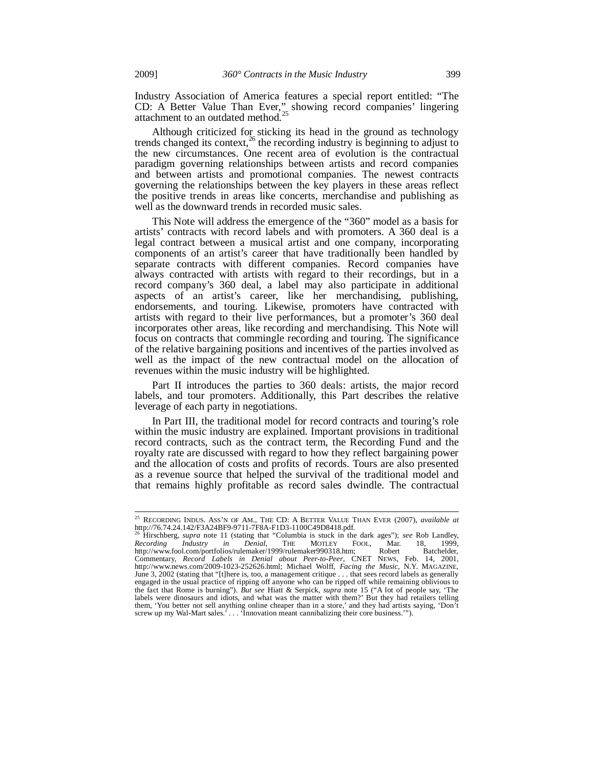Industry Association of America features a special report entitled: "The CD: A Better Value Than Ever,"[25] showing record companies' lingering attachment to an outdated method.[25]

Although criticized for sticking its head in the ground as technology trends changed its context,[26] the recording industry is beginning to adjust to the new circumstances. One recent area of evolution is the contractual paradigm governing relationships between artists and record companies and between artists and promotional companies. The newest contracts governing the relationships between the key players in these areas reflect the positive trends in areas like concerts, merchandise and publishing as well as the downward trends in recorded music sales.

This Note will address the emergence of the "360" model as a basis for artists' contracts with record labels and with promoters. A 360 deal is a legal contract between a musical artist and one company, incorporating components of an artist's career that have traditionally been handled by separate contracts with different companies. Record companies have always contracted with artists with regard to their recordings, but in a record company's 360 deal, a label may also participate in additional aspects of an artist's career, like her merchandising, publishing, endorsements, and touring. Likewise, promoters have contracted with artists with regard to their live performances, but a promoter's 360 deal incorporates other areas, like recording and merchandising. This Note will focus on contracts that commingle recording and touring. The significance of the relative bargaining positions and incentives of the parties involved as well as the impact of the new contractual model on the allocation of revenues within the music industry will be highlighted.

Part II introduces the parties to 360 deals: artists, the major record labels, and tour promoters. Additionally, this Part describes the relative leverage of each party in negotiations.

In Part III, the traditional model for record contracts and touring's role within the music industry are explained. Important provisions in traditional record contracts, such as the contract term, the Recording Fund and the royalty rate are discussed with regard to how they reflect bargaining power and the allocation of costs and profits of records. Tours are also presented as a revenue source that helped the survival of the traditional model and that remains highly profitable as record sales dwindle. The contractual

---

[25] RECORDING INDUS. ASS'N OF AM., THE CD: A BETTER VALUE THAN EVER (2007), *available at* http://76.74.24.142/F3A24BF9-9711-7F8A-F1D3-1100C49D8418.pdf.

[26] Hirschberg, *supra* note 11 (stating that "Columbia is stuck in the dark ages"); *see* Rob Landley, *Recording Industry in Denial*, THE MOTLEY FOOL, Mar. 18, 1999, http://www.fool.com/portfolios/rulemaker/1999/rulemaker990318.htm; Robert Batchelder, Commentary, *Record Labels in Denial about Peer-to-Peer*, CNET NEWS, Feb. 14, 2001, http://www.news.com/2009-1023-252626.html; Michael Wolff, *Facing the Music*, N.Y. MAGAZINE, June 3, 2002 (stating that "[t]here is, too, a management critique . . . that sees record labels as generally engaged in the usual practice of ripping off anyone who can be ripped off while remaining oblivious to the fact that Rome is burning"). *But see* Hiatt & Serpick, *supra* note 15 ("A lot of people say, 'The labels were dinosaurs and idiots, and what was the matter with them?' But they had retailers telling them, 'You better not sell anything online cheaper than in a store,' and they had artists saying, 'Don't screw up my Wal-Mart sales.' . . . 'Innovation meant cannibalizing their core business.'").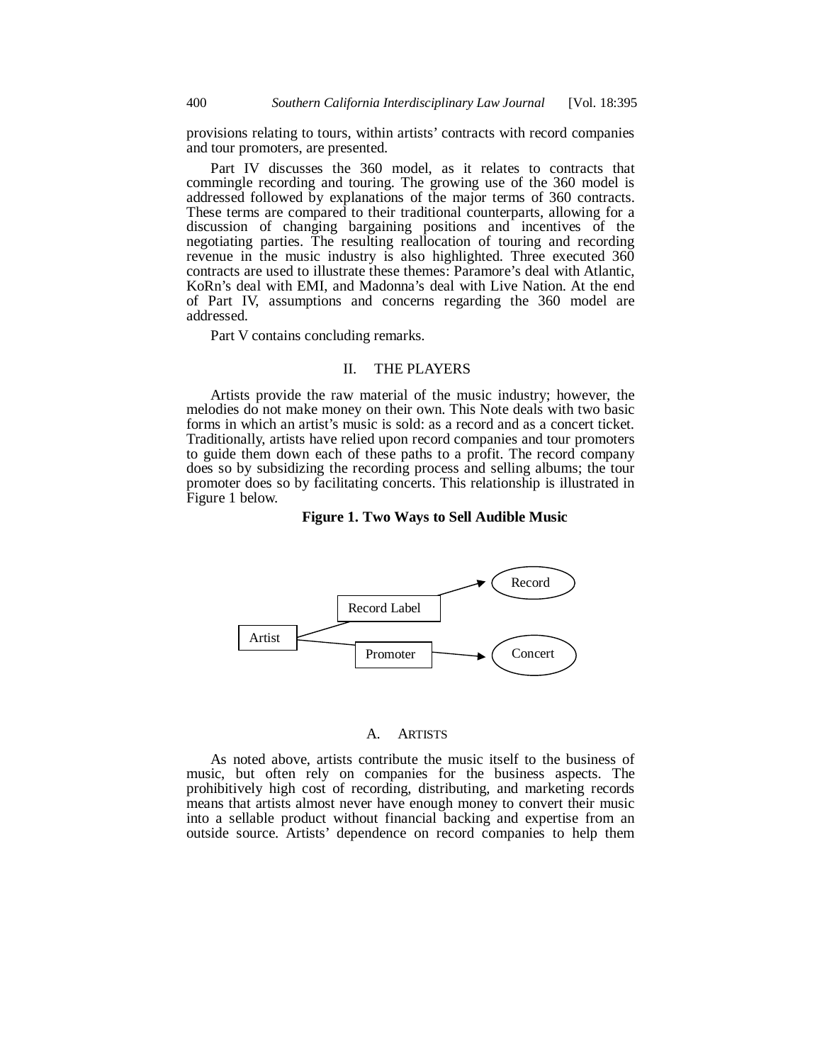provisions relating to tours, within artists' contracts with record companies and tour promoters, are presented.

Part IV discusses the 360 model, as it relates to contracts that commingle recording and touring. The growing use of the 360 model is addressed followed by explanations of the major terms of 360 contracts. These terms are compared to their traditional counterparts, allowing for a discussion of changing bargaining positions and incentives of the negotiating parties. The resulting reallocation of touring and recording revenue in the music industry is also highlighted. Three executed 360 contracts are used to illustrate these themes: Paramore's deal with Atlantic, KoRn's deal with EMI, and Madonna's deal with Live Nation. At the end of Part IV, assumptions and concerns regarding the 360 model are addressed.

Part V contains concluding remarks.

## II. THE PLAYERS

Artists provide the raw material of the music industry; however, the melodies do not make money on their own. This Note deals with two basic forms in which an artist's music is sold: as a record and as a concert ticket. Traditionally, artists have relied upon record companies and tour promoters to guide them down each of these paths to a profit. The record company does so by subsidizing the recording process and selling albums; the tour promoter does so by facilitating concerts. This relationship is illustrated in Figure 1 below.

**Figure 1. Two Ways to Sell Audible Music**

Artist → Record Label → Record

Artist → Promoter → Concert

### A. ARTISTS

As noted above, artists contribute the music itself to the business of music, but often rely on companies for the business aspects. The prohibitively high cost of recording, distributing, and marketing records means that artists almost never have enough money to convert their music into a sellable product without financial backing and expertise from an outside source. Artists' dependence on record companies to help them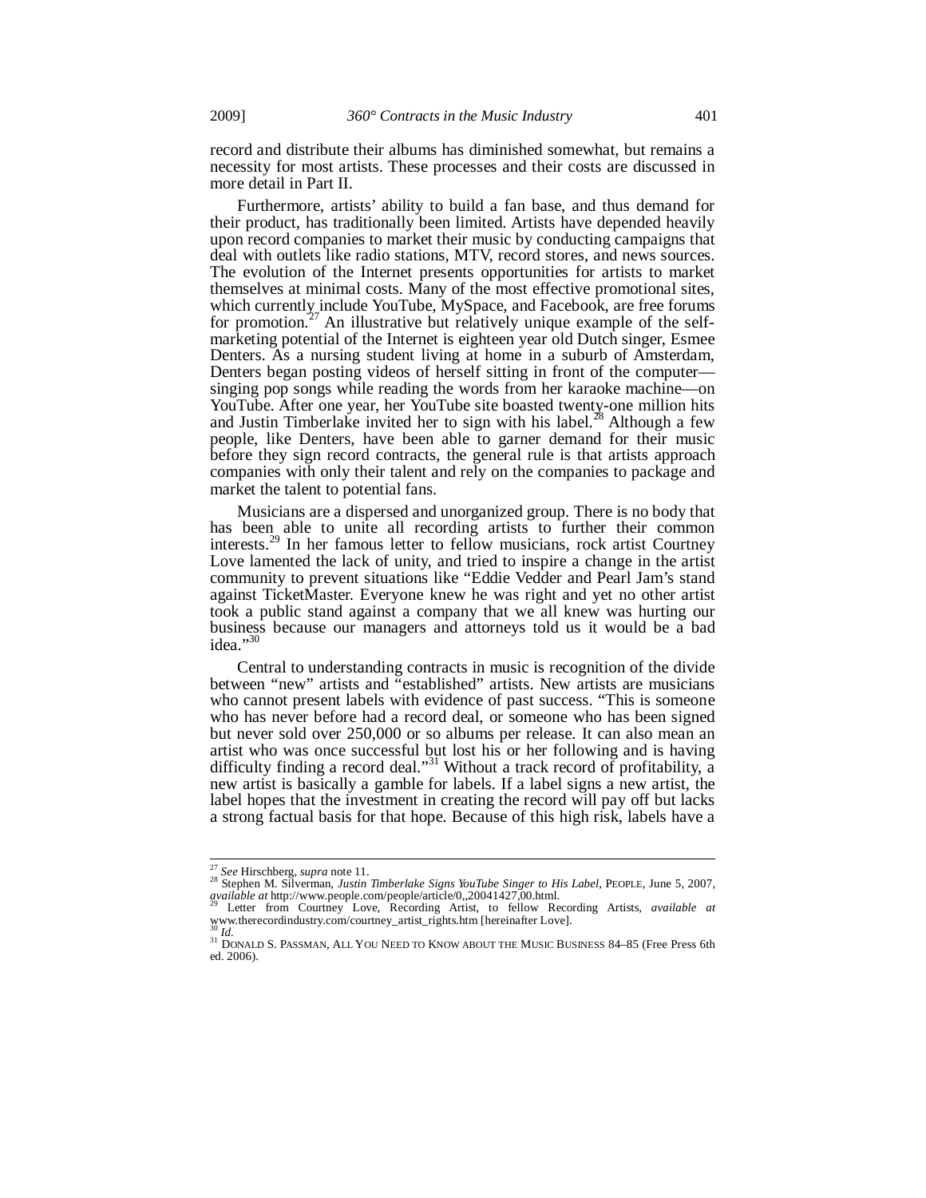record and distribute their albums has diminished somewhat, but remains a necessity for most artists. These processes and their costs are discussed in more detail in Part II.

Furthermore, artists' ability to build a fan base, and thus demand for their product, has traditionally been limited. Artists have depended heavily upon record companies to market their music by conducting campaigns that deal with outlets like radio stations, MTV, record stores, and news sources. The evolution of the Internet presents opportunities for artists to market themselves at minimal costs. Many of the most effective promotional sites, which currently include YouTube, MySpace, and Facebook, are free forums for promotion.[27] An illustrative but relatively unique example of the self-marketing potential of the Internet is eighteen year old Dutch singer, Esmee Denters. As a nursing student living at home in a suburb of Amsterdam, Denters began posting videos of herself sitting in front of the computer—singing pop songs while reading the words from her karaoke machine—on YouTube. After one year, her YouTube site boasted twenty-one million hits and Justin Timberlake invited her to sign with his label.[28] Although a few people, like Denters, have been able to garner demand for their music before they sign record contracts, the general rule is that artists approach companies with only their talent and rely on the companies to package and market the talent to potential fans.

Musicians are a dispersed and unorganized group. There is no body that has been able to unite all recording artists to further their common interests.[29] In her famous letter to fellow musicians, rock artist Courtney Love lamented the lack of unity, and tried to inspire a change in the artist community to prevent situations like "Eddie Vedder and Pearl Jam's stand against TicketMaster. Everyone knew he was right and yet no other artist took a public stand against a company that we all knew was hurting our business because our managers and attorneys told us it would be a bad idea."[30]

Central to understanding contracts in music is recognition of the divide between "new" artists and "established" artists. New artists are musicians who cannot present labels with evidence of past success. "This is someone who has never before had a record deal, or someone who has been signed but never sold over 250,000 or so albums per release. It can also mean an artist who was once successful but lost his or her following and is having difficulty finding a record deal."[31] Without a track record of profitability, a new artist is basically a gamble for labels. If a label signs a new artist, the label hopes that the investment in creating the record will pay off but lacks a strong factual basis for that hope. Because of this high risk, labels have a

---

[27] *See* Hirschberg, *supra* note 11.

[28] Stephen M. Silverman, *Justin Timberlake Signs YouTube Singer to His Label*, PEOPLE, June 5, 2007, *available at* http://www.people.com/people/article/0,,20041427,00.html.

[29] Letter from Courtney Love, Recording Artist, to fellow Recording Artists, *available at* www.therecordindustry.com/courtney_artist_rights.htm [hereinafter Love].

[30] *Id.*

[31] DONALD S. PASSMAN, ALL YOU NEED TO KNOW ABOUT THE MUSIC BUSINESS 84–85 (Free Press 6th ed. 2006).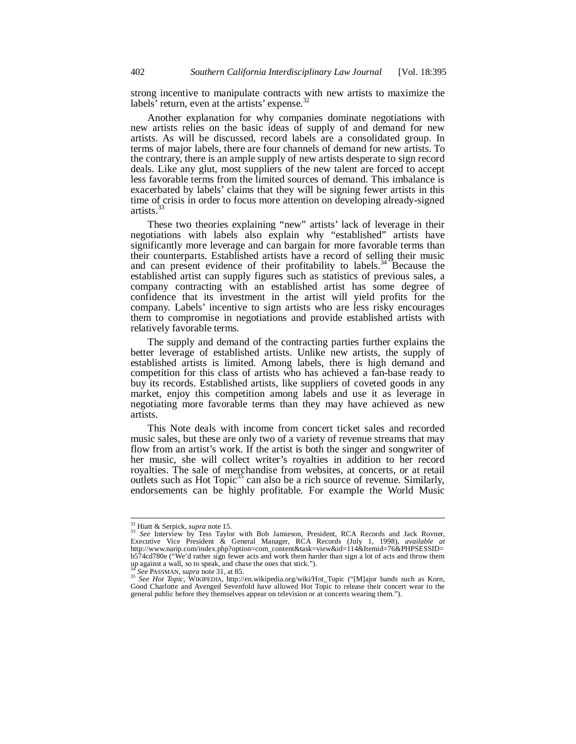strong incentive to manipulate contracts with new artists to maximize the labels' return, even at the artists' expense.[32]

Another explanation for why companies dominate negotiations with new artists relies on the basic ideas of supply of and demand for new artists. As will be discussed, record labels are a consolidated group. In terms of major labels, there are four channels of demand for new artists. To the contrary, there is an ample supply of new artists desperate to sign record deals. Like any glut, most suppliers of the new talent are forced to accept less favorable terms from the limited sources of demand. This imbalance is exacerbated by labels' claims that they will be signing fewer artists in this time of crisis in order to focus more attention on developing already-signed artists.[33]

These two theories explaining "new" artists' lack of leverage in their negotiations with labels also explain why "established" artists have significantly more leverage and can bargain for more favorable terms than their counterparts. Established artists have a record of selling their music and can present evidence of their profitability to labels.[34] Because the established artist can supply figures such as statistics of previous sales, a company contracting with an established artist has some degree of confidence that its investment in the artist will yield profits for the company. Labels' incentive to sign artists who are less risky encourages them to compromise in negotiations and provide established artists with relatively favorable terms.

The supply and demand of the contracting parties further explains the better leverage of established artists. Unlike new artists, the supply of established artists is limited. Among labels, there is high demand and competition for this class of artists who has achieved a fan-base ready to buy its records. Established artists, like suppliers of coveted goods in any market, enjoy this competition among labels and use it as leverage in negotiating more favorable terms than they may have achieved as new artists.

This Note deals with income from concert ticket sales and recorded music sales, but these are only two of a variety of revenue streams that may flow from an artist's work. If the artist is both the singer and songwriter of her music, she will collect writer's royalties in addition to her record royalties. The sale of merchandise from websites, at concerts, or at retail outlets such as Hot Topic[35] can also be a rich source of revenue. Similarly, endorsements can be highly profitable. For example the World Music

---

[32] Hiatt & Serpick, *supra* note 15.

[33] *See* Interview by Tess Taylor with Bob Jamieson, President, RCA Records and Jack Rovner, Executive Vice President & General Manager, RCA Records (July 1, 1998), *available at* http://www.narip.com/index.php?option=com_content&task=view&id=114&Itemid=76&PHPSESSID=b574cd780e ("We'd rather sign fewer acts and work them harder than sign a lot of acts and throw them up against a wall, so to speak, and chase the ones that stick.").

[34] *See* PASSMAN, *supra* note 31, at 85.

[35] *See Hot Topic*, WIKIPEDIA, http://en.wikipedia.org/wiki/Hot_Topic ("[M]ajor bands such as Korn, Good Charlotte and Avenged Sevenfold have allowed Hot Topic to release their concert wear to the general public before they themselves appear on television or at concerts wearing them.").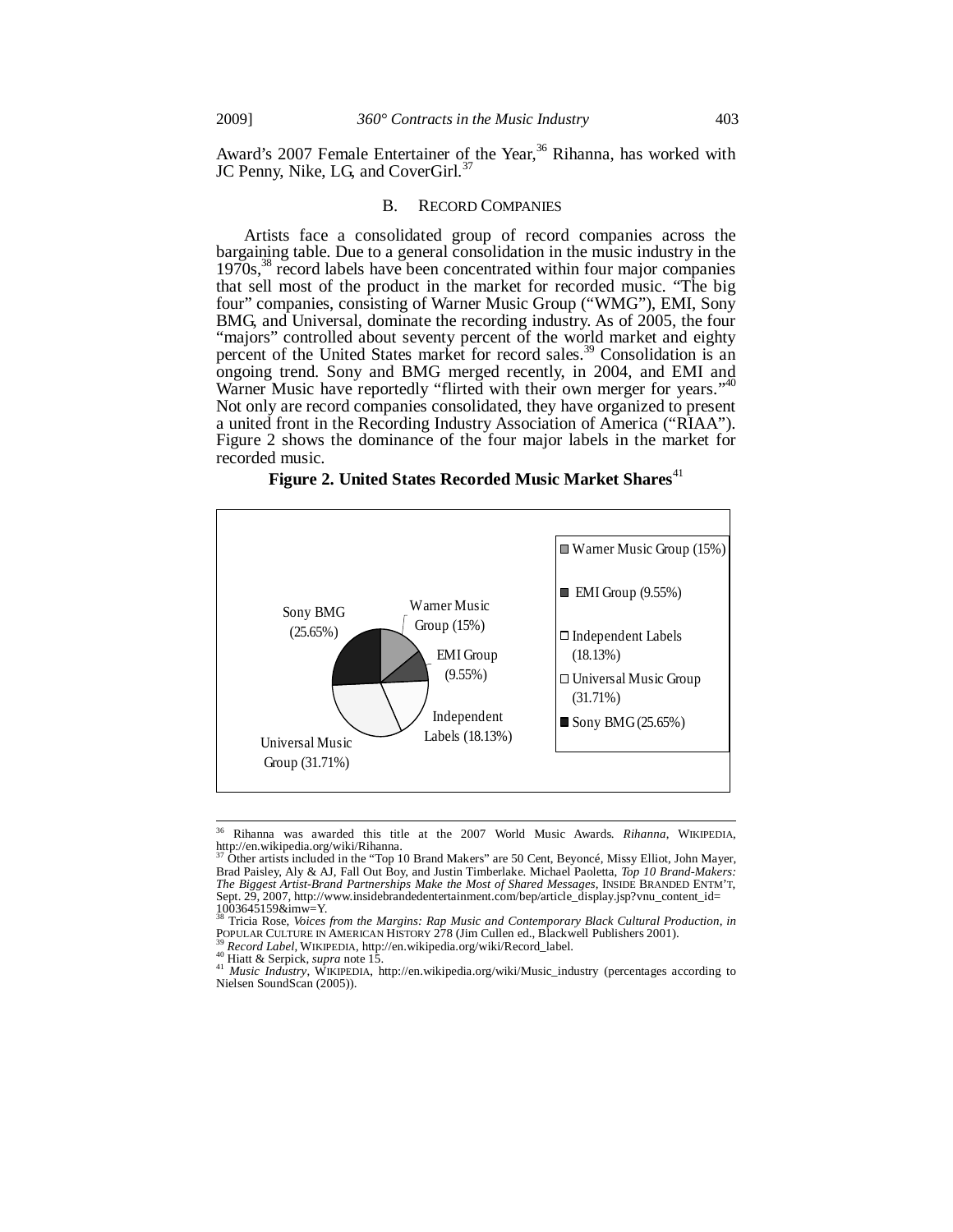Award's 2007 Female Entertainer of the Year,[36] Rihanna, has worked with JC Penny, Nike, LG, and CoverGirl.[37]

## B. Record Companies

Artists face a consolidated group of record companies across the bargaining table. Due to a general consolidation in the music industry in the 1970s,[38] record labels have been concentrated within four major companies that sell most of the product in the market for recorded music. "The big four" companies, consisting of Warner Music Group ("WMG"), EMI, Sony BMG, and Universal, dominate the recording industry. As of 2005, the four "majors" controlled about seventy percent of the world market and eighty percent of the United States market for record sales.[39] Consolidation is an ongoing trend. Sony and BMG merged recently, in 2004, and EMI and Warner Music have reportedly "flirted with their own merger for years."[40] Not only are record companies consolidated, they have organized to present a united front in the Recording Industry Association of America ("RIAA"). Figure 2 shows the dominance of the four major labels in the market for recorded music.

**Figure 2. United States Recorded Music Market Shares**[41]

| Company | Market Share |
|---|---|
| Warner Music Group | 15% |
| EMI Group | 9.55% |
| Independent Labels | 18.13% |
| Universal Music Group | 31.71% |
| Sony BMG | 25.65% |

---

[36] Rihanna was awarded this title at the 2007 World Music Awards. *Rihanna*, WIKIPEDIA, http://en.wikipedia.org/wiki/Rihanna.

[37] Other artists included in the "Top 10 Brand Makers" are 50 Cent, Beyoncé, Missy Elliot, John Mayer, Brad Paisley, Aly & AJ, Fall Out Boy, and Justin Timberlake. Michael Paoletta, *Top 10 Brand-Makers: The Biggest Artist-Brand Partnerships Make the Most of Shared Messages*, INSIDE BRANDED ENTM'T, Sept. 29, 2007, http://www.insidebrandedentertainment.com/bep/article_display.jsp?vnu_content_id=1003645159&imw=Y.

[38] Tricia Rose, *Voices from the Margins: Rap Music and Contemporary Black Cultural Production*, *in* POPULAR CULTURE IN AMERICAN HISTORY 278 (Jim Cullen ed., Blackwell Publishers 2001).

[39] *Record Label*, WIKIPEDIA, http://en.wikipedia.org/wiki/Record_label.

[40] Hiatt & Serpick, *supra* note 15.

[41] *Music Industry*, WIKIPEDIA, http://en.wikipedia.org/wiki/Music_industry (percentages according to Nielsen SoundScan (2005)).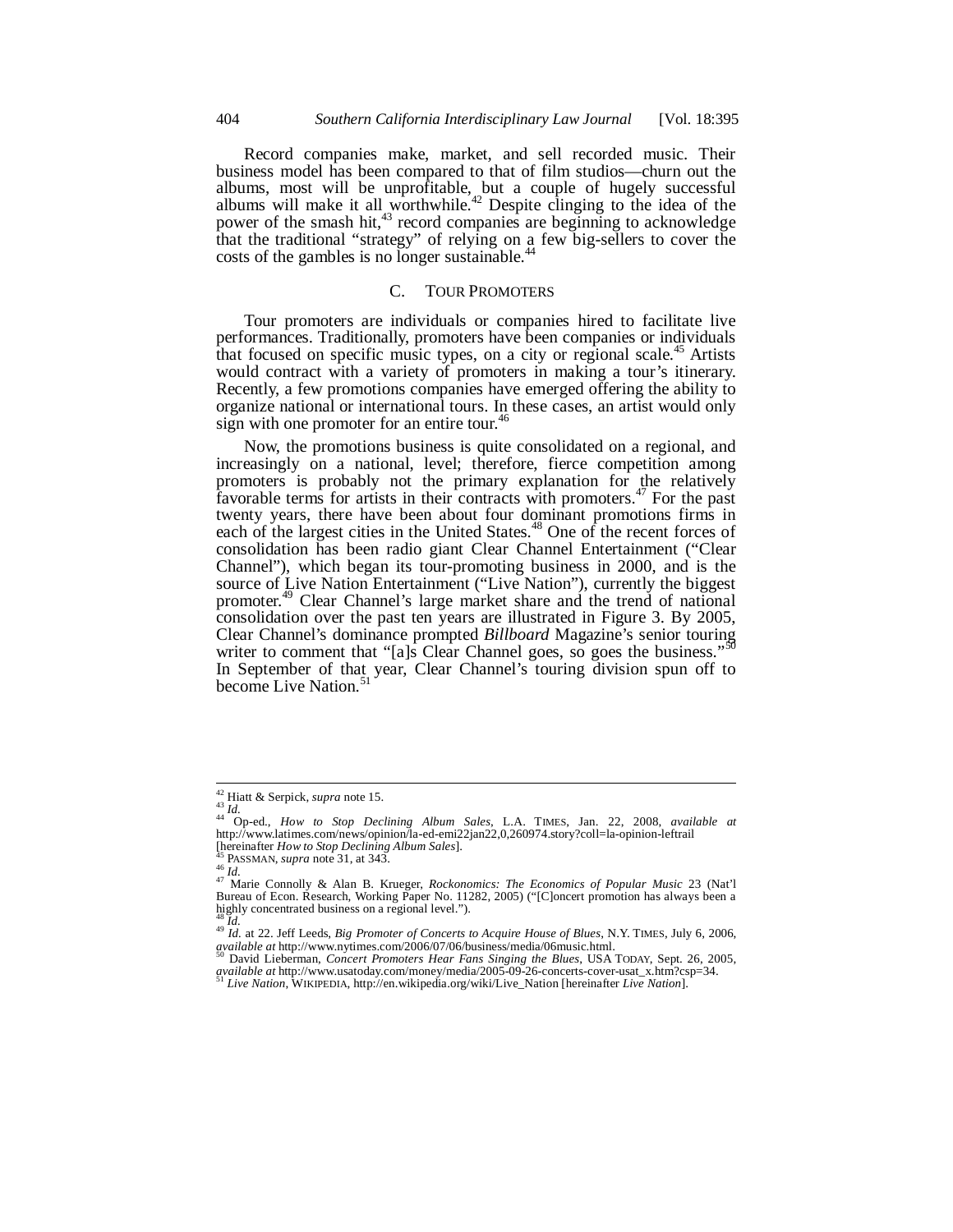Record companies make, market, and sell recorded music. Their business model has been compared to that of film studios—churn out the albums, most will be unprofitable, but a couple of hugely successful albums will make it all worthwhile.[42] Despite clinging to the idea of the power of the smash hit,[43] record companies are beginning to acknowledge that the traditional "strategy" of relying on a few big-sellers to cover the costs of the gambles is no longer sustainable.[44]

### C. TOUR PROMOTERS

Tour promoters are individuals or companies hired to facilitate live performances. Traditionally, promoters have been companies or individuals that focused on specific music types, on a city or regional scale.[45] Artists would contract with a variety of promoters in making a tour's itinerary. Recently, a few promotions companies have emerged offering the ability to organize national or international tours. In these cases, an artist would only sign with one promoter for an entire tour.[46]

Now, the promotions business is quite consolidated on a regional, and increasingly on a national, level; therefore, fierce competition among promoters is probably not the primary explanation for the relatively favorable terms for artists in their contracts with promoters.[47] For the past twenty years, there have been about four dominant promotions firms in each of the largest cities in the United States.[48] One of the recent forces of consolidation has been radio giant Clear Channel Entertainment ("Clear Channel"), which began its tour-promoting business in 2000, and is the source of Live Nation Entertainment ("Live Nation"), currently the biggest promoter.[49] Clear Channel's large market share and the trend of national consolidation over the past ten years are illustrated in Figure 3. By 2005, Clear Channel's dominance prompted *Billboard* Magazine's senior touring writer to comment that "[a]s Clear Channel goes, so goes the business."[50] In September of that year, Clear Channel's touring division spun off to become Live Nation.[51]

---

[42] Hiatt & Serpick, *supra* note 15.
[43] *Id.*
[44] Op-ed., *How to Stop Declining Album Sales*, L.A. TIMES, Jan. 22, 2008, *available at* http://www.latimes.com/news/opinion/la-ed-emi22jan22,0,260974.story?coll=la-opinion-leftrail [hereinafter *How to Stop Declining Album Sales*].
[45] PASSMAN, *supra* note 31, at 343.
[46] *Id.*
[47] Marie Connolly & Alan B. Krueger, *Rockonomics: The Economics of Popular Music* 23 (Nat'l Bureau of Econ. Research, Working Paper No. 11282, 2005) ("[C]oncert promotion has always been a highly concentrated business on a regional level.").
[48] *Id.*
[49] *Id.* at 22. Jeff Leeds, *Big Promoter of Concerts to Acquire House of Blues*, N.Y. TIMES, July 6, 2006, *available at* http://www.nytimes.com/2006/07/06/business/media/06music.html.
[50] David Lieberman, *Concert Promoters Hear Fans Singing the Blues*, USA TODAY, Sept. 26, 2005, *available at* http://www.usatoday.com/money/media/2005-09-26-concerts-cover-usat_x.htm?csp=34.
[51] *Live Nation*, WIKIPEDIA, http://en.wikipedia.org/wiki/Live_Nation [hereinafter *Live Nation*].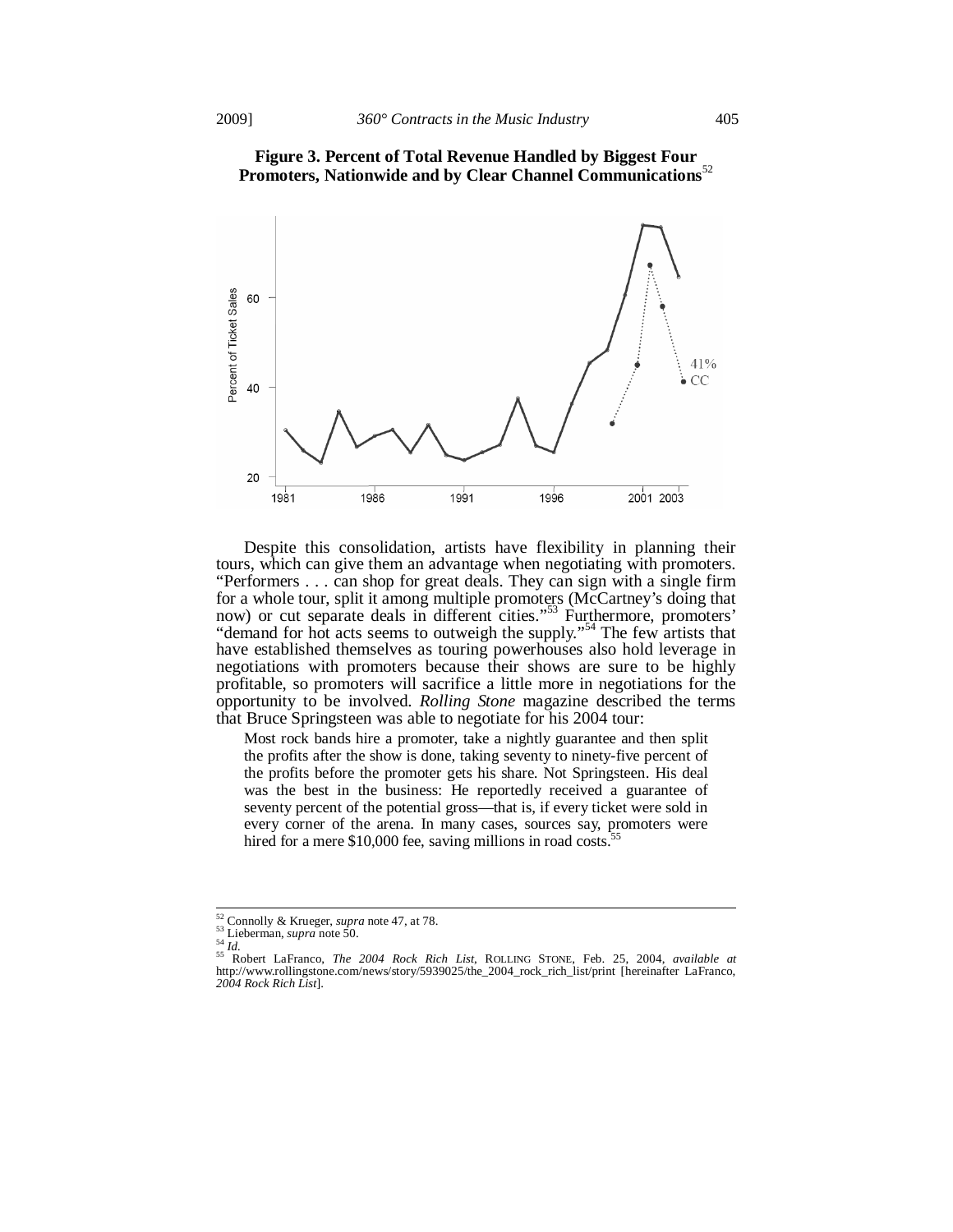**Figure 3. Percent of Total Revenue Handled by Biggest Four Promoters, Nationwide and by Clear Channel Communications**[52]

Despite this consolidation, artists have flexibility in planning their tours, which can give them an advantage when negotiating with promoters. "Performers . . . can shop for great deals. They can sign with a single firm for a whole tour, split it among multiple promoters (McCartney's doing that now) or cut separate deals in different cities."[53] Furthermore, promoters' "demand for hot acts seems to outweigh the supply."[54] The few artists that have established themselves as touring powerhouses also hold leverage in negotiations with promoters because their shows are sure to be highly profitable, so promoters will sacrifice a little more in negotiations for the opportunity to be involved. *Rolling Stone* magazine described the terms that Bruce Springsteen was able to negotiate for his 2004 tour:

> Most rock bands hire a promoter, take a nightly guarantee and then split the profits after the show is done, taking seventy to ninety-five percent of the profits before the promoter gets his share. Not Springsteen. His deal was the best in the business: He reportedly received a guarantee of seventy percent of the potential gross—that is, if every ticket were sold in every corner of the arena. In many cases, sources say, promoters were hired for a mere $10,000 fee, saving millions in road costs.[55]

---

[52] Connolly & Krueger, *supra* note 47, at 78.

[53] Lieberman, *supra* note 50.

[54] *Id.*

[55] Robert LaFranco, *The 2004 Rock Rich List*, ROLLING STONE, Feb. 25, 2004, *available at* http://www.rollingstone.com/news/story/5939025/the_2004_rock_rich_list/print [hereinafter LaFranco, *2004 Rock Rich List*].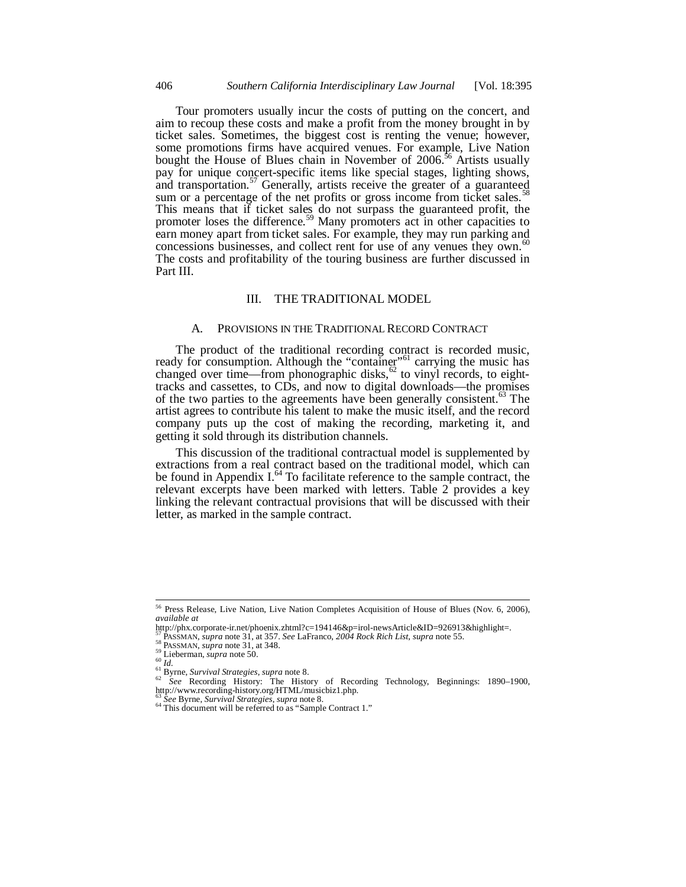Tour promoters usually incur the costs of putting on the concert, and aim to recoup these costs and make a profit from the money brought in by ticket sales. Sometimes, the biggest cost is renting the venue; however, some promotions firms have acquired venues. For example, Live Nation bought the House of Blues chain in November of 2006.[56] Artists usually pay for unique concert-specific items like special stages, lighting shows, and transportation.[57] Generally, artists receive the greater of a guaranteed sum or a percentage of the net profits or gross income from ticket sales.[58] This means that if ticket sales do not surpass the guaranteed profit, the promoter loses the difference.[59] Many promoters act in other capacities to earn money apart from ticket sales. For example, they may run parking and concessions businesses, and collect rent for use of any venues they own.[60] The costs and profitability of the touring business are further discussed in Part III.

## III. THE TRADITIONAL MODEL

### A. PROVISIONS IN THE TRADITIONAL RECORD CONTRACT

The product of the traditional recording contract is recorded music, ready for consumption. Although the "container"[61] carrying the music has changed over time—from phonographic disks,[62] to vinyl records, to eight-tracks and cassettes, to CDs, and now to digital downloads—the promises of the two parties to the agreements have been generally consistent.[63] The artist agrees to contribute his talent to make the music itself, and the record company puts up the cost of making the recording, marketing it, and getting it sold through its distribution channels.

This discussion of the traditional contractual model is supplemented by extractions from a real contract based on the traditional model, which can be found in Appendix I.[64] To facilitate reference to the sample contract, the relevant excerpts have been marked with letters. Table 2 provides a key linking the relevant contractual provisions that will be discussed with their letter, as marked in the sample contract.

---

[56] Press Release, Live Nation, Live Nation Completes Acquisition of House of Blues (Nov. 6, 2006), *available at* http://phx.corporate-ir.net/phoenix.zhtml?c=194146&p=irol-newsArticle&ID=926913&highlight=.

[57] PASSMAN, *supra* note 31, at 357. *See* LaFranco, *2004 Rock Rich List*, *supra* note 55.

[58] PASSMAN, *supra* note 31, at 348.

[59] Lieberman, *supra* note 50.

[60] *Id.*

[61] Byrne, *Survival Strategies*, *supra* note 8.

[62] *See* Recording History: The History of Recording Technology, Beginnings: 1890–1900, http://www.recording-history.org/HTML/musicbiz1.php.

[63] *See* Byrne, *Survival Strategies*, *supra* note 8.

[64] This document will be referred to as "Sample Contract 1."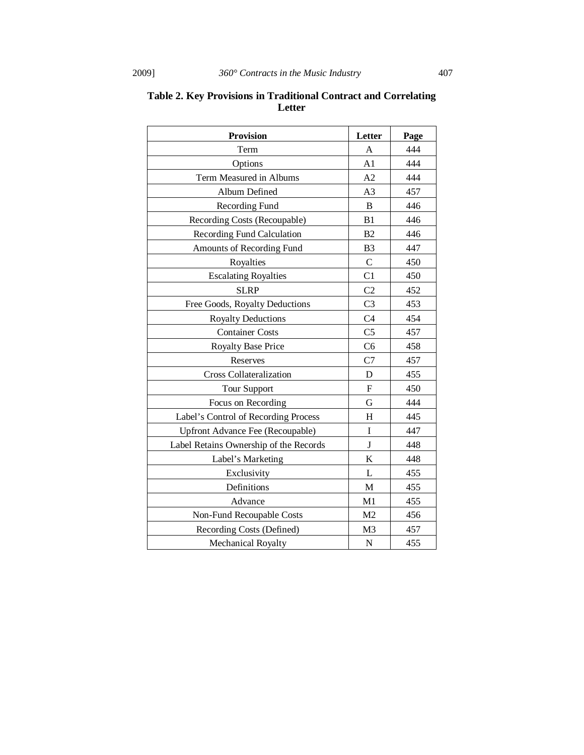**Table 2. Key Provisions in Traditional Contract and Correlating Letter**

| Provision | Letter | Page |
|---|---|---|
| Term | A | 444 |
| Options | A1 | 444 |
| Term Measured in Albums | A2 | 444 |
| Album Defined | A3 | 457 |
| Recording Fund | B | 446 |
| Recording Costs (Recoupable) | B1 | 446 |
| Recording Fund Calculation | B2 | 446 |
| Amounts of Recording Fund | B3 | 447 |
| Royalties | C | 450 |
| Escalating Royalties | C1 | 450 |
| SLRP | C2 | 452 |
| Free Goods, Royalty Deductions | C3 | 453 |
| Royalty Deductions | C4 | 454 |
| Container Costs | C5 | 457 |
| Royalty Base Price | C6 | 458 |
| Reserves | C7 | 457 |
| Cross Collateralization | D | 455 |
| Tour Support | F | 450 |
| Focus on Recording | G | 444 |
| Label's Control of Recording Process | H | 445 |
| Upfront Advance Fee (Recoupable) | I | 447 |
| Label Retains Ownership of the Records | J | 448 |
| Label's Marketing | K | 448 |
| Exclusivity | L | 455 |
| Definitions | M | 455 |
| Advance | M1 | 455 |
| Non-Fund Recoupable Costs | M2 | 456 |
| Recording Costs (Defined) | M3 | 457 |
| Mechanical Royalty | N | 455 |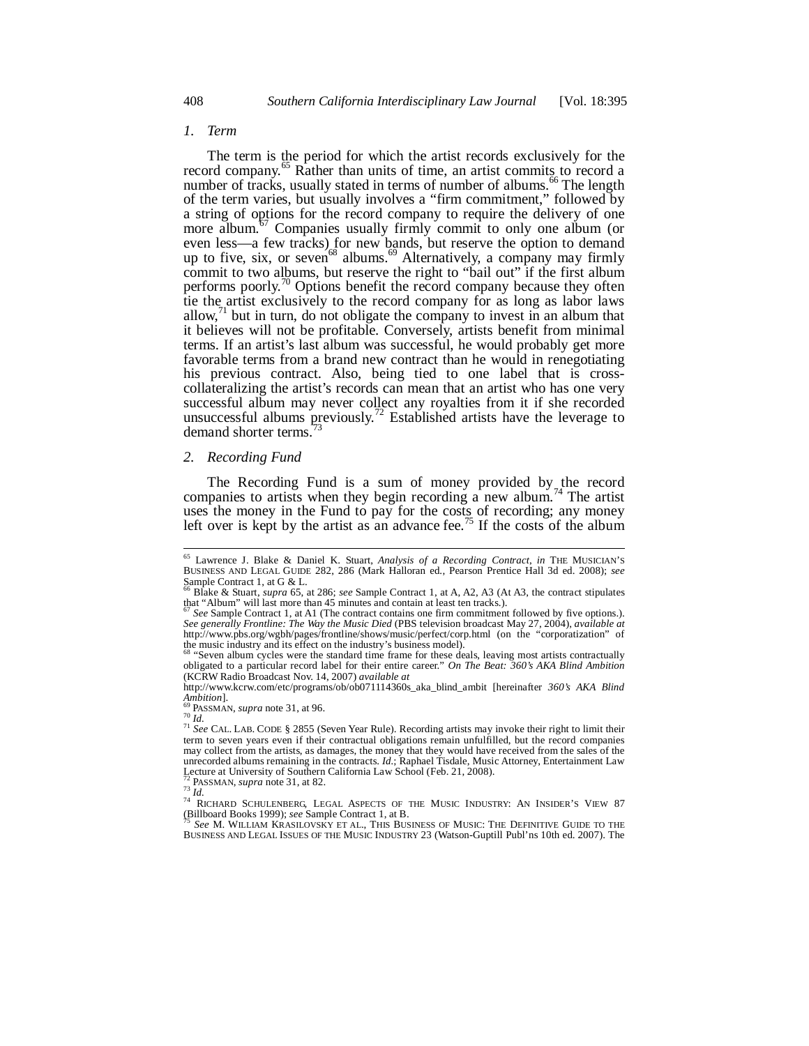### 1. *Term*

The term is the period for which the artist records exclusively for the record company.[65] Rather than units of time, an artist commits to record a number of tracks, usually stated in terms of number of albums.[66] The length of the term varies, but usually involves a "firm commitment," followed by a string of options for the record company to require the delivery of one more album.[67] Companies usually firmly commit to only one album (or even less—a few tracks) for new bands, but reserve the option to demand up to five, six, or seven[68] albums.[69] Alternatively, a company may firmly commit to two albums, but reserve the right to "bail out" if the first album performs poorly.[70] Options benefit the record company because they often tie the artist exclusively to the record company for as long as labor laws allow,[71] but in turn, do not obligate the company to invest in an album that it believes will not be profitable. Conversely, artists benefit from minimal terms. If an artist's last album was successful, he would probably get more favorable terms from a brand new contract than he would in renegotiating his previous contract. Also, being tied to one label that is cross-collateralizing the artist's records can mean that an artist who has one very successful album may never collect any royalties from it if she recorded unsuccessful albums previously.[72] Established artists have the leverage to demand shorter terms.[73]

### 2. *Recording Fund*

The Recording Fund is a sum of money provided by the record companies to artists when they begin recording a new album.[74] The artist uses the money in the Fund to pay for the costs of recording; any money left over is kept by the artist as an advance fee.[75] If the costs of the album

---

[65] Lawrence J. Blake & Daniel K. Stuart, *Analysis of a Recording Contract*, *in* THE MUSICIAN'S BUSINESS AND LEGAL GUIDE 282, 286 (Mark Halloran ed., Pearson Prentice Hall 3d ed. 2008); *see* Sample Contract 1, at G & L.

[66] Blake & Stuart, *supra* 65, at 286; *see* Sample Contract 1, at A, A2, A3 (At A3, the contract stipulates that "Album" will last more than 45 minutes and contain at least ten tracks.).

[67] *See* Sample Contract 1, at A1 (The contract contains one firm commitment followed by five options.). *See generally Frontline: The Way the Music Died* (PBS television broadcast May 27, 2004), *available at* http://www.pbs.org/wgbh/pages/frontline/shows/music/perfect/corp.html (on the "corporatization" of the music industry and its effect on the industry's business model).

[68] "Seven album cycles were the standard time frame for these deals, leaving most artists contractually obligated to a particular record label for their entire career." *On The Beat: 360's AKA Blind Ambition* (KCRW Radio Broadcast Nov. 14, 2007) *available at* http://www.kcrw.com/etc/programs/ob/ob071114360s_aka_blind_ambit [hereinafter *360's AKA Blind Ambition*].

[69] PASSMAN, *supra* note 31, at 96.

[70] *Id.*

[71] *See* CAL. LAB. CODE § 2855 (Seven Year Rule). Recording artists may invoke their right to limit their term to seven years even if their contractual obligations remain unfulfilled, but the record companies may collect from the artists, as damages, the money that they would have received from the sales of the unrecorded albums remaining in the contracts. *Id.*; Raphael Tisdale, Music Attorney, Entertainment Law Lecture at University of Southern California Law School (Feb. 21, 2008).

[72] PASSMAN, *supra* note 31, at 82.

[73] *Id.*

[74] RICHARD SCHULENBERG, LEGAL ASPECTS OF THE MUSIC INDUSTRY: AN INSIDER'S VIEW 87 (Billboard Books 1999); *see* Sample Contract 1, at B.

[75] *See* M. WILLIAM KRASILOVSKY ET AL., THIS BUSINESS OF MUSIC: THE DEFINITIVE GUIDE TO THE BUSINESS AND LEGAL ISSUES OF THE MUSIC INDUSTRY 23 (Watson-Guptill Publ'ns 10th ed. 2007). The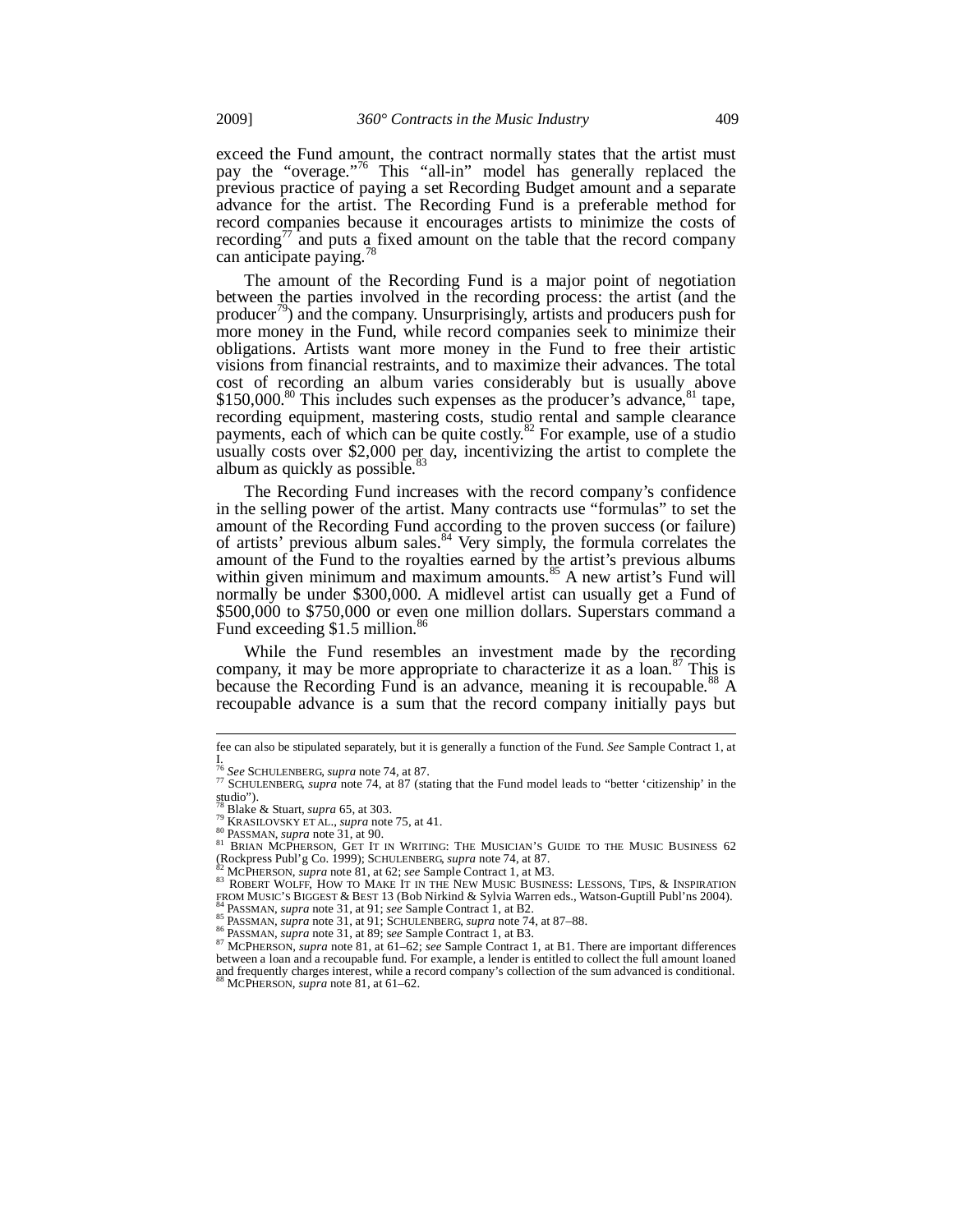exceed the Fund amount, the contract normally states that the artist must pay the "overage."[76] This "all-in" model has generally replaced the previous practice of paying a set Recording Budget amount and a separate advance for the artist. The Recording Fund is a preferable method for record companies because it encourages artists to minimize the costs of recording[77] and puts a fixed amount on the table that the record company can anticipate paying.[78]

The amount of the Recording Fund is a major point of negotiation between the parties involved in the recording process: the artist (and the producer[79]) and the company. Unsurprisingly, artists and producers push for more money in the Fund, while record companies seek to minimize their obligations. Artists want more money in the Fund to free their artistic visions from financial restraints, and to maximize their advances. The total cost of recording an album varies considerably but is usually above $150,000.[80] This includes such expenses as the producer's advance,[81] tape, recording equipment, mastering costs, studio rental and sample clearance payments, each of which can be quite costly.[82] For example, use of a studio usually costs over $2,000 per day, incentivizing the artist to complete the album as quickly as possible.[83]

The Recording Fund increases with the record company's confidence in the selling power of the artist. Many contracts use "formulas" to set the amount of the Recording Fund according to the proven success (or failure) of artists' previous album sales.[84] Very simply, the formula correlates the amount of the Fund to the royalties earned by the artist's previous albums within given minimum and maximum amounts.[85] A new artist's Fund will normally be under $300,000. A midlevel artist can usually get a Fund of $500,000 to $750,000 or even one million dollars. Superstars command a Fund exceeding $1.5 million.[86]

While the Fund resembles an investment made by the recording company, it may be more appropriate to characterize it as a loan.[87] This is because the Recording Fund is an advance, meaning it is recoupable.[88] A recoupable advance is a sum that the record company initially pays but

---

fee can also be stipulated separately, but it is generally a function of the Fund. *See* Sample Contract 1, at I.

[76] *See* SCHULENBERG, *supra* note 74, at 87.

[77] SCHULENBERG, *supra* note 74, at 87 (stating that the Fund model leads to "better 'citizenship' in the studio").

[78] Blake & Stuart, *supra* 65, at 303.

[79] KRASILOVSKY ET AL., *supra* note 75, at 41.

[80] PASSMAN, *supra* note 31, at 90.

[81] BRIAN MCPHERSON, GET IT IN WRITING: THE MUSICIAN'S GUIDE TO THE MUSIC BUSINESS 62 (Rockpress Publ'g Co. 1999); SCHULENBERG, *supra* note 74, at 87.

[82] MCPHERSON, *supra* note 81, at 62; *see* Sample Contract 1, at M3.

[83] ROBERT WOLFF, HOW TO MAKE IT IN THE NEW MUSIC BUSINESS: LESSONS, TIPS, & INSPIRATION FROM MUSIC'S BIGGEST & BEST 13 (Bob Nirkind & Sylvia Warren eds., Watson-Guptill Publ'ns 2004).

[84] PASSMAN, *supra* note 31, at 91; *see* Sample Contract 1, at B2.

[85] PASSMAN, *supra* note 31, at 91; SCHULENBERG, *supra* note 74, at 87–88.

[86] PASSMAN, *supra* note 31, at 89; *see* Sample Contract 1, at B3.

[87] MCPHERSON, *supra* note 81, at 61–62; *see* Sample Contract 1, at B1. There are important differences between a loan and a recoupable fund. For example, a lender is entitled to collect the full amount loaned and frequently charges interest, while a record company's collection of the sum advanced is conditional.

[88] MCPHERSON, *supra* note 81, at 61–62.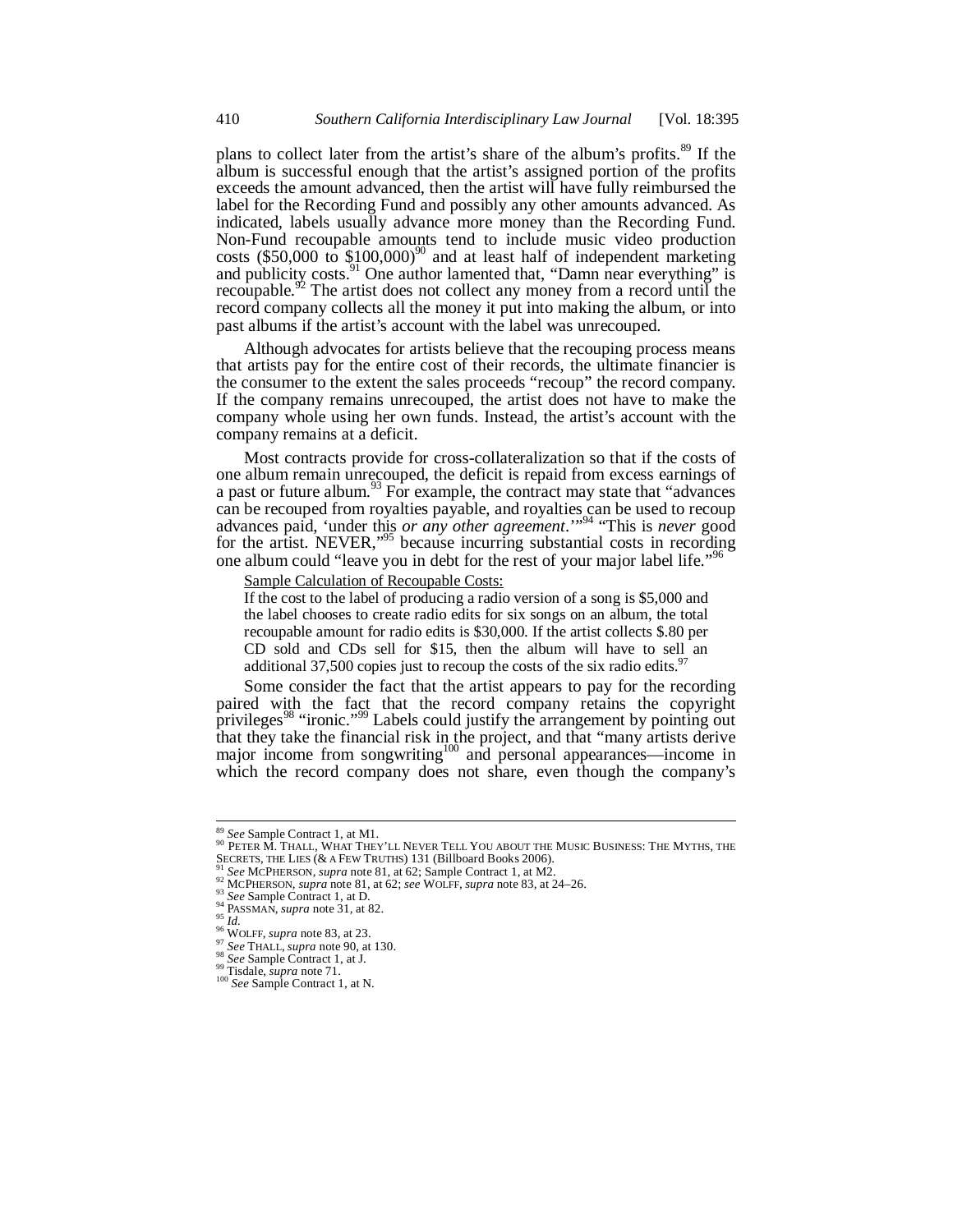plans to collect later from the artist's share of the album's profits.[89] If the album is successful enough that the artist's assigned portion of the profits exceeds the amount advanced, then the artist will have fully reimbursed the label for the Recording Fund and possibly any other amounts advanced. As indicated, labels usually advance more money than the Recording Fund. Non-Fund recoupable amounts tend to include music video production costs ($50,000 to $100,000)[90] and at least half of independent marketing and publicity costs.[91] One author lamented that, "Damn near everything" is recoupable.[92] The artist does not collect any money from a record until the record company collects all the money it put into making the album, or into past albums if the artist's account with the label was unrecouped.

Although advocates for artists believe that the recouping process means that artists pay for the entire cost of their records, the ultimate financier is the consumer to the extent the sales proceeds "recoup" the record company. If the company remains unrecouped, the artist does not have to make the company whole using her own funds. Instead, the artist's account with the company remains at a deficit.

Most contracts provide for cross-collateralization so that if the costs of one album remain unrecouped, the deficit is repaid from excess earnings of a past or future album.[93] For example, the contract may state that "advances can be recouped from royalties payable, and royalties can be used to recoup advances paid, 'under this *or any other agreement*.'"[94] "This is *never* good for the artist. NEVER,"[95] because incurring substantial costs in recording one album could "leave you in debt for the rest of your major label life."[96]

<u>Sample Calculation of Recoupable Costs:</u>

If the cost to the label of producing a radio version of a song is $5,000 and the label chooses to create radio edits for six songs on an album, the total recoupable amount for radio edits is $30,000. If the artist collects $.80 per CD sold and CDs sell for $15, then the album will have to sell an additional 37,500 copies just to recoup the costs of the six radio edits.[97]

Some consider the fact that the artist appears to pay for the recording paired with the fact that the record company retains the copyright privileges[98] "ironic."[99] Labels could justify the arrangement by pointing out that they take the financial risk in the project, and that "many artists derive major income from songwriting[100] and personal appearances—income in which the record company does not share, even though the company's

---

[89] *See* Sample Contract 1, at M1.

[90] PETER M. THALL, WHAT THEY'LL NEVER TELL YOU ABOUT THE MUSIC BUSINESS: THE MYTHS, THE SECRETS, THE LIES (& A FEW TRUTHS) 131 (Billboard Books 2006).

[91] *See* MCPHERSON, *supra* note 81, at 62; Sample Contract 1, at M2.

[92] MCPHERSON, *supra* note 81, at 62; *see* WOLFF, *supra* note 83, at 24–26.

[93] *See* Sample Contract 1, at D.

[94] PASSMAN, *supra* note 31, at 82.

[95] *Id.*

[96] WOLFF, *supra* note 83, at 23.

[97] *See* THALL, *supra* note 90, at 130.

[98] *See* Sample Contract 1, at J.

[99] Tisdale, *supra* note 71.

[100] *See* Sample Contract 1, at N.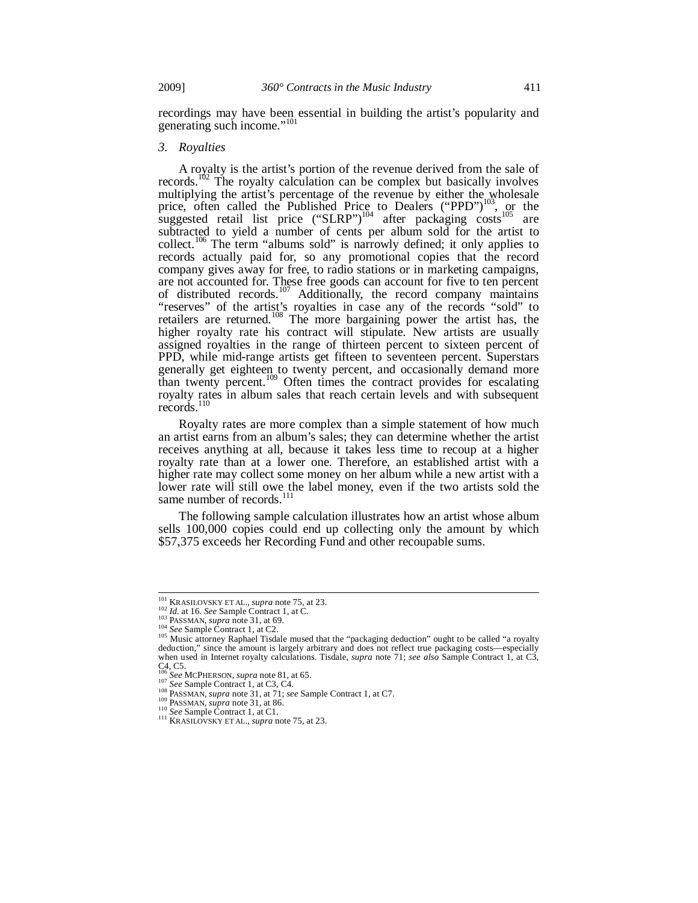recordings may have been essential in building the artist's popularity and generating such income."[101]

### *3. Royalties*

A royalty is the artist's portion of the revenue derived from the sale of records.[102] The royalty calculation can be complex but basically involves multiplying the artist's percentage of the revenue by either the wholesale price, often called the Published Price to Dealers ("PPD")[103], or the suggested retail list price ("SLRP")[104] after packaging costs[105] are subtracted to yield a number of cents per album sold for the artist to collect.[106] The term "albums sold" is narrowly defined; it only applies to records actually paid for, so any promotional copies that the record company gives away for free, to radio stations or in marketing campaigns, are not accounted for. These free goods can account for five to ten percent of distributed records.[107] Additionally, the record company maintains "reserves" of the artist's royalties in case any of the records "sold" to retailers are returned.[108] The more bargaining power the artist has, the higher royalty rate his contract will stipulate. New artists are usually assigned royalties in the range of thirteen percent to sixteen percent of PPD, while mid-range artists get fifteen to seventeen percent. Superstars generally get eighteen to twenty percent, and occasionally demand more than twenty percent.[109] Often times the contract provides for escalating royalty rates in album sales that reach certain levels and with subsequent records.[110]

Royalty rates are more complex than a simple statement of how much an artist earns from an album's sales; they can determine whether the artist receives anything at all, because it takes less time to recoup at a higher royalty rate than at a lower one. Therefore, an established artist with a higher rate may collect some money on her album while a new artist with a lower rate will still owe the label money, even if the two artists sold the same number of records.[111]

The following sample calculation illustrates how an artist whose album sells 100,000 copies could end up collecting only the amount by which \$57,375 exceeds her Recording Fund and other recoupable sums.

---

[101] KRASILOVSKY ET AL., *supra* note 75, at 23.

[102] *Id.* at 16. *See* Sample Contract 1, at C.

[103] PASSMAN, *supra* note 31, at 69.

[104] *See* Sample Contract 1, at C2.

[105] Music attorney Raphael Tisdale mused that the "packaging deduction" ought to be called "a royalty deduction," since the amount is largely arbitrary and does not reflect true packaging costs—especially when used in Internet royalty calculations. Tisdale, *supra* note 71; *see also* Sample Contract 1, at C3, C4, C5.

[106] *See* MCPHERSON, *supra* note 81, at 65.

[107] *See* Sample Contract 1, at C3, C4.

[108] PASSMAN, *supra* note 31, at 71; *see* Sample Contract 1, at C7.

[109] PASSMAN, *supra* note 31, at 86.

[110] *See* Sample Contract 1, at C1.

[111] KRASILOVSKY ET AL., *supra* note 75, at 23.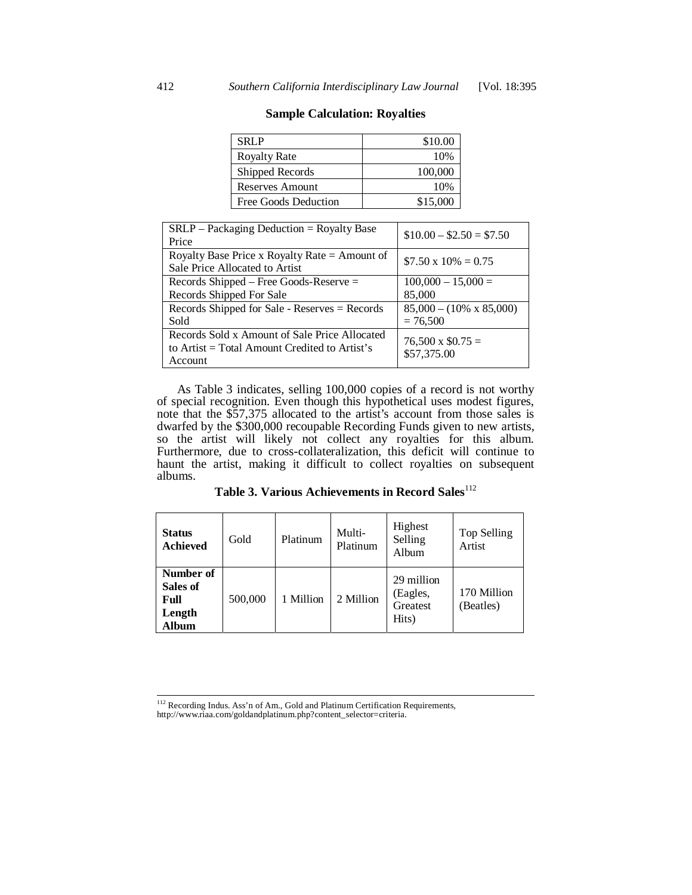**Sample Calculation: Royalties**

| SRLP | $10.00 |
|---|---|
| Royalty Rate | 10% |
| Shipped Records | 100,000 |
| Reserves Amount | 10% |
| Free Goods Deduction | $15,000 |

| | |
|---|---|
| SRLP – Packaging Deduction = Royalty Base Price | $10.00 – $2.50 = $7.50 |
| Royalty Base Price x Royalty Rate = Amount of Sale Price Allocated to Artist | $7.50 x 10% = 0.75 |
| Records Shipped – Free Goods-Reserve = Records Shipped For Sale | 100,000 – 15,000 = 85,000 |
| Records Shipped for Sale - Reserves = Records Sold | 85,000 – (10% x 85,000) = 76,500 |
| Records Sold x Amount of Sale Price Allocated to Artist = Total Amount Credited to Artist's Account | 76,500 x $0.75 = $57,375.00 |

As Table 3 indicates, selling 100,000 copies of a record is not worthy of special recognition. Even though this hypothetical uses modest figures, note that the $57,375 allocated to the artist's account from those sales is dwarfed by the $300,000 recoupable Recording Funds given to new artists, so the artist will likely not collect any royalties for this album. Furthermore, due to cross-collateralization, this deficit will continue to haunt the artist, making it difficult to collect royalties on subsequent albums.

**Table 3. Various Achievements in Record Sales**[112]

| **Status Achieved** | Gold | Platinum | Multi-Platinum | Highest Selling Album | Top Selling Artist |
|---|---|---|---|---|---|
| **Number of Sales of Full Length Album** | 500,000 | 1 Million | 2 Million | 29 million (Eagles, Greatest Hits) | 170 Million (Beatles) |

[112] Recording Indus. Ass'n of Am., Gold and Platinum Certification Requirements, http://www.riaa.com/goldandplatinum.php?content_selector=criteria.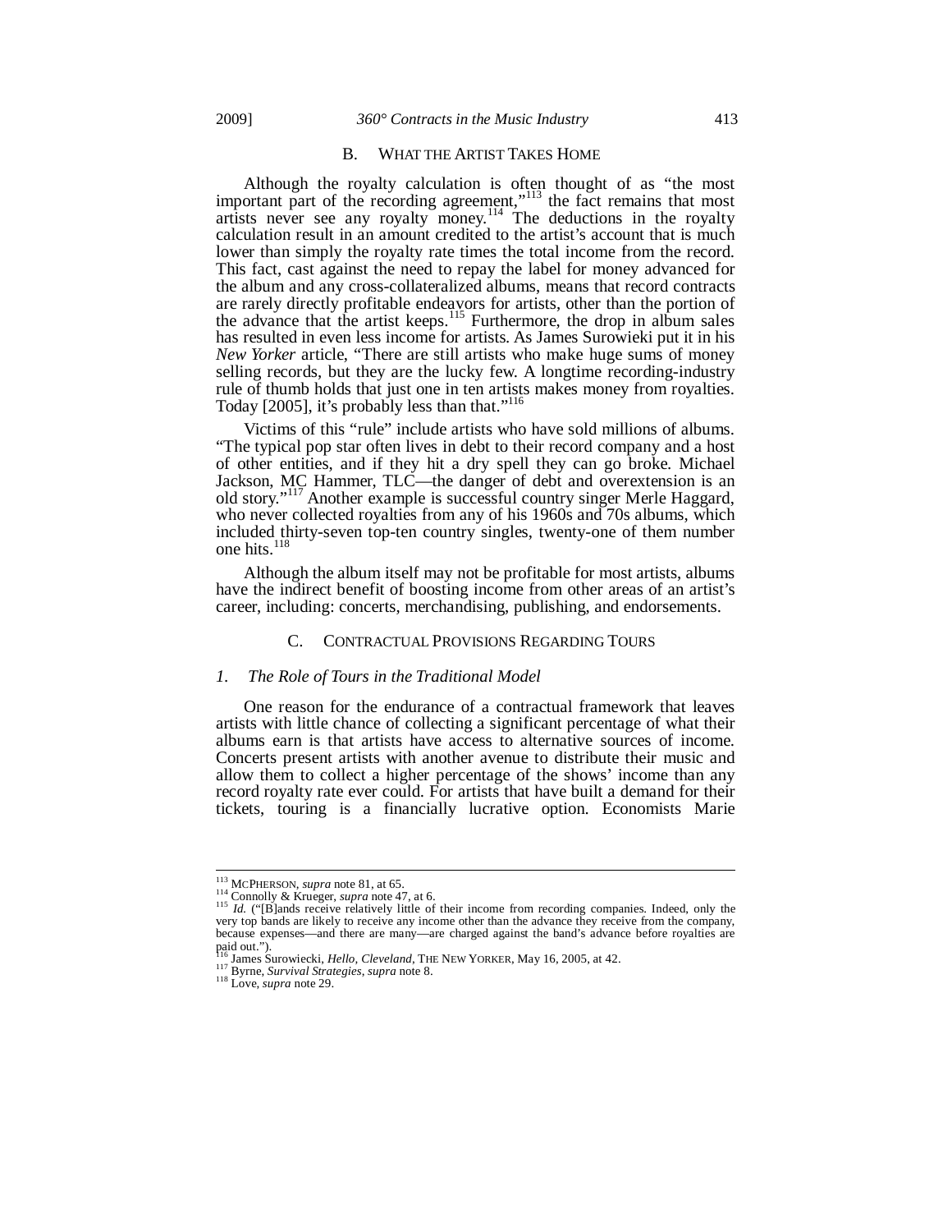### B. What the Artist Takes Home

Although the royalty calculation is often thought of as "the most important part of the recording agreement,"[113] the fact remains that most artists never see any royalty money.[114] The deductions in the royalty calculation result in an amount credited to the artist's account that is much lower than simply the royalty rate times the total income from the record. This fact, cast against the need to repay the label for money advanced for the album and any cross-collateralized albums, means that record contracts are rarely directly profitable endeavors for artists, other than the portion of the advance that the artist keeps.[115] Furthermore, the drop in album sales has resulted in even less income for artists. As James Surowieki put it in his *New Yorker* article, "There are still artists who make huge sums of money selling records, but they are the lucky few. A longtime recording-industry rule of thumb holds that just one in ten artists makes money from royalties. Today [2005], it's probably less than that."[116]

Victims of this "rule" include artists who have sold millions of albums. "The typical pop star often lives in debt to their record company and a host of other entities, and if they hit a dry spell they can go broke. Michael Jackson, MC Hammer, TLC—the danger of debt and overextension is an old story."[117] Another example is successful country singer Merle Haggard, who never collected royalties from any of his 1960s and 70s albums, which included thirty-seven top-ten country singles, twenty-one of them number one hits.[118]

Although the album itself may not be profitable for most artists, albums have the indirect benefit of boosting income from other areas of an artist's career, including: concerts, merchandising, publishing, and endorsements.

### C. Contractual Provisions Regarding Tours

#### *1. The Role of Tours in the Traditional Model*

One reason for the endurance of a contractual framework that leaves artists with little chance of collecting a significant percentage of what their albums earn is that artists have access to alternative sources of income. Concerts present artists with another avenue to distribute their music and allow them to collect a higher percentage of the shows' income than any record royalty rate ever could. For artists that have built a demand for their tickets, touring is a financially lucrative option. Economists Marie

---

[113] McPherson, *supra* note 81, at 65.

[114] Connolly & Krueger, *supra* note 47, at 6.

[115] *Id.* ("[B]ands receive relatively little of their income from recording companies. Indeed, only the very top bands are likely to receive any income other than the advance they receive from the company, because expenses—and there are many—are charged against the band's advance before royalties are paid out.").

[116] James Surowiecki, *Hello, Cleveland*, The New Yorker, May 16, 2005, at 42.

[117] Byrne, *Survival Strategies*, *supra* note 8.

[118] Love, *supra* note 29.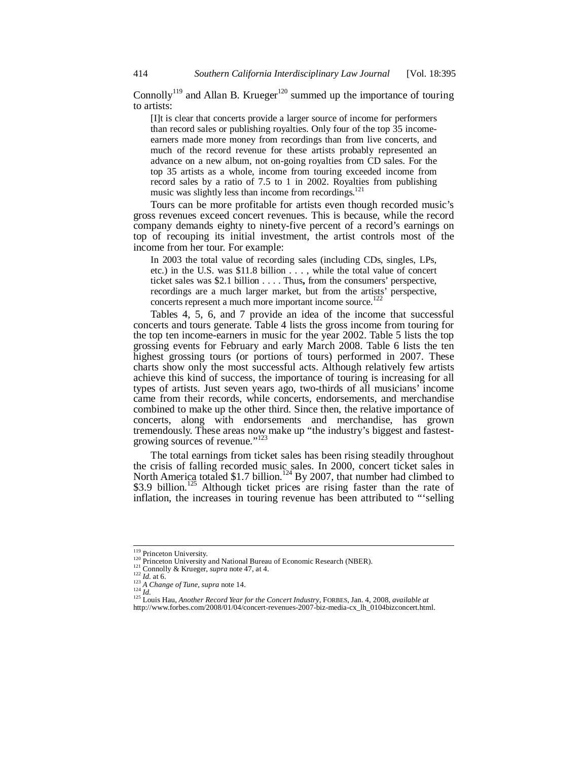Connolly[119] and Allan B. Krueger[120] summed up the importance of touring to artists:

> [I]t is clear that concerts provide a larger source of income for performers than record sales or publishing royalties. Only four of the top 35 income-earners made more money from recordings than from live concerts, and much of the record revenue for these artists probably represented an advance on a new album, not on-going royalties from CD sales. For the top 35 artists as a whole, income from touring exceeded income from record sales by a ratio of 7.5 to 1 in 2002. Royalties from publishing music was slightly less than income from recordings.[121]

Tours can be more profitable for artists even though recorded music's gross revenues exceed concert revenues. This is because, while the record company demands eighty to ninety-five percent of a record's earnings on top of recouping its initial investment, the artist controls most of the income from her tour. For example:

> In 2003 the total value of recording sales (including CDs, singles, LPs, etc.) in the U.S. was $11.8 billion . . . , while the total value of concert ticket sales was $2.1 billion . . . . Thus**,** from the consumers' perspective, recordings are a much larger market, but from the artists' perspective, concerts represent a much more important income source.[122]

Tables 4, 5, 6, and 7 provide an idea of the income that successful concerts and tours generate. Table 4 lists the gross income from touring for the top ten income-earners in music for the year 2002. Table 5 lists the top grossing events for February and early March 2008. Table 6 lists the ten highest grossing tours (or portions of tours) performed in 2007. These charts show only the most successful acts. Although relatively few artists achieve this kind of success, the importance of touring is increasing for all types of artists. Just seven years ago, two-thirds of all musicians' income came from their records, while concerts, endorsements, and merchandise combined to make up the other third. Since then, the relative importance of concerts, along with endorsements and merchandise, has grown tremendously. These areas now make up "the industry's biggest and fastest-growing sources of revenue."[123]

The total earnings from ticket sales has been rising steadily throughout the crisis of falling recorded music sales. In 2000, concert ticket sales in North America totaled $1.7 billion.[124] By 2007, that number had climbed to $3.9 billion.[125] Although ticket prices are rising faster than the rate of inflation, the increases in touring revenue has been attributed to "'selling

---

[119] Princeton University.

[120] Princeton University and National Bureau of Economic Research (NBER).

[121] Connolly & Krueger, *supra* note 47, at 4.

[122] *Id.* at 6.

[123] *A Change of Tune*, *supra* note 14.

[124] *Id.*

[125] Louis Hau, *Another Record Year for the Concert Industry*, FORBES, Jan. 4, 2008, *available at* http://www.forbes.com/2008/01/04/concert-revenues-2007-biz-media-cx_lh_0104bizconcert.html.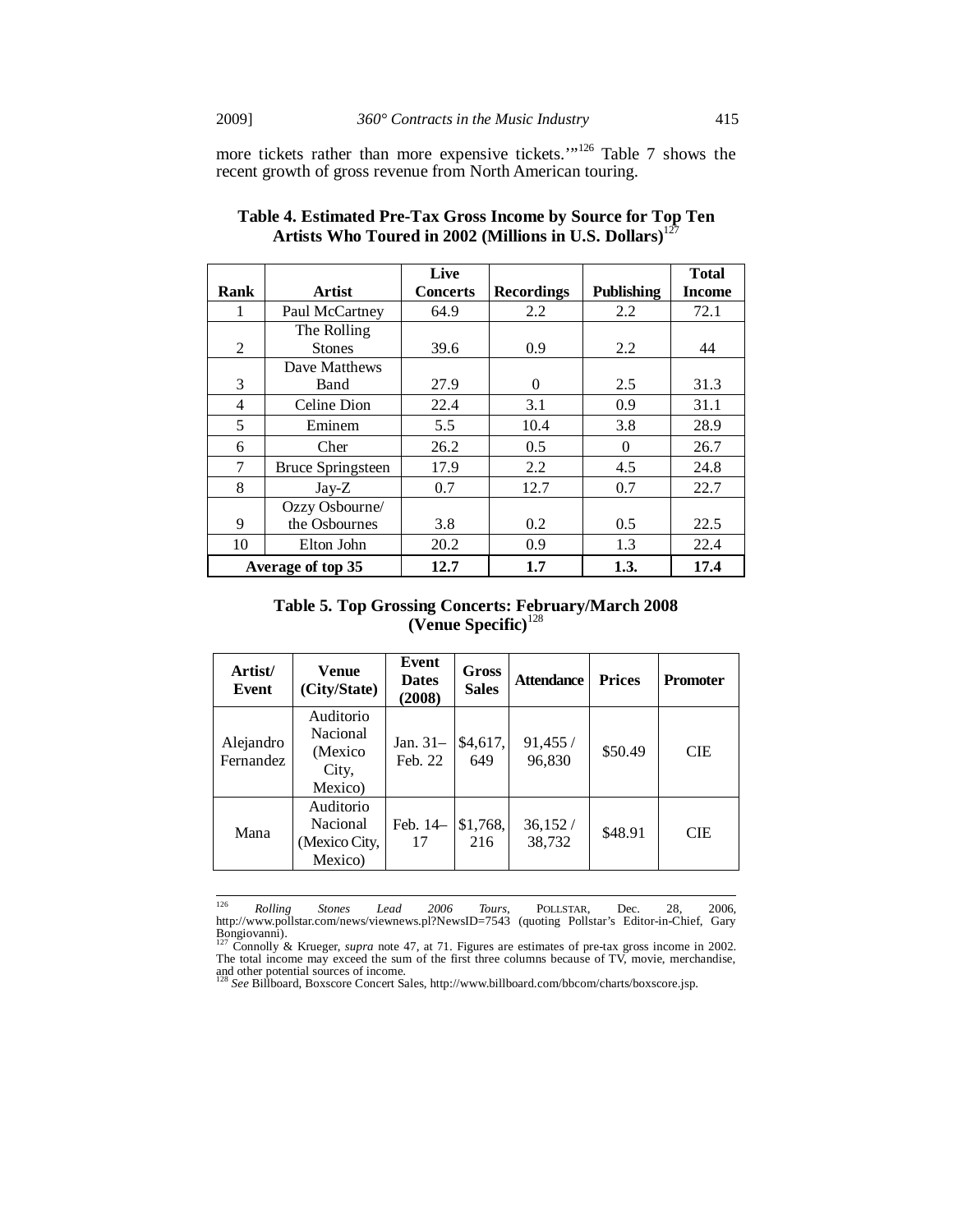more tickets rather than more expensive tickets.'"[126] Table 7 shows the recent growth of gross revenue from North American touring.

**Table 4. Estimated Pre-Tax Gross Income by Source for Top Ten Artists Who Toured in 2002 (Millions in U.S. Dollars)**[127]

| Rank | Artist | Live Concerts | Recordings | Publishing | Total Income |
|---|---|---|---|---|---|
| 1 | Paul McCartney | 64.9 | 2.2 | 2.2 | 72.1 |
| 2 | The Rolling Stones | 39.6 | 0.9 | 2.2 | 44 |
| 3 | Dave Matthews Band | 27.9 | 0 | 2.5 | 31.3 |
| 4 | Celine Dion | 22.4 | 3.1 | 0.9 | 31.1 |
| 5 | Eminem | 5.5 | 10.4 | 3.8 | 28.9 |
| 6 | Cher | 26.2 | 0.5 | 0 | 26.7 |
| 7 | Bruce Springsteen | 17.9 | 2.2 | 4.5 | 24.8 |
| 8 | Jay-Z | 0.7 | 12.7 | 0.7 | 22.7 |
| 9 | Ozzy Osbourne/ the Osbournes | 3.8 | 0.2 | 0.5 | 22.5 |
| 10 | Elton John | 20.2 | 0.9 | 1.3 | 22.4 |
| **Average of top 35** | | **12.7** | **1.7** | **1.3.** | **17.4** |

**Table 5. Top Grossing Concerts: February/March 2008 (Venue Specific)**[128]

| Artist/ Event | Venue (City/State) | Event Dates (2008) | Gross Sales | Attendance | Prices | Promoter |
|---|---|---|---|---|---|---|
| Alejandro Fernandez | Auditorio Nacional (Mexico City, Mexico) | Jan. 31– Feb. 22 | $4,617, 649 | 91,455 / 96,830 | $50.49 | CIE |
| Mana | Auditorio Nacional (Mexico City, Mexico) | Feb. 14– 17 | $1,768, 216 | 36,152 / 38,732 | $48.91 | CIE |

---

[126] *Rolling Stones Lead 2006 Tours*, POLLSTAR, Dec. 28, 2006, http://www.pollstar.com/news/viewnews.pl?NewsID=7543 (quoting Pollstar's Editor-in-Chief, Gary Bongiovanni).

[127] Connolly & Krueger, *supra* note 47, at 71. Figures are estimates of pre-tax gross income in 2002. The total income may exceed the sum of the first three columns because of TV, movie, merchandise, and other potential sources of income.

[128] *See* Billboard, Boxscore Concert Sales, http://www.billboard.com/bbcom/charts/boxscore.jsp.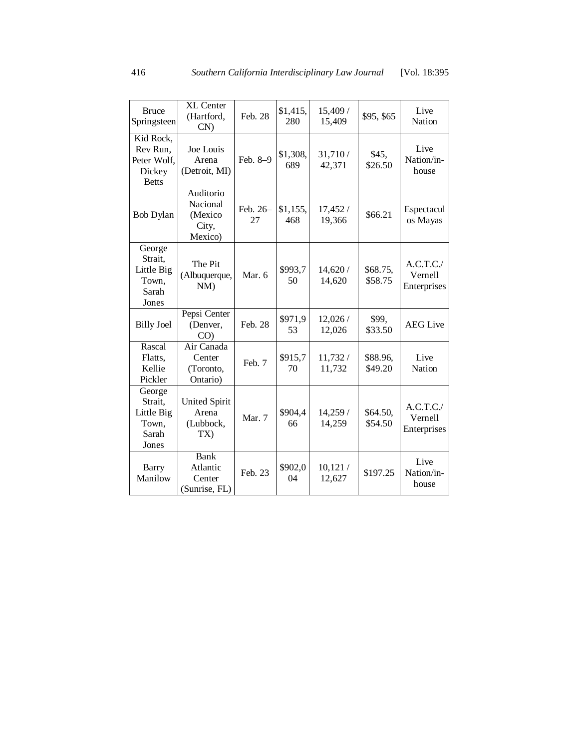| Bruce Springsteen | XL Center (Hartford, CN) | Feb. 28 | $1,415,280 | 15,409 / 15,409 | $95, $65 | Live Nation |
|---|---|---|---|---|---|---|
| Kid Rock, Rev Run, Peter Wolf, Dickey Betts | Joe Louis Arena (Detroit, MI) | Feb. 8–9 | $1,308,689 | 31,710 / 42,371 | $45, $26.50 | Live Nation/in-house |
| Bob Dylan | Auditorio Nacional (Mexico City, Mexico) | Feb. 26–27 | $1,155,468 | 17,452 / 19,366 | $66.21 | Espectaculos Mayas |
| George Strait, Little Big Town, Sarah Jones | The Pit (Albuquerque, NM) | Mar. 6 | $993,750 | 14,620 / 14,620 | $68.75, $58.75 | A.C.T.C./ Vernell Enterprises |
| Billy Joel | Pepsi Center (Denver, CO) | Feb. 28 | $971,953 | 12,026 / 12,026 | $99, $33.50 | AEG Live |
| Rascal Flatts, Kellie Pickler | Air Canada Center (Toronto, Ontario) | Feb. 7 | $915,770 | 11,732 / 11,732 | $88.96, $49.20 | Live Nation |
| George Strait, Little Big Town, Sarah Jones | United Spirit Arena (Lubbock, TX) | Mar. 7 | $904,466 | 14,259 / 14,259 | $64.50, $54.50 | A.C.T.C./ Vernell Enterprises |
| Barry Manilow | Bank Atlantic Center (Sunrise, FL) | Feb. 23 | $902,004 | 10,121 / 12,627 | $197.25 | Live Nation/in-house |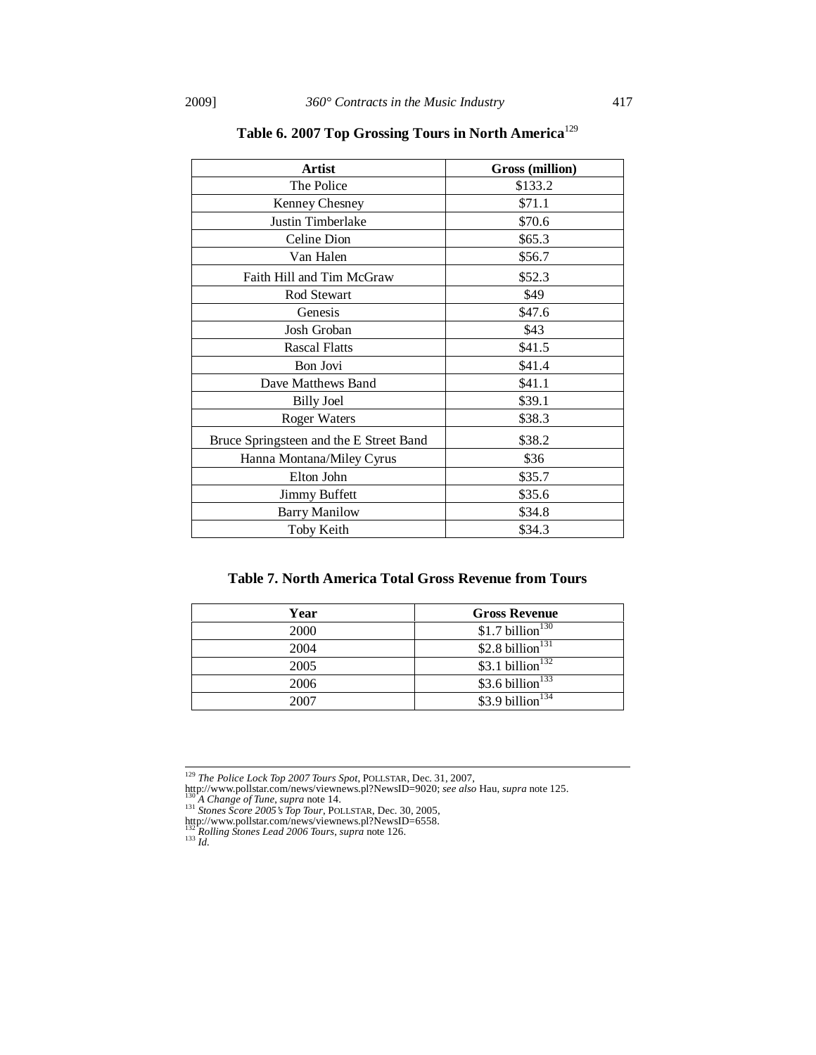**Table 6. 2007 Top Grossing Tours in North America**[129]

| Artist | Gross (million) |
|---|---|
| The Police | $133.2 |
| Kenney Chesney | $71.1 |
| Justin Timberlake | $70.6 |
| Celine Dion | $65.3 |
| Van Halen | $56.7 |
| Faith Hill and Tim McGraw | $52.3 |
| Rod Stewart | $49 |
| Genesis | $47.6 |
| Josh Groban | $43 |
| Rascal Flatts | $41.5 |
| Bon Jovi | $41.4 |
| Dave Matthews Band | $41.1 |
| Billy Joel | $39.1 |
| Roger Waters | $38.3 |
| Bruce Springsteen and the E Street Band | $38.2 |
| Hanna Montana/Miley Cyrus | $36 |
| Elton John | $35.7 |
| Jimmy Buffett | $35.6 |
| Barry Manilow | $34.8 |
| Toby Keith | $34.3 |

**Table 7. North America Total Gross Revenue from Tours**

| Year | Gross Revenue |
|---|---|
| 2000 | $1.7 billion[130] |
| 2004 | $2.8 billion[131] |
| 2005 | $3.1 billion[132] |
| 2006 | $3.6 billion[133] |
| 2007 | $3.9 billion[134] |

---

[129] *The Police Lock Top 2007 Tours Spot*, POLLSTAR, Dec. 31, 2007, http://www.pollstar.com/news/viewnews.pl?NewsID=9020; *see also* Hau, *supra* note 125.
[130] *A Change of Tune*, *supra* note 14.
[131] *Stones Score 2005's Top Tour*, POLLSTAR, Dec. 30, 2005, http://www.pollstar.com/news/viewnews.pl?NewsID=6558.
[132] *Rolling Stones Lead 2006 Tours*, *supra* note 126.
[133] *Id.*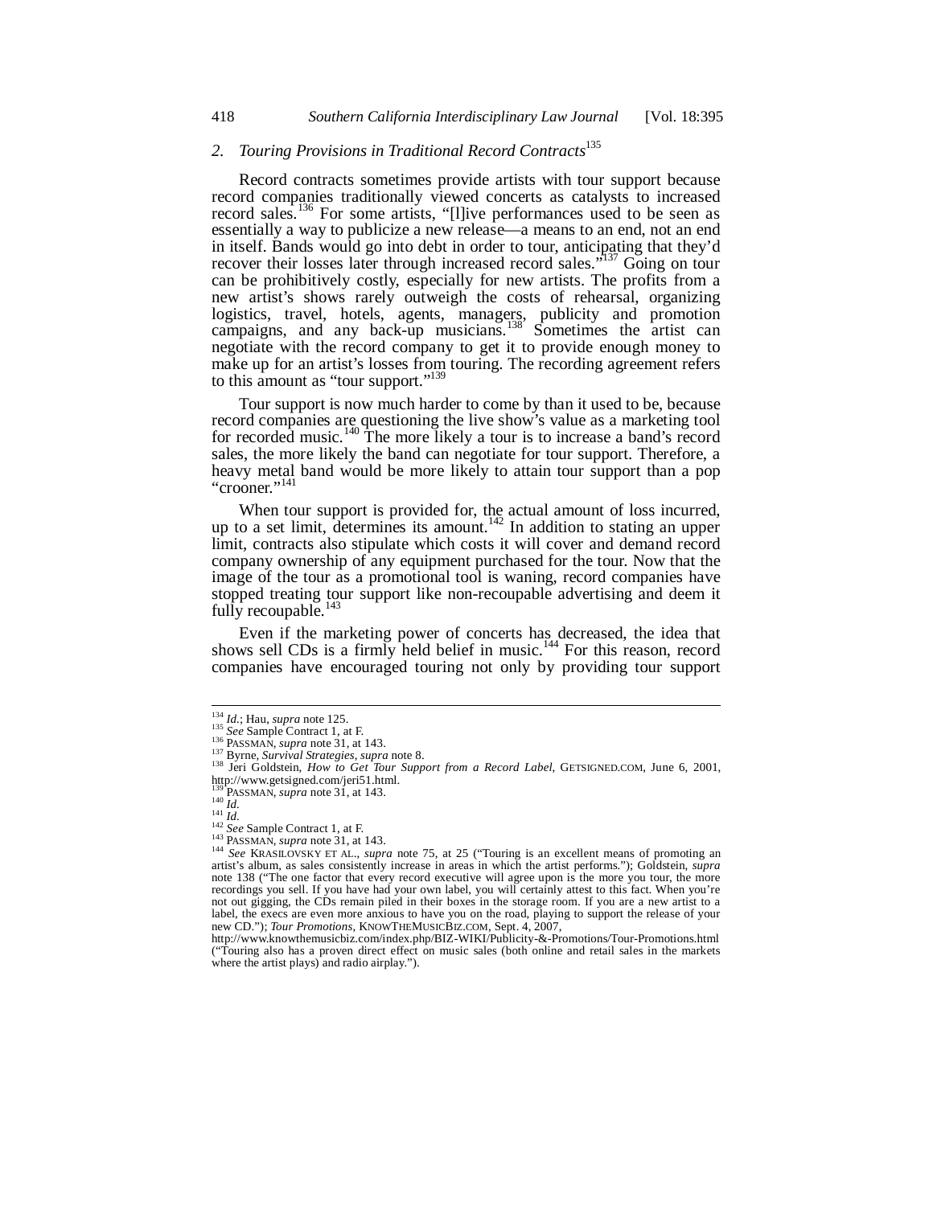### 2. *Touring Provisions in Traditional Record Contracts*[135]

Record contracts sometimes provide artists with tour support because record companies traditionally viewed concerts as catalysts to increased record sales.[136] For some artists, "[l]ive performances used to be seen as essentially a way to publicize a new release—a means to an end, not an end in itself. Bands would go into debt in order to tour, anticipating that they'd recover their losses later through increased record sales."[137] Going on tour can be prohibitively costly, especially for new artists. The profits from a new artist's shows rarely outweigh the costs of rehearsal, organizing logistics, travel, hotels, agents, managers, publicity and promotion campaigns, and any back-up musicians.[138] Sometimes the artist can negotiate with the record company to get it to provide enough money to make up for an artist's losses from touring. The recording agreement refers to this amount as "tour support."[139]

Tour support is now much harder to come by than it used to be, because record companies are questioning the live show's value as a marketing tool for recorded music.[140] The more likely a tour is to increase a band's record sales, the more likely the band can negotiate for tour support. Therefore, a heavy metal band would be more likely to attain tour support than a pop "crooner."[141]

When tour support is provided for, the actual amount of loss incurred, up to a set limit, determines its amount.[142] In addition to stating an upper limit, contracts also stipulate which costs it will cover and demand record company ownership of any equipment purchased for the tour. Now that the image of the tour as a promotional tool is waning, record companies have stopped treating tour support like non-recoupable advertising and deem it fully recoupable.[143]

Even if the marketing power of concerts has decreased, the idea that shows sell CDs is a firmly held belief in music.[144] For this reason, record companies have encouraged touring not only by providing tour support

---

[134] *Id.*; Hau, *supra* note 125.

[135] *See* Sample Contract 1, at F.

[136] PASSMAN, *supra* note 31, at 143.

[137] Byrne, *Survival Strategies*, *supra* note 8.

[138] Jeri Goldstein, *How to Get Tour Support from a Record Label*, GETSIGNED.COM, June 6, 2001, http://www.getsigned.com/jeri51.html.

[139] PASSMAN, *supra* note 31, at 143.

[140] *Id.*

[141] *Id.*

[142] *See* Sample Contract 1, at F.

[143] PASSMAN, *supra* note 31, at 143.

[144] *See* KRASILOVSKY ET AL., *supra* note 75, at 25 ("Touring is an excellent means of promoting an artist's album, as sales consistently increase in areas in which the artist performs."); Goldstein, *supra* note 138 ("The one factor that every record executive will agree upon is the more you tour, the more recordings you sell. If you have had your own label, you will certainly attest to this fact. When you're not out gigging, the CDs remain piled in their boxes in the storage room. If you are a new artist to a label, the execs are even more anxious to have you on the road, playing to support the release of your new CD."); *Tour Promotions*, KNOWTHEMUSICBIZ.COM, Sept. 4, 2007, http://www.knowthemusicbiz.com/index.php/BIZ-WIKI/Publicity-&-Promotions/Tour-Promotions.html ("Touring also has a proven direct effect on music sales (both online and retail sales in the markets where the artist plays) and radio airplay.").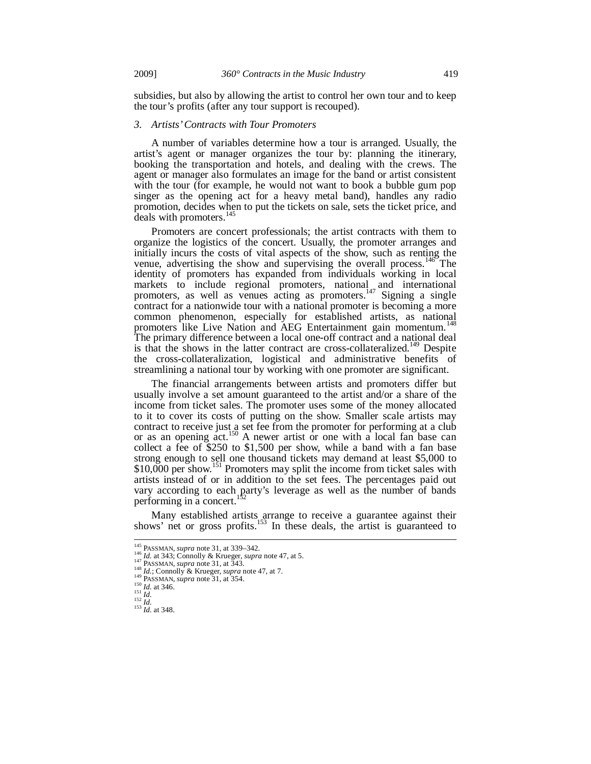subsidies, but also by allowing the artist to control her own tour and to keep the tour's profits (after any tour support is recouped).

### *3. Artists' Contracts with Tour Promoters*

A number of variables determine how a tour is arranged. Usually, the artist's agent or manager organizes the tour by: planning the itinerary, booking the transportation and hotels, and dealing with the crews. The agent or manager also formulates an image for the band or artist consistent with the tour (for example, he would not want to book a bubble gum pop singer as the opening act for a heavy metal band), handles any radio promotion, decides when to put the tickets on sale, sets the ticket price, and deals with promoters.[145]

Promoters are concert professionals; the artist contracts with them to organize the logistics of the concert. Usually, the promoter arranges and initially incurs the costs of vital aspects of the show, such as renting the venue, advertising the show and supervising the overall process.[146] The identity of promoters has expanded from individuals working in local markets to include regional promoters, national and international promoters, as well as venues acting as promoters.[147] Signing a single contract for a nationwide tour with a national promoter is becoming a more common phenomenon, especially for established artists, as national promoters like Live Nation and AEG Entertainment gain momentum.[148] The primary difference between a local one-off contract and a national deal is that the shows in the latter contract are cross-collateralized.[149] Despite the cross-collateralization, logistical and administrative benefits of streamlining a national tour by working with one promoter are significant.

The financial arrangements between artists and promoters differ but usually involve a set amount guaranteed to the artist and/or a share of the income from ticket sales. The promoter uses some of the money allocated to it to cover its costs of putting on the show. Smaller scale artists may contract to receive just a set fee from the promoter for performing at a club or as an opening act.[150] A newer artist or one with a local fan base can collect a fee of $250 to $1,500 per show, while a band with a fan base strong enough to sell one thousand tickets may demand at least $5,000 to $10,000 per show.[151] Promoters may split the income from ticket sales with artists instead of or in addition to the set fees. The percentages paid out vary according to each party's leverage as well as the number of bands performing in a concert.[152]

Many established artists arrange to receive a guarantee against their shows' net or gross profits.[153] In these deals, the artist is guaranteed to

---

[145] PASSMAN, *supra* note 31, at 339–342.
[146] *Id.* at 343; Connolly & Krueger, *supra* note 47, at 5.
[147] PASSMAN, *supra* note 31, at 343.
[148] *Id.*; Connolly & Krueger, *supra* note 47, at 7.
[149] PASSMAN, *supra* note 31, at 354.
[150] *Id.* at 346.
[151] *Id.*
[152] *Id.*
[153] *Id.* at 348.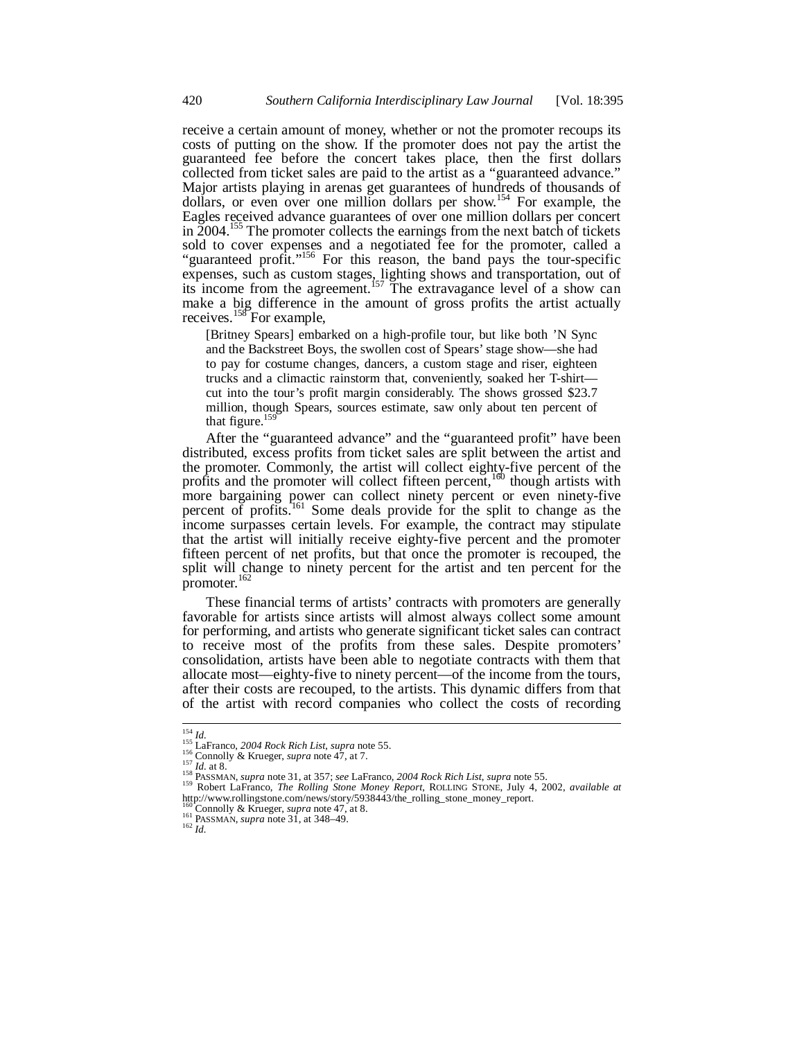receive a certain amount of money, whether or not the promoter recoups its costs of putting on the show. If the promoter does not pay the artist the guaranteed fee before the concert takes place, then the first dollars collected from ticket sales are paid to the artist as a "guaranteed advance." Major artists playing in arenas get guarantees of hundreds of thousands of dollars, or even over one million dollars per show.[154] For example, the Eagles received advance guarantees of over one million dollars per concert in 2004.[155] The promoter collects the earnings from the next batch of tickets sold to cover expenses and a negotiated fee for the promoter, called a "guaranteed profit."[156] For this reason, the band pays the tour-specific expenses, such as custom stages, lighting shows and transportation, out of its income from the agreement.[157] The extravagance level of a show can make a big difference in the amount of gross profits the artist actually receives.[158] For example,

> [Britney Spears] embarked on a high-profile tour, but like both 'N Sync and the Backstreet Boys, the swollen cost of Spears' stage show—she had to pay for costume changes, dancers, a custom stage and riser, eighteen trucks and a climactic rainstorm that, conveniently, soaked her T-shirt—cut into the tour's profit margin considerably. The shows grossed $23.7 million, though Spears, sources estimate, saw only about ten percent of that figure.[159]

After the "guaranteed advance" and the "guaranteed profit" have been distributed, excess profits from ticket sales are split between the artist and the promoter. Commonly, the artist will collect eighty-five percent of the profits and the promoter will collect fifteen percent,[160] though artists with more bargaining power can collect ninety percent or even ninety-five percent of profits.[161] Some deals provide for the split to change as the income surpasses certain levels. For example, the contract may stipulate that the artist will initially receive eighty-five percent and the promoter fifteen percent of net profits, but that once the promoter is recouped, the split will change to ninety percent for the artist and ten percent for the promoter.[162]

These financial terms of artists' contracts with promoters are generally favorable for artists since artists will almost always collect some amount for performing, and artists who generate significant ticket sales can contract to receive most of the profits from these sales. Despite promoters' consolidation, artists have been able to negotiate contracts with them that allocate most—eighty-five to ninety percent—of the income from the tours, after their costs are recouped, to the artists. This dynamic differs from that of the artist with record companies who collect the costs of recording

---

[154] *Id.*

[155] LaFranco, *2004 Rock Rich List*, *supra* note 55.

[156] Connolly & Krueger, *supra* note 47, at 7.

[157] *Id.* at 8.

[158] PASSMAN, *supra* note 31, at 357; *see* LaFranco, *2004 Rock Rich List*, *supra* note 55.

[159] Robert LaFranco, *The Rolling Stone Money Report*, ROLLING STONE, July 4, 2002, *available at* http://www.rollingstone.com/news/story/5938443/the_rolling_stone_money_report.

[160] Connolly & Krueger, *supra* note 47, at 8.

[161] PASSMAN, *supra* note 31, at 348–49.

[162] *Id.*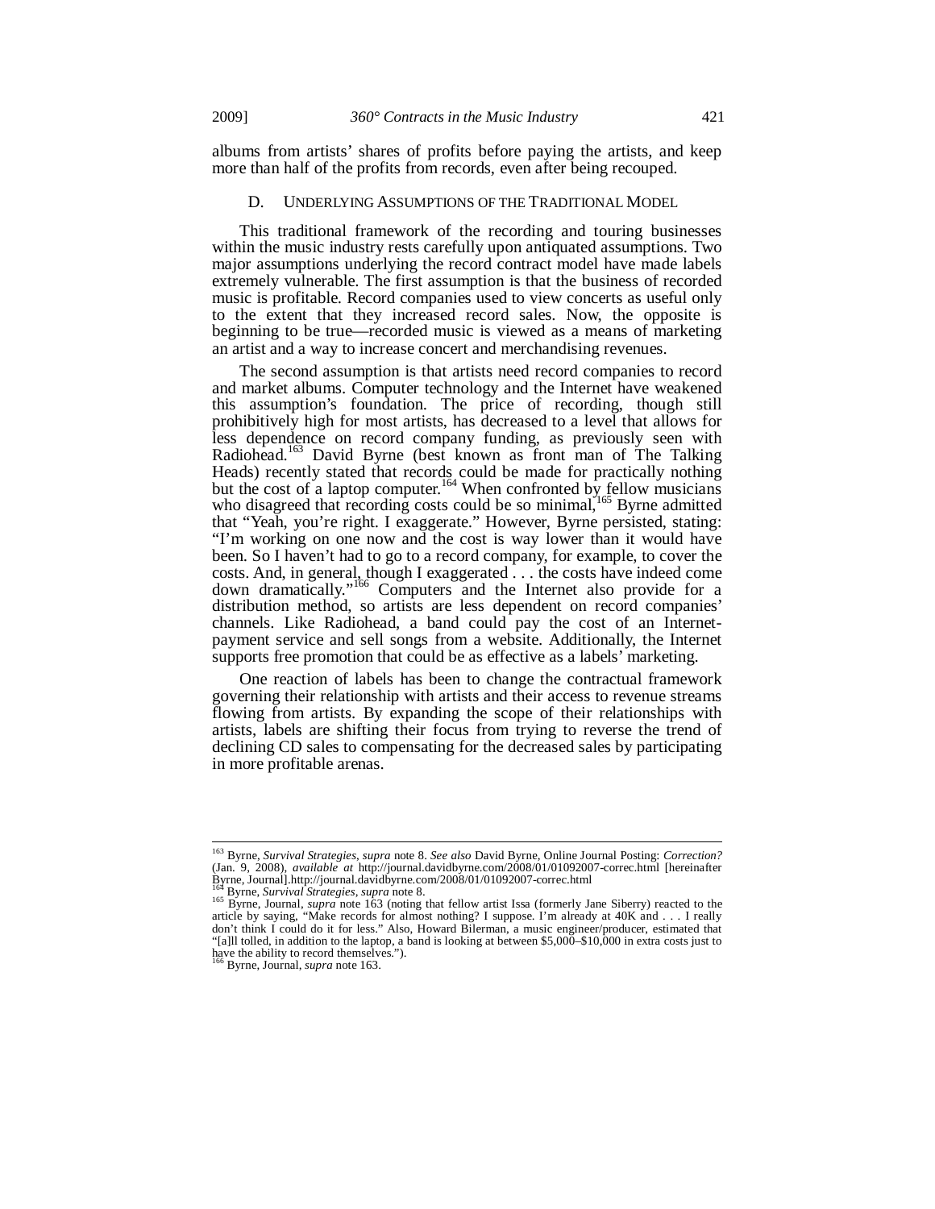albums from artists' shares of profits before paying the artists, and keep more than half of the profits from records, even after being recouped.

### D. UNDERLYING ASSUMPTIONS OF THE TRADITIONAL MODEL

This traditional framework of the recording and touring businesses within the music industry rests carefully upon antiquated assumptions. Two major assumptions underlying the record contract model have made labels extremely vulnerable. The first assumption is that the business of recorded music is profitable. Record companies used to view concerts as useful only to the extent that they increased record sales. Now, the opposite is beginning to be true—recorded music is viewed as a means of marketing an artist and a way to increase concert and merchandising revenues.

The second assumption is that artists need record companies to record and market albums. Computer technology and the Internet have weakened this assumption's foundation. The price of recording, though still prohibitively high for most artists, has decreased to a level that allows for less dependence on record company funding, as previously seen with Radiohead.[163] David Byrne (best known as front man of The Talking Heads) recently stated that records could be made for practically nothing but the cost of a laptop computer.[164] When confronted by fellow musicians who disagreed that recording costs could be so minimal,[165] Byrne admitted that "Yeah, you're right. I exaggerate." However, Byrne persisted, stating: "I'm working on one now and the cost is way lower than it would have been. So I haven't had to go to a record company, for example, to cover the costs. And, in general, though I exaggerated . . . the costs have indeed come down dramatically."[166] Computers and the Internet also provide for a distribution method, so artists are less dependent on record companies' channels. Like Radiohead, a band could pay the cost of an Internet-payment service and sell songs from a website. Additionally, the Internet supports free promotion that could be as effective as a labels' marketing.

One reaction of labels has been to change the contractual framework governing their relationship with artists and their access to revenue streams flowing from artists. By expanding the scope of their relationships with artists, labels are shifting their focus from trying to reverse the trend of declining CD sales to compensating for the decreased sales by participating in more profitable arenas.

---

[163] Byrne, *Survival Strategies*, *supra* note 8. *See also* David Byrne, Online Journal Posting: *Correction?* (Jan. 9, 2008), *available at* http://journal.davidbyrne.com/2008/01/01092007-correc.html [hereinafter Byrne, Journal].http://journal.davidbyrne.com/2008/01/01092007-correc.html

[164] Byrne, *Survival Strategies*, *supra* note 8.

[165] Byrne, Journal, *supra* note 163 (noting that fellow artist Issa (formerly Jane Siberry) reacted to the article by saying, "Make records for almost nothing? I suppose. I'm already at 40K and . . . I really don't think I could do it for less." Also, Howard Bilerman, a music engineer/producer, estimated that "[a]ll tolled, in addition to the laptop, a band is looking at between $5,000–$10,000 in extra costs just to have the ability to record themselves.").

[166] Byrne, Journal, *supra* note 163.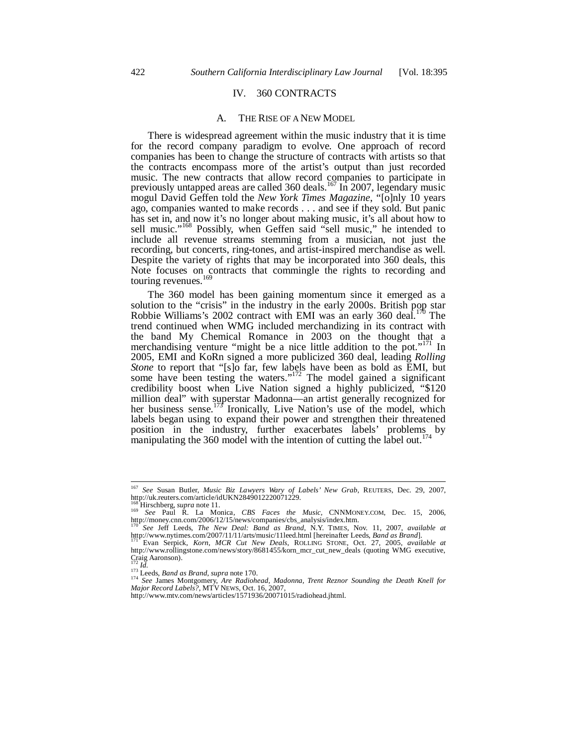## IV. 360 CONTRACTS

### A. THE RISE OF A NEW MODEL

There is widespread agreement within the music industry that it is time for the record company paradigm to evolve. One approach of record companies has been to change the structure of contracts with artists so that the contracts encompass more of the artist's output than just recorded music. The new contracts that allow record companies to participate in previously untapped areas are called 360 deals.[167] In 2007, legendary music mogul David Geffen told the *New York Times Magazine*, "[o]nly 10 years ago, companies wanted to make records . . . and see if they sold. But panic has set in, and now it's no longer about making music, it's all about how to sell music."[168] Possibly, when Geffen said "sell music," he intended to include all revenue streams stemming from a musician, not just the recording, but concerts, ring-tones, and artist-inspired merchandise as well. Despite the variety of rights that may be incorporated into 360 deals, this Note focuses on contracts that commingle the rights to recording and touring revenues.[169]

The 360 model has been gaining momentum since it emerged as a solution to the "crisis" in the industry in the early 2000s. British pop star Robbie Williams's 2002 contract with EMI was an early 360 deal.[170] The trend continued when WMG included merchandizing in its contract with the band My Chemical Romance in 2003 on the thought that a merchandising venture "might be a nice little addition to the pot."[171] In 2005, EMI and KoRn signed a more publicized 360 deal, leading *Rolling Stone* to report that "[s]o far, few labels have been as bold as EMI, but some have been testing the waters."[172] The model gained a significant credibility boost when Live Nation signed a highly publicized, "$120 million deal" with superstar Madonna—an artist generally recognized for her business sense.[173] Ironically, Live Nation's use of the model, which labels began using to expand their power and strengthen their threatened position in the industry, further exacerbates labels' problems by manipulating the 360 model with the intention of cutting the label out.[174]

---

[167] *See* Susan Butler, *Music Biz Lawyers Wary of Labels' New Grab*, REUTERS, Dec. 29, 2007, http://uk.reuters.com/article/idUKN2849012220071229.

[168] Hirschberg, *supra* note 11.

[169] *See* Paul R. La Monica, *CBS Faces the Music*, CNNMONEY.COM, Dec. 15, 2006, http://money.cnn.com/2006/12/15/news/companies/cbs_analysis/index.htm.

[170] *See* Jeff Leeds, *The New Deal: Band as Brand*, N.Y. TIMES, Nov. 11, 2007, *available at* http://www.nytimes.com/2007/11/11/arts/music/11leed.html [hereinafter Leeds, *Band as Brand*].

[171] Evan Serpick, *Korn, MCR Cut New Deals*, ROLLING STONE, Oct. 27, 2005, *available at* http://www.rollingstone.com/news/story/8681455/korn_mcr_cut_new_deals (quoting WMG executive, Craig Aaronson).

[172] *Id.*

[173] Leeds, *Band as Brand*, *supra* note 170.

[174] *See* James Montgomery, *Are Radiohead, Madonna, Trent Reznor Sounding the Death Knell for Major Record Labels?*, MTV NEWS, Oct. 16, 2007, http://www.mtv.com/news/articles/1571936/20071015/radiohead.jhtml.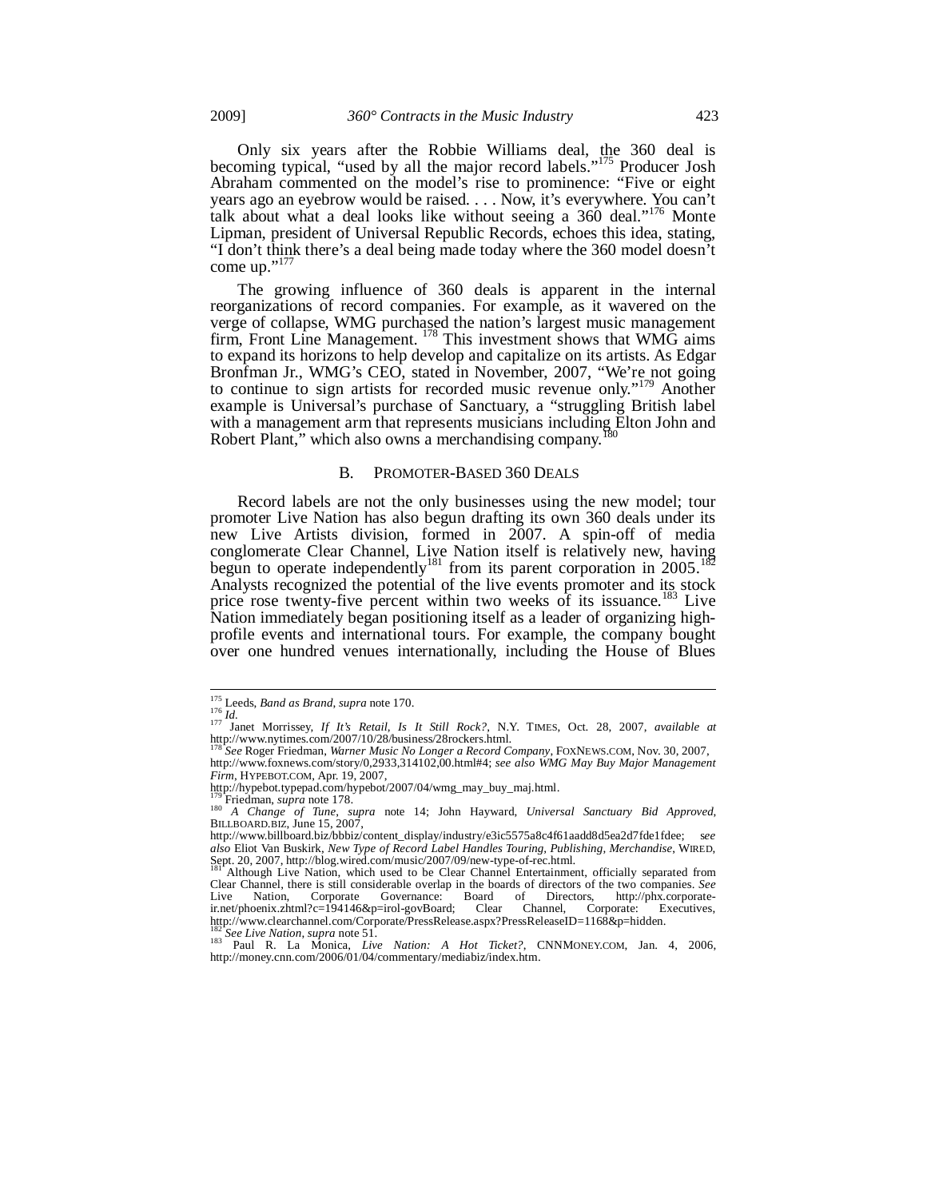Only six years after the Robbie Williams deal, the 360 deal is becoming typical, "used by all the major record labels."[175] Producer Josh Abraham commented on the model's rise to prominence: "Five or eight years ago an eyebrow would be raised. . . . Now, it's everywhere. You can't talk about what a deal looks like without seeing a 360 deal."[176] Monte Lipman, president of Universal Republic Records, echoes this idea, stating, "I don't think there's a deal being made today where the 360 model doesn't come up."[177]

The growing influence of 360 deals is apparent in the internal reorganizations of record companies. For example, as it wavered on the verge of collapse, WMG purchased the nation's largest music management firm, Front Line Management. [178] This investment shows that WMG aims to expand its horizons to help develop and capitalize on its artists. As Edgar Bronfman Jr., WMG's CEO, stated in November, 2007, "We're not going to continue to sign artists for recorded music revenue only."[179] Another example is Universal's purchase of Sanctuary, a "struggling British label with a management arm that represents musicians including Elton John and Robert Plant," which also owns a merchandising company.[180]

### B. PROMOTER-BASED 360 DEALS

Record labels are not the only businesses using the new model; tour promoter Live Nation has also begun drafting its own 360 deals under its new Live Artists division, formed in 2007. A spin-off of media conglomerate Clear Channel, Live Nation itself is relatively new, having begun to operate independently[181] from its parent corporation in 2005.[182] Analysts recognized the potential of the live events promoter and its stock price rose twenty-five percent within two weeks of its issuance.[183] Live Nation immediately began positioning itself as a leader of organizing high-profile events and international tours. For example, the company bought over one hundred venues internationally, including the House of Blues

---

[175] Leeds, *Band as Brand*, *supra* note 170.

[176] *Id.*

[177] Janet Morrissey, *If It's Retail, Is It Still Rock?*, N.Y. TIMES, Oct. 28, 2007, *available at* http://www.nytimes.com/2007/10/28/business/28rockers.html.

[178] *See* Roger Friedman, *Warner Music No Longer a Record Company*, FOXNEWS.COM, Nov. 30, 2007, http://www.foxnews.com/story/0,2933,314102,00.html#4; *see also WMG May Buy Major Management Firm*, HYPEBOT.COM, Apr. 19, 2007, http://hypebot.typepad.com/hypebot/2007/04/wmg_may_buy_maj.html.

[179] Friedman, *supra* note 178.

[180] *A Change of Tune*, *supra* note 14; John Hayward, *Universal Sanctuary Bid Approved*, BILLBOARD.BIZ, June 15, 2007, http://www.billboard.biz/bbbiz/content_display/industry/e3ic5575a8c4f61aadd8d5ea2d7fde1fdee; *see also* Eliot Van Buskirk, *New Type of Record Label Handles Touring, Publishing, Merchandise*, WIRED, Sept. 20, 2007, http://blog.wired.com/music/2007/09/new-type-of-rec.html.

[181] Although Live Nation, which used to be Clear Channel Entertainment, officially separated from Clear Channel, there is still considerable overlap in the boards of directors of the two companies. *See* Live Nation, Corporate Governance: Board of Directors, http://phx.corporate-ir.net/phoenix.zhtml?c=194146&p=irol-govBoard; Clear Channel, Corporate: Executives, http://www.clearchannel.com/Corporate/PressRelease.aspx?PressReleaseID=1168&p=hidden.

[182] *See Live Nation*, *supra* note 51.

[183] Paul R. La Monica, *Live Nation: A Hot Ticket?*, CNNMONEY.COM, Jan. 4, 2006, http://money.cnn.com/2006/01/04/commentary/mediabiz/index.htm.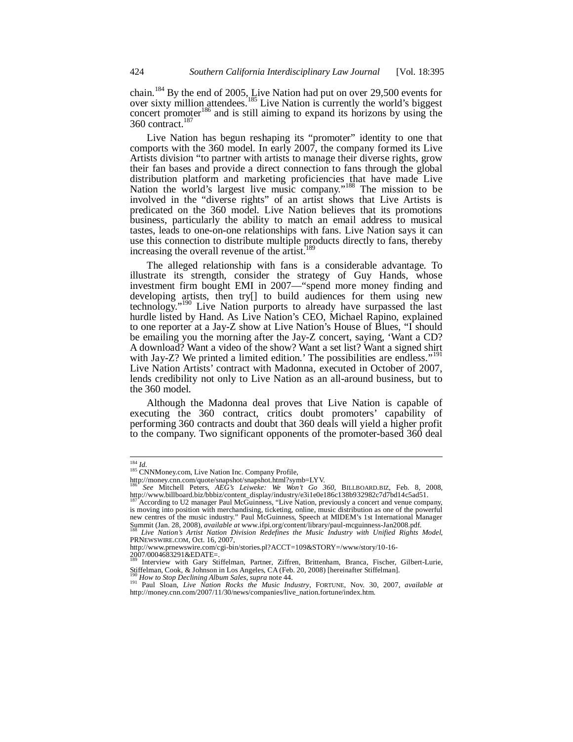chain.[184] By the end of 2005, Live Nation had put on over 29,500 events for over sixty million attendees.[185] Live Nation is currently the world's biggest concert promoter[186] and is still aiming to expand its horizons by using the 360 contract.[187]

Live Nation has begun reshaping its "promoter" identity to one that comports with the 360 model. In early 2007, the company formed its Live Artists division "to partner with artists to manage their diverse rights, grow their fan bases and provide a direct connection to fans through the global distribution platform and marketing proficiencies that have made Live Nation the world's largest live music company."[188] The mission to be involved in the "diverse rights" of an artist shows that Live Artists is predicated on the 360 model. Live Nation believes that its promotions business, particularly the ability to match an email address to musical tastes, leads to one-on-one relationships with fans. Live Nation says it can use this connection to distribute multiple products directly to fans, thereby increasing the overall revenue of the artist.[189]

The alleged relationship with fans is a considerable advantage. To illustrate its strength, consider the strategy of Guy Hands, whose investment firm bought EMI in 2007—"spend more money finding and developing artists, then try[] to build audiences for them using new technology."[190] Live Nation purports to already have surpassed the last hurdle listed by Hand. As Live Nation's CEO, Michael Rapino, explained to one reporter at a Jay-Z show at Live Nation's House of Blues, "I should be emailing you the morning after the Jay-Z concert, saying, 'Want a CD? A download? Want a video of the show? Want a set list? Want a signed shirt with Jay-Z? We printed a limited edition.' The possibilities are endless."[191] Live Nation Artists' contract with Madonna, executed in October of 2007, lends credibility not only to Live Nation as an all-around business, but to the 360 model.

Although the Madonna deal proves that Live Nation is capable of executing the 360 contract, critics doubt promoters' capability of performing 360 contracts and doubt that 360 deals will yield a higher profit to the company. Two significant opponents of the promoter-based 360 deal

---

[184] *Id.*

[185] CNNMoney.com, Live Nation Inc. Company Profile, http://money.cnn.com/quote/snapshot/snapshot.html?symb=LYV.

[186] *See* Mitchell Peters, *AEG's Leiweke: We Won't Go 360*, BILLBOARD.BIZ, Feb. 8, 2008, http://www.billboard.biz/bbbiz/content_display/industry/e3i1e0e186c138b932982c7d7bd14c5ad51.

[187] According to U2 manager Paul McGuinness, "Live Nation, previously a concert and venue company, is moving into position with merchandising, ticketing, online, music distribution as one of the powerful new centres of the music industry." Paul McGuinness, Speech at MIDEM's 1st International Manager Summit (Jan. 28, 2008), *available at* www.ifpi.org/content/library/paul-mcguinness-Jan2008.pdf.

[188] *Live Nation's Artist Nation Division Redefines the Music Industry with Unified Rights Model*, PRNEWSWIRE.COM, Oct. 16, 2007, http://www.prnewswire.com/cgi-bin/stories.pl?ACCT=109&STORY=/www/story/10-16-2007/0004683291&EDATE=.

[189] Interview with Gary Stiffelman, Partner, Ziffren, Brittenham, Branca, Fischer, Gilbert-Lurie, Stiffelman, Cook, & Johnson in Los Angeles, CA (Feb. 20, 2008) [hereinafter Stiffelman].

[190] *How to Stop Declining Album Sales*, *supra* note 44.

[191] Paul Sloan, *Live Nation Rocks the Music Industry*, FORTUNE, Nov. 30, 2007, *available at* http://money.cnn.com/2007/11/30/news/companies/live_nation.fortune/index.htm.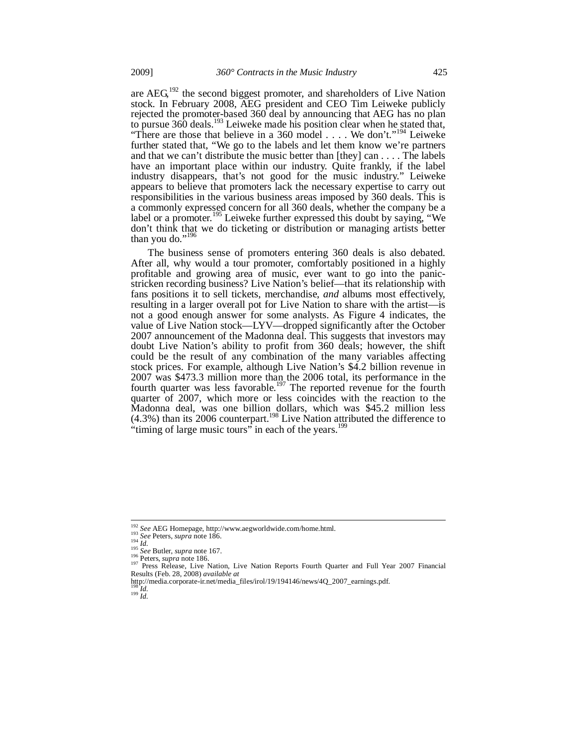are AEG,[192] the second biggest promoter, and shareholders of Live Nation stock. In February 2008, AEG president and CEO Tim Leiweke publicly rejected the promoter-based 360 deal by announcing that AEG has no plan to pursue 360 deals.[193] Leiweke made his position clear when he stated that, "There are those that believe in a 360 model . . . . We don't."[194] Leiweke further stated that, "We go to the labels and let them know we're partners and that we can't distribute the music better than [they] can . . . . The labels have an important place within our industry. Quite frankly, if the label industry disappears, that's not good for the music industry." Leiweke appears to believe that promoters lack the necessary expertise to carry out responsibilities in the various business areas imposed by 360 deals. This is a commonly expressed concern for all 360 deals, whether the company be a label or a promoter.[195] Leiweke further expressed this doubt by saying, "We don't think that we do ticketing or distribution or managing artists better than you do."[196]

The business sense of promoters entering 360 deals is also debated. After all, why would a tour promoter, comfortably positioned in a highly profitable and growing area of music, ever want to go into the panic-stricken recording business? Live Nation's belief—that its relationship with fans positions it to sell tickets, merchandise, *and* albums most effectively, resulting in a larger overall pot for Live Nation to share with the artist—is not a good enough answer for some analysts. As Figure 4 indicates, the value of Live Nation stock—LYV—dropped significantly after the October 2007 announcement of the Madonna deal. This suggests that investors may doubt Live Nation's ability to profit from 360 deals; however, the shift could be the result of any combination of the many variables affecting stock prices. For example, although Live Nation's $4.2 billion revenue in 2007 was $473.3 million more than the 2006 total, its performance in the fourth quarter was less favorable.[197] The reported revenue for the fourth quarter of 2007, which more or less coincides with the reaction to the Madonna deal, was one billion dollars, which was $45.2 million less (4.3%) than its 2006 counterpart.[198] Live Nation attributed the difference to "timing of large music tours" in each of the years.[199]

---

[192] *See* AEG Homepage, http://www.aegworldwide.com/home.html.
[193] *See* Peters, *supra* note 186.
[194] *Id.*
[195] *See* Butler, *supra* note 167.
[196] Peters, *supra* note 186.
[197] Press Release, Live Nation, Live Nation Reports Fourth Quarter and Full Year 2007 Financial Results (Feb. 28, 2008) *available at* http://media.corporate-ir.net/media_files/irol/19/194146/news/4Q_2007_earnings.pdf.
[198] *Id.*
[199] *Id.*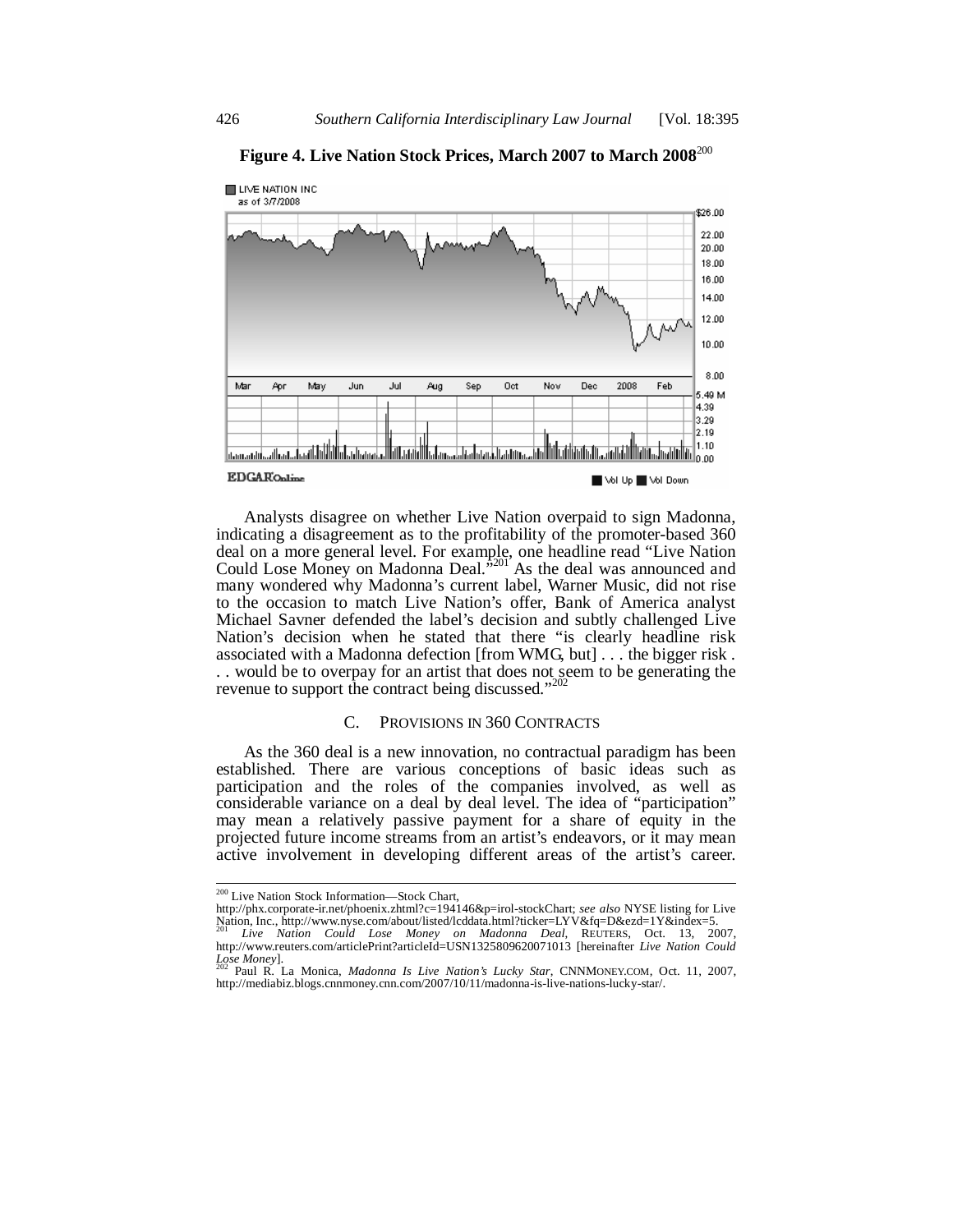**Figure 4. Live Nation Stock Prices, March 2007 to March 2008**[200]

Analysts disagree on whether Live Nation overpaid to sign Madonna, indicating a disagreement as to the profitability of the promoter-based 360 deal on a more general level. For example, one headline read "Live Nation Could Lose Money on Madonna Deal."[201] As the deal was announced and many wondered why Madonna's current label, Warner Music, did not rise to the occasion to match Live Nation's offer, Bank of America analyst Michael Savner defended the label's decision and subtly challenged Live Nation's decision when he stated that there "is clearly headline risk associated with a Madonna defection [from WMG, but] . . . the bigger risk . . . would be to overpay for an artist that does not seem to be generating the revenue to support the contract being discussed."[202]

### C. PROVISIONS IN 360 CONTRACTS

As the 360 deal is a new innovation, no contractual paradigm has been established. There are various conceptions of basic ideas such as participation and the roles of the companies involved, as well as considerable variance on a deal by deal level. The idea of "participation" may mean a relatively passive payment for a share of equity in the projected future income streams from an artist's endeavors, or it may mean active involvement in developing different areas of the artist's career.

---

[200] Live Nation Stock Information—Stock Chart, http://phx.corporate-ir.net/phoenix.zhtml?c=194146&p=irol-stockChart; *see also* NYSE listing for Live Nation, Inc., http://www.nyse.com/about/listed/lcddata.html?ticker=LYV&fq=D&ezd=1Y&index=5.

[201] *Live Nation Could Lose Money on Madonna Deal*, REUTERS, Oct. 13, 2007, http://www.reuters.com/articlePrint?articleId=USN13258096200071013 [hereinafter *Live Nation Could Lose Money*].

[202] Paul R. La Monica, *Madonna Is Live Nation's Lucky Star*, CNNMONEY.COM, Oct. 11, 2007, http://mediabiz.blogs.cnnmoney.cnn.com/2007/10/11/madonna-is-live-nations-lucky-star/.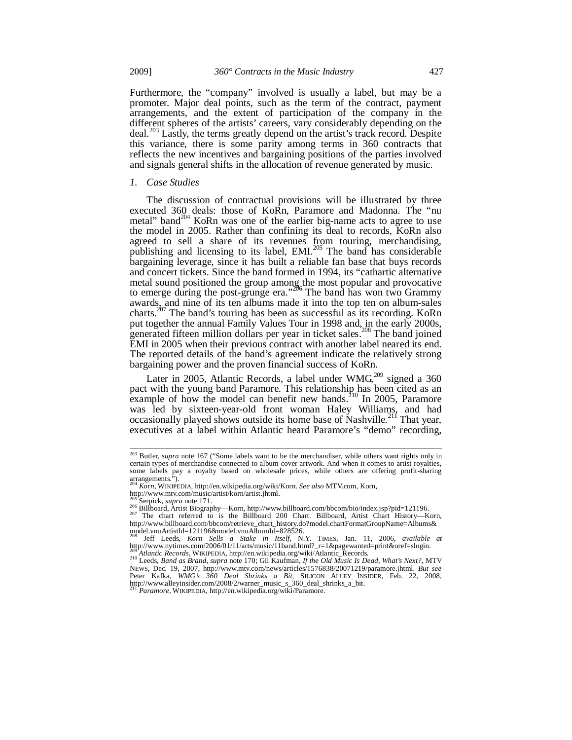Furthermore, the "company" involved is usually a label, but may be a promoter. Major deal points, such as the term of the contract, payment arrangements, and the extent of participation of the company in the different spheres of the artists' careers, vary considerably depending on the deal.[203] Lastly, the terms greatly depend on the artist's track record. Despite this variance, there is some parity among terms in 360 contracts that reflects the new incentives and bargaining positions of the parties involved and signals general shifts in the allocation of revenue generated by music.

### 1. *Case Studies*

The discussion of contractual provisions will be illustrated by three executed 360 deals: those of KoRn, Paramore and Madonna. The "nu metal" band[204] KoRn was one of the earlier big-name acts to agree to use the model in 2005. Rather than confining its deal to records, KoRn also agreed to sell a share of its revenues from touring, merchandising, publishing and licensing to its label, EMI.[205] The band has considerable bargaining leverage, since it has built a reliable fan base that buys records and concert tickets. Since the band formed in 1994, its "cathartic alternative metal sound positioned the group among the most popular and provocative to emerge during the post-grunge era."[206] The band has won two Grammy awards, and nine of its ten albums made it into the top ten on album-sales charts.[207] The band's touring has been as successful as its recording. KoRn put together the annual Family Values Tour in 1998 and, in the early 2000s, generated fifteen million dollars per year in ticket sales.[208] The band joined EMI in 2005 when their previous contract with another label neared its end. The reported details of the band's agreement indicate the relatively strong bargaining power and the proven financial success of KoRn.

Later in 2005, Atlantic Records, a label under WMG,[209] signed a 360 pact with the young band Paramore. This relationship has been cited as an example of how the model can benefit new bands.[210] In 2005, Paramore was led by sixteen-year-old front woman Haley Williams, and had occasionally played shows outside its home base of Nashville.[211] That year, executives at a label within Atlantic heard Paramore's "demo" recording,

---

[203] Butler, *supra* note 167 ("Some labels want to be the merchandiser, while others want rights only in certain types of merchandise connected to album cover artwork. And when it comes to artist royalties, some labels pay a royalty based on wholesale prices, while others are offering profit-sharing arrangements.").

[204] *Korn*, WIKIPEDIA, http://en.wikipedia.org/wiki/Korn. *See also* MTV.com, Korn, http://www.mtv.com/music/artist/korn/artist.jhtml.

[205] Serpick, *supra* note 171.

[206] Billboard, Artist Biography—Korn, http://www.billboard.com/bbcom/bio/index.jsp?pid=121196.

[207] The chart referred to is the Billboard 200 Chart. Billboard, Artist Chart History—Korn, http://www.billboard.com/bbcom/retrieve_chart_history.do?model.chartFormatGroupName=Albums&model.vnuArtistId=121196&model.vnuAlbumId=828526.

[208] Jeff Leeds, *Korn Sells a Stake in Itself*, N.Y. TIMES, Jan. 11, 2006, *available at* http://www.nytimes.com/2006/01/11/arts/music/11band.html?_r=1&pagewanted=print&oref=slogin.

[209] *Atlantic Records*, WIKIPEDIA, http://en.wikipedia.org/wiki/Atlantic_Records.

[210] Leeds, *Band as Brand*, *supra* note 170; Gil Kaufman, *If the Old Music Is Dead, What's Next?*, MTV NEWS, Dec. 19, 2007, http://www.mtv.com/news/articles/1576838/20071219/paramore.jhtml. *But see* Peter Kafka, *WMG's 360 Deal Shrinks a Bit*, SILICON ALLEY INSIDER, Feb. 22, 2008, http://www.alleyinsider.com/2008/2/warner_music_s_360_deal_shrinks_a_bit.

[211] *Paramore*, WIKIPEDIA, http://en.wikipedia.org/wiki/Paramore.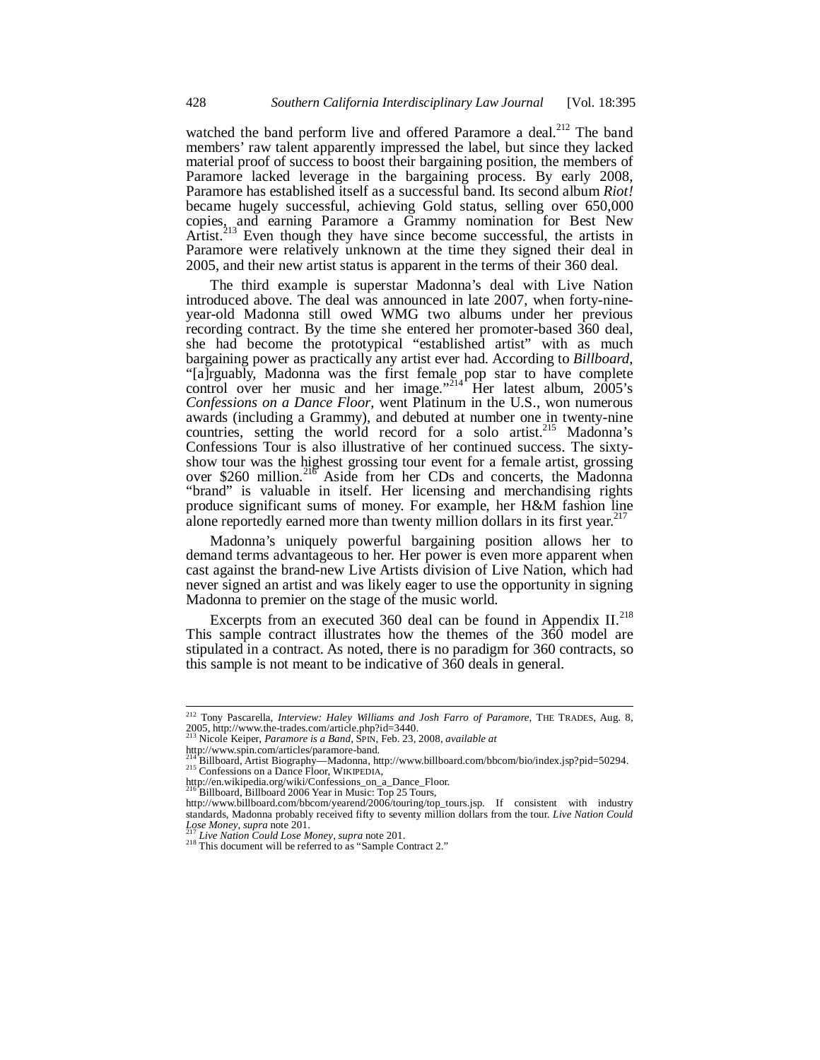watched the band perform live and offered Paramore a deal.[212] The band members' raw talent apparently impressed the label, but since they lacked material proof of success to boost their bargaining position, the members of Paramore lacked leverage in the bargaining process. By early 2008, Paramore has established itself as a successful band. Its second album *Riot!* became hugely successful, achieving Gold status, selling over 650,000 copies, and earning Paramore a Grammy nomination for Best New Artist.[213] Even though they have since become successful, the artists in Paramore were relatively unknown at the time they signed their deal in 2005, and their new artist status is apparent in the terms of their 360 deal.

The third example is superstar Madonna's deal with Live Nation introduced above. The deal was announced in late 2007, when forty-nine-year-old Madonna still owed WMG two albums under her previous recording contract. By the time she entered her promoter-based 360 deal, she had become the prototypical "established artist" with as much bargaining power as practically any artist ever had. According to *Billboard*, "[a]rguably, Madonna was the first female pop star to have complete control over her music and her image."[214] Her latest album, 2005's *Confessions on a Dance Floor*, went Platinum in the U.S., won numerous awards (including a Grammy), and debuted at number one in twenty-nine countries, setting the world record for a solo artist.[215] Madonna's Confessions Tour is also illustrative of her continued success. The sixty-show tour was the highest grossing tour event for a female artist, grossing over $260 million.[216] Aside from her CDs and concerts, the Madonna "brand" is valuable in itself. Her licensing and merchandising rights produce significant sums of money. For example, her H&M fashion line alone reportedly earned more than twenty million dollars in its first year.[217]

Madonna's uniquely powerful bargaining position allows her to demand terms advantageous to her. Her power is even more apparent when cast against the brand-new Live Artists division of Live Nation, which had never signed an artist and was likely eager to use the opportunity in signing Madonna to premier on the stage of the music world.

Excerpts from an executed 360 deal can be found in Appendix II.[218] This sample contract illustrates how the themes of the 360 model are stipulated in a contract. As noted, there is no paradigm for 360 contracts, so this sample is not meant to be indicative of 360 deals in general.

---

[212] Tony Pascarella, *Interview: Haley Williams and Josh Farro of Paramore*, THE TRADES, Aug. 8, 2005, http://www.the-trades.com/article.php?id=3440.

[213] Nicole Keiper, *Paramore is a Band*, SPIN, Feb. 23, 2008, *available at* http://www.spin.com/articles/paramore-band.

[214] Billboard, Artist Biography—Madonna, http://www.billboard.com/bbcom/bio/index.jsp?pid=50294.

[215] Confessions on a Dance Floor, WIKIPEDIA, http://en.wikipedia.org/wiki/Confessions_on_a_Dance_Floor.

[216] Billboard, Billboard 2006 Year in Music: Top 25 Tours, http://www.billboard.com/bbcom/yearend/2006/touring/top_tours.jsp. If consistent with industry standards, Madonna probably received fifty to seventy million dollars from the tour. *Live Nation Could Lose Money*, *supra* note 201.

[217] *Live Nation Could Lose Money*, *supra* note 201.

[218] This document will be referred to as "Sample Contract 2."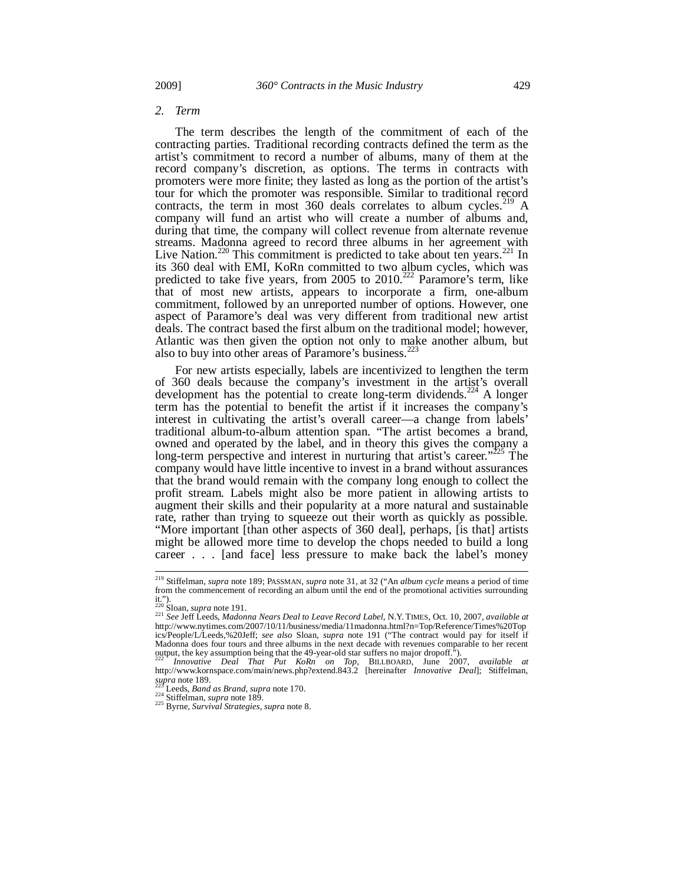*2. Term*

The term describes the length of the commitment of each of the contracting parties. Traditional recording contracts defined the term as the artist's commitment to record a number of albums, many of them at the record company's discretion, as options. The terms in contracts with promoters were more finite; they lasted as long as the portion of the artist's tour for which the promoter was responsible. Similar to traditional record contracts, the term in most 360 deals correlates to album cycles.[219] A company will fund an artist who will create a number of albums and, during that time, the company will collect revenue from alternate revenue streams. Madonna agreed to record three albums in her agreement with Live Nation.[220] This commitment is predicted to take about ten years.[221] In its 360 deal with EMI, KoRn committed to two album cycles, which was predicted to take five years, from 2005 to 2010.[222] Paramore's term, like that of most new artists, appears to incorporate a firm, one-album commitment, followed by an unreported number of options. However, one aspect of Paramore's deal was very different from traditional new artist deals. The contract based the first album on the traditional model; however, Atlantic was then given the option not only to make another album, but also to buy into other areas of Paramore's business.[223]

For new artists especially, labels are incentivized to lengthen the term of 360 deals because the company's investment in the artist's overall development has the potential to create long-term dividends.[224] A longer term has the potential to benefit the artist if it increases the company's interest in cultivating the artist's overall career—a change from labels' traditional album-to-album attention span. "The artist becomes a brand, owned and operated by the label, and in theory this gives the company a long-term perspective and interest in nurturing that artist's career."[225] The company would have little incentive to invest in a brand without assurances that the brand would remain with the company long enough to collect the profit stream. Labels might also be more patient in allowing artists to augment their skills and their popularity at a more natural and sustainable rate, rather than trying to squeeze out their worth as quickly as possible. "More important [than other aspects of 360 deal], perhaps, [is that] artists might be allowed more time to develop the chops needed to build a long career . . . [and face] less pressure to make back the label's money

---

[219] Stiffelman, *supra* note 189; PASSMAN, *supra* note 31, at 32 ("An *album cycle* means a period of time from the commencement of recording an album until the end of the promotional activities surrounding it.").

[220] Sloan, *supra* note 191.

[221] *See* Jeff Leeds, *Madonna Nears Deal to Leave Record Label*, N.Y. TIMES, Oct. 10, 2007, *available at* http://www.nytimes.com/2007/10/11/business/media/11madonna.html?n=Top/Reference/Times%20Topics/People/L/Leeds,%20Jeff; *see also* Sloan, *supra* note 191 ("The contract would pay for itself if Madonna does four tours and three albums in the next decade with revenues comparable to her recent output, the key assumption being that the 49-year-old star suffers no major dropoff.").

[222] *Innovative Deal That Put KoRn on Top*, BILLBOARD, June 2007, *available at* http://www.kornspace.com/main/news.php?extend.843.2 [hereinafter *Innovative Deal*]; Stiffelman, *supra* note 189.

[223] Leeds, *Band as Brand*, *supra* note 170.

[224] Stiffelman, *supra* note 189.

[225] Byrne, *Survival Strategies*, *supra* note 8.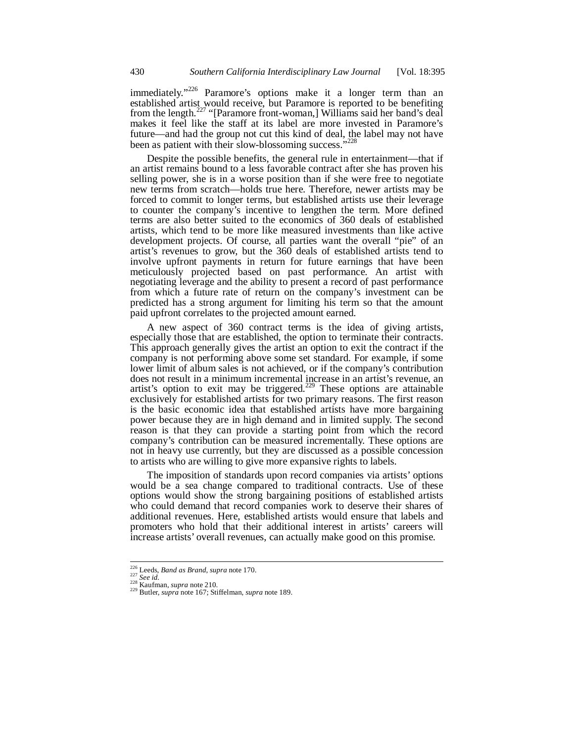immediately."[226] Paramore's options make it a longer term than an established artist would receive, but Paramore is reported to be benefiting from the length.[227] "[Paramore front-woman,] Williams said her band's deal makes it feel like the staff at its label are more invested in Paramore's future—and had the group not cut this kind of deal, the label may not have been as patient with their slow-blossoming success."[228]

Despite the possible benefits, the general rule in entertainment—that if an artist remains bound to a less favorable contract after she has proven his selling power, she is in a worse position than if she were free to negotiate new terms from scratch—holds true here. Therefore, newer artists may be forced to commit to longer terms, but established artists use their leverage to counter the company's incentive to lengthen the term. More defined terms are also better suited to the economics of 360 deals of established artists, which tend to be more like measured investments than like active development projects. Of course, all parties want the overall "pie" of an artist's revenues to grow, but the 360 deals of established artists tend to involve upfront payments in return for future earnings that have been meticulously projected based on past performance. An artist with negotiating leverage and the ability to present a record of past performance from which a future rate of return on the company's investment can be predicted has a strong argument for limiting his term so that the amount paid upfront correlates to the projected amount earned.

A new aspect of 360 contract terms is the idea of giving artists, especially those that are established, the option to terminate their contracts. This approach generally gives the artist an option to exit the contract if the company is not performing above some set standard. For example, if some lower limit of album sales is not achieved, or if the company's contribution does not result in a minimum incremental increase in an artist's revenue, an artist's option to exit may be triggered.[229] These options are attainable exclusively for established artists for two primary reasons. The first reason is the basic economic idea that established artists have more bargaining power because they are in high demand and in limited supply. The second reason is that they can provide a starting point from which the record company's contribution can be measured incrementally. These options are not in heavy use currently, but they are discussed as a possible concession to artists who are willing to give more expansive rights to labels.

The imposition of standards upon record companies via artists' options would be a sea change compared to traditional contracts. Use of these options would show the strong bargaining positions of established artists who could demand that record companies work to deserve their shares of additional revenues. Here, established artists would ensure that labels and promoters who hold that their additional interest in artists' careers will increase artists' overall revenues, can actually make good on this promise.

---

[226] Leeds, *Band as Brand*, *supra* note 170.
[227] *See id.*
[228] Kaufman, *supra* note 210.
[229] Butler, *supra* note 167; Stiffelman, *supra* note 189.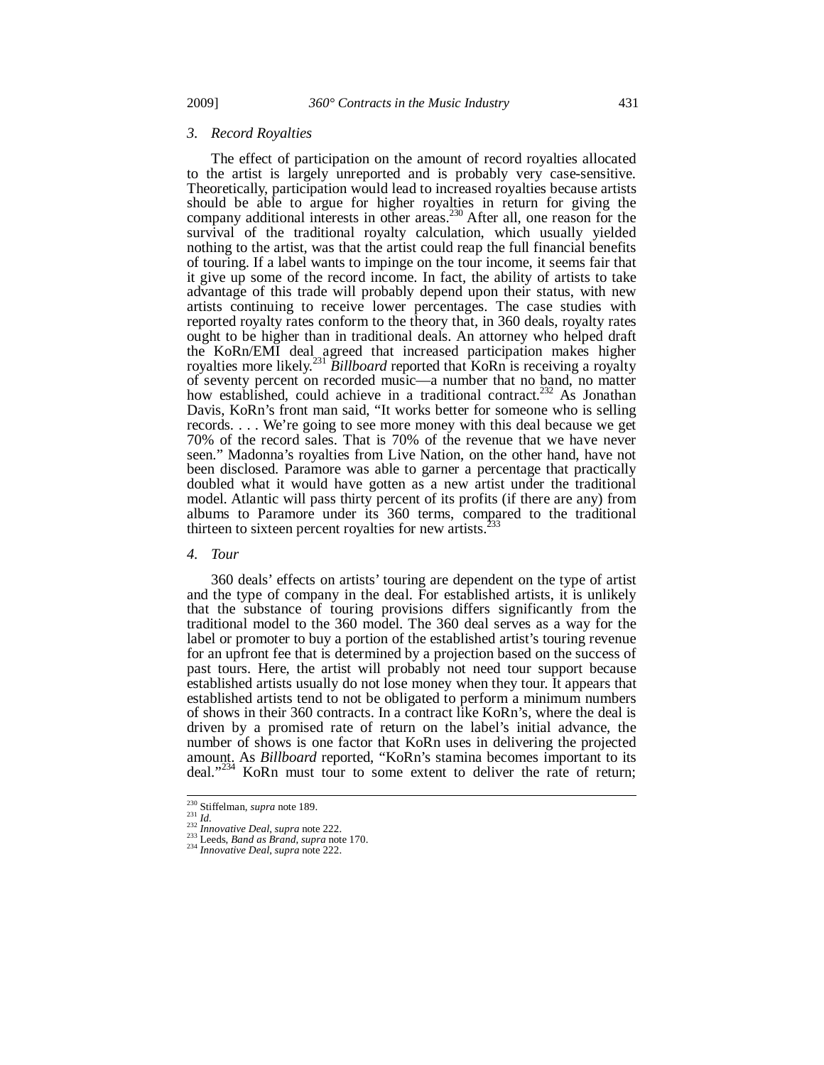### 3. *Record Royalties*

The effect of participation on the amount of record royalties allocated to the artist is largely unreported and is probably very case-sensitive. Theoretically, participation would lead to increased royalties because artists should be able to argue for higher royalties in return for giving the company additional interests in other areas.[230] After all, one reason for the survival of the traditional royalty calculation, which usually yielded nothing to the artist, was that the artist could reap the full financial benefits of touring. If a label wants to impinge on the tour income, it seems fair that it give up some of the record income. In fact, the ability of artists to take advantage of this trade will probably depend upon their status, with new artists continuing to receive lower percentages. The case studies with reported royalty rates conform to the theory that, in 360 deals, royalty rates ought to be higher than in traditional deals. An attorney who helped draft the KoRn/EMI deal agreed that increased participation makes higher royalties more likely.[231] *Billboard* reported that KoRn is receiving a royalty of seventy percent on recorded music—a number that no band, no matter how established, could achieve in a traditional contract.[232] As Jonathan Davis, KoRn's front man said, "It works better for someone who is selling records. . . . We're going to see more money with this deal because we get 70% of the record sales. That is 70% of the revenue that we have never seen." Madonna's royalties from Live Nation, on the other hand, have not been disclosed. Paramore was able to garner a percentage that practically doubled what it would have gotten as a new artist under the traditional model. Atlantic will pass thirty percent of its profits (if there are any) from albums to Paramore under its 360 terms, compared to the traditional thirteen to sixteen percent royalties for new artists.[233]

### 4. *Tour*

360 deals' effects on artists' touring are dependent on the type of artist and the type of company in the deal. For established artists, it is unlikely that the substance of touring provisions differs significantly from the traditional model to the 360 model. The 360 deal serves as a way for the label or promoter to buy a portion of the established artist's touring revenue for an upfront fee that is determined by a projection based on the success of past tours. Here, the artist will probably not need tour support because established artists usually do not lose money when they tour. It appears that established artists tend to not be obligated to perform a minimum numbers of shows in their 360 contracts. In a contract like KoRn's, where the deal is driven by a promised rate of return on the label's initial advance, the number of shows is one factor that KoRn uses in delivering the projected amount. As *Billboard* reported, "KoRn's stamina becomes important to its deal."[234] KoRn must tour to some extent to deliver the rate of return;

---

[230] Stiffelman, *supra* note 189.
[231] *Id.*
[232] *Innovative Deal*, *supra* note 222.
[233] Leeds, *Band as Brand*, *supra* note 170.
[234] *Innovative Deal*, *supra* note 222.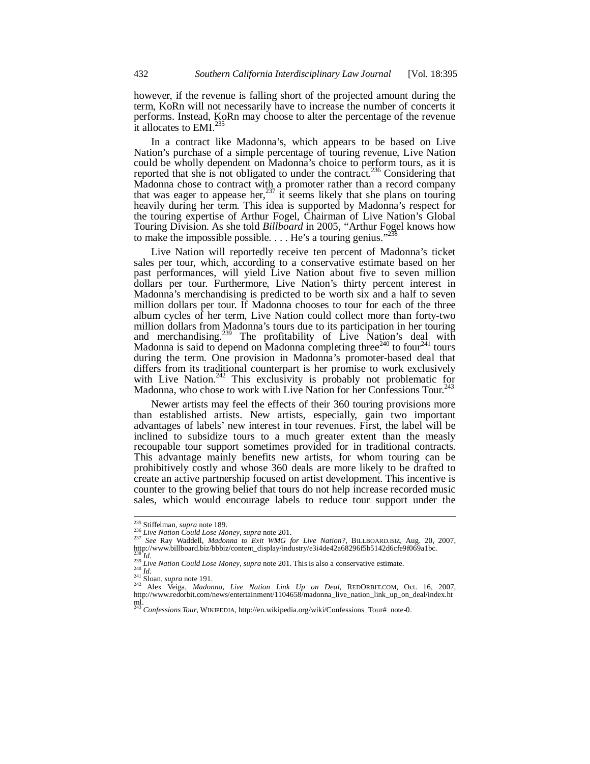however, if the revenue is falling short of the projected amount during the term, KoRn will not necessarily have to increase the number of concerts it performs. Instead, KoRn may choose to alter the percentage of the revenue it allocates to EMI.[235]

In a contract like Madonna's, which appears to be based on Live Nation's purchase of a simple percentage of touring revenue, Live Nation could be wholly dependent on Madonna's choice to perform tours, as it is reported that she is not obligated to under the contract.[236] Considering that Madonna chose to contract with a promoter rather than a record company that was eager to appease her,[237] it seems likely that she plans on touring heavily during her term. This idea is supported by Madonna's respect for the touring expertise of Arthur Fogel, Chairman of Live Nation's Global Touring Division. As she told *Billboard* in 2005, "Arthur Fogel knows how to make the impossible possible. . . . He's a touring genius."[238]

Live Nation will reportedly receive ten percent of Madonna's ticket sales per tour, which, according to a conservative estimate based on her past performances, will yield Live Nation about five to seven million dollars per tour. Furthermore, Live Nation's thirty percent interest in Madonna's merchandising is predicted to be worth six and a half to seven million dollars per tour. If Madonna chooses to tour for each of the three album cycles of her term, Live Nation could collect more than forty-two million dollars from Madonna's tours due to its participation in her touring and merchandising.[239] The profitability of Live Nation's deal with Madonna is said to depend on Madonna completing three[240] to four[241] tours during the term. One provision in Madonna's promoter-based deal that differs from its traditional counterpart is her promise to work exclusively with Live Nation.[242] This exclusivity is probably not problematic for Madonna, who chose to work with Live Nation for her Confessions Tour.[243]

Newer artists may feel the effects of their 360 touring provisions more than established artists. New artists, especially, gain two important advantages of labels' new interest in tour revenues. First, the label will be inclined to subsidize tours to a much greater extent than the measly recoupable tour support sometimes provided for in traditional contracts. This advantage mainly benefits new artists, for whom touring can be prohibitively costly and whose 360 deals are more likely to be drafted to create an active partnership focused on artist development. This incentive is counter to the growing belief that tours do not help increase recorded music sales, which would encourage labels to reduce tour support under the

---

[235] Stiffelman, *supra* note 189.

[236] *Live Nation Could Lose Money*, *supra* note 201.

[237] *See* Ray Waddell, *Madonna to Exit WMG for Live Nation?*, BILLBOARD.BIZ, Aug. 20, 2007, http://www.billboard.biz/bbbiz/content_display/industry/e3i4de42a68296f5b5142d6cfe9f069a1bc.

[238] *Id.*

[239] *Live Nation Could Lose Money*, *supra* note 201. This is also a conservative estimate.

[240] *Id.*

[241] Sloan, *supra* note 191.

[242] Alex Veiga, *Madonna, Live Nation Link Up on Deal*, REDORBIT.COM, Oct. 16, 2007, http://www.redorbit.com/news/entertainment/1104658/madonna_live_nation_link_up_on_deal/index.html.

[243] *Confessions Tour*, WIKIPEDIA, http://en.wikipedia.org/wiki/Confessions_Tour#_note-0.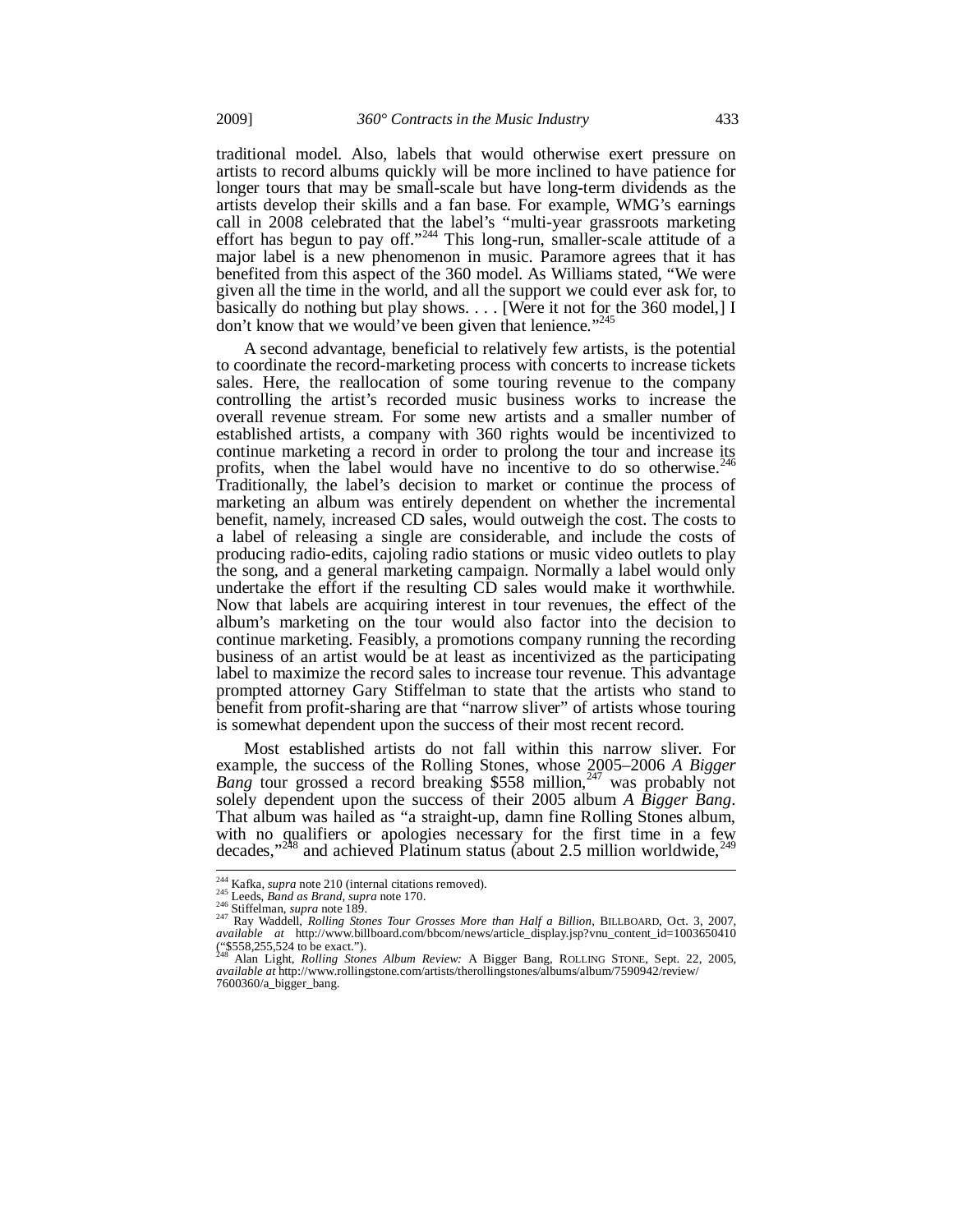traditional model. Also, labels that would otherwise exert pressure on artists to record albums quickly will be more inclined to have patience for longer tours that may be small-scale but have long-term dividends as the artists develop their skills and a fan base. For example, WMG's earnings call in 2008 celebrated that the label's "multi-year grassroots marketing effort has begun to pay off."[244] This long-run, smaller-scale attitude of a major label is a new phenomenon in music. Paramore agrees that it has benefited from this aspect of the 360 model. As Williams stated, "We were given all the time in the world, and all the support we could ever ask for, to basically do nothing but play shows. . . . [Were it not for the 360 model,] I don't know that we would've been given that lenience."[245]

A second advantage, beneficial to relatively few artists, is the potential to coordinate the record-marketing process with concerts to increase tickets sales. Here, the reallocation of some touring revenue to the company controlling the artist's recorded music business works to increase the overall revenue stream. For some new artists and a smaller number of established artists, a company with 360 rights would be incentivized to continue marketing a record in order to prolong the tour and increase its profits, when the label would have no incentive to do so otherwise.[246] Traditionally, the label's decision to market or continue the process of marketing an album was entirely dependent on whether the incremental benefit, namely, increased CD sales, would outweigh the cost. The costs to a label of releasing a single are considerable, and include the costs of producing radio-edits, cajoling radio stations or music video outlets to play the song, and a general marketing campaign. Normally a label would only undertake the effort if the resulting CD sales would make it worthwhile. Now that labels are acquiring interest in tour revenues, the effect of the album's marketing on the tour would also factor into the decision to continue marketing. Feasibly, a promotions company running the recording business of an artist would be at least as incentivized as the participating label to maximize the record sales to increase tour revenue. This advantage prompted attorney Gary Stiffelman to state that the artists who stand to benefit from profit-sharing are that "narrow sliver" of artists whose touring is somewhat dependent upon the success of their most recent record.

Most established artists do not fall within this narrow sliver. For example, the success of the Rolling Stones, whose 2005–2006 *A Bigger Bang* tour grossed a record breaking $558 million,[247] was probably not solely dependent upon the success of their 2005 album *A Bigger Bang*. That album was hailed as "a straight-up, damn fine Rolling Stones album, with no qualifiers or apologies necessary for the first time in a few decades,"[248] and achieved Platinum status (about 2.5 million worldwide,[249]

---

[244] Kafka, *supra* note 210 (internal citations removed).

[245] Leeds, *Band as Brand*, *supra* note 170.

[246] Stiffelman, *supra* note 189.

[247] Ray Waddell, *Rolling Stones Tour Grosses More than Half a Billion*, BILLBOARD, Oct. 3, 2007, *available at* http://www.billboard.com/bbcom/news/article_display.jsp?vnu_content_id=1003650410 ("$558,255,524 to be exact.").

[248] Alan Light, *Rolling Stones Album Review:* A Bigger Bang, ROLLING STONE, Sept. 22, 2005, *available at* http://www.rollingstone.com/artists/therollingstones/albums/album/7590942/review/7600360/a_bigger_bang.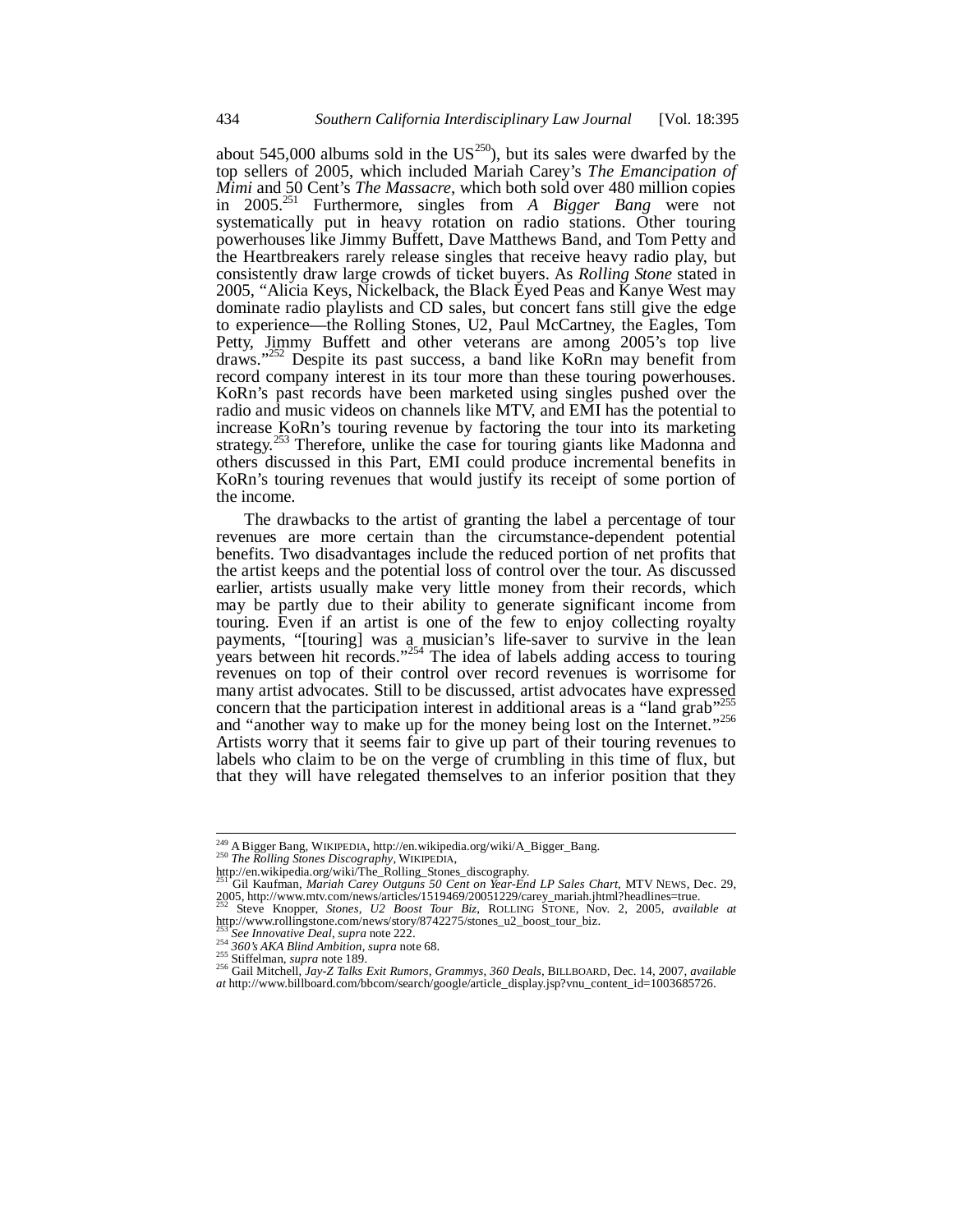about 545,000 albums sold in the US[250]), but its sales were dwarfed by the top sellers of 2005, which included Mariah Carey's *The Emancipation of Mimi* and 50 Cent's *The Massacre*, which both sold over 480 million copies in 2005.[251] Furthermore, singles from *A Bigger Bang* were not systematically put in heavy rotation on radio stations. Other touring powerhouses like Jimmy Buffett, Dave Matthews Band, and Tom Petty and the Heartbreakers rarely release singles that receive heavy radio play, but consistently draw large crowds of ticket buyers. As *Rolling Stone* stated in 2005, "Alicia Keys, Nickelback, the Black Eyed Peas and Kanye West may dominate radio playlists and CD sales, but concert fans still give the edge to experience—the Rolling Stones, U2, Paul McCartney, the Eagles, Tom Petty, Jimmy Buffett and other veterans are among 2005's top live draws."[252] Despite its past success, a band like KoRn may benefit from record company interest in its tour more than these touring powerhouses. KoRn's past records have been marketed using singles pushed over the radio and music videos on channels like MTV, and EMI has the potential to increase KoRn's touring revenue by factoring the tour into its marketing strategy.[253] Therefore, unlike the case for touring giants like Madonna and others discussed in this Part, EMI could produce incremental benefits in KoRn's touring revenues that would justify its receipt of some portion of the income.

The drawbacks to the artist of granting the label a percentage of tour revenues are more certain than the circumstance-dependent potential benefits. Two disadvantages include the reduced portion of net profits that the artist keeps and the potential loss of control over the tour. As discussed earlier, artists usually make very little money from their records, which may be partly due to their ability to generate significant income from touring. Even if an artist is one of the few to enjoy collecting royalty payments, "[touring] was a musician's life-saver to survive in the lean years between hit records."[254] The idea of labels adding access to touring revenues on top of their control over record revenues is worrisome for many artist advocates. Still to be discussed, artist advocates have expressed concern that the participation interest in additional areas is a "land grab"[255] and "another way to make up for the money being lost on the Internet."[256] Artists worry that it seems fair to give up part of their touring revenues to labels who claim to be on the verge of crumbling in this time of flux, but that they will have relegated themselves to an inferior position that they

---

[249] A Bigger Bang, WIKIPEDIA, http://en.wikipedia.org/wiki/A_Bigger_Bang.

[250] *The Rolling Stones Discography*, WIKIPEDIA, http://en.wikipedia.org/wiki/The_Rolling_Stones_discography.

[251] Gil Kaufman, *Mariah Carey Outguns 50 Cent on Year-End LP Sales Chart*, MTV NEWS, Dec. 29, 2005, http://www.mtv.com/news/articles/1519469/20051229/carey_mariah.jhtml?headlines=true.

[252] Steve Knopper, *Stones, U2 Boost Tour Biz*, ROLLING STONE, Nov. 2, 2005, *available at* http://www.rollingstone.com/news/story/8742275/stones_u2_boost_tour_biz.

[253] *See Innovative Deal*, *supra* note 222.

[254] *360's AKA Blind Ambition*, *supra* note 68.

[255] Stiffelman, *supra* note 189.

[256] Gail Mitchell, *Jay-Z Talks Exit Rumors, Grammys, 360 Deals*, BILLBOARD, Dec. 14, 2007, *available at* http://www.billboard.com/bbcom/search/google/article_display.jsp?vnu_content_id=1003685726.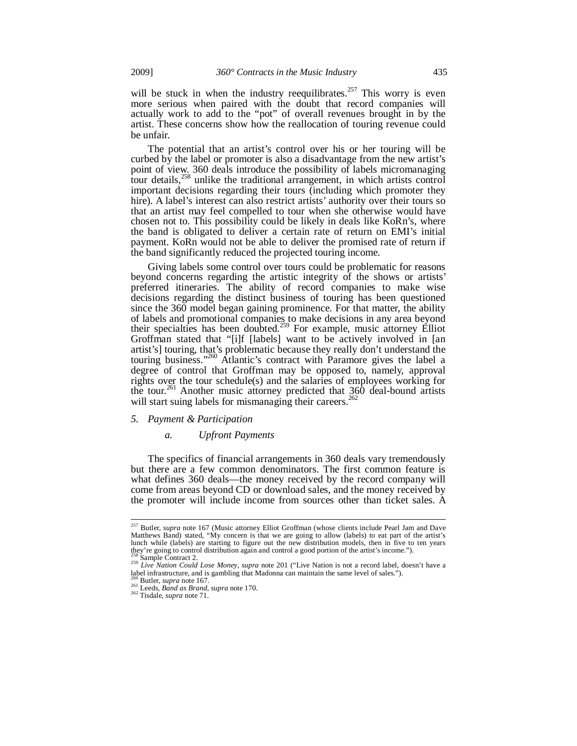will be stuck in when the industry reequilibrates.[257] This worry is even more serious when paired with the doubt that record companies will actually work to add to the "pot" of overall revenues brought in by the artist. These concerns show how the reallocation of touring revenue could be unfair.

The potential that an artist's control over his or her touring will be curbed by the label or promoter is also a disadvantage from the new artist's point of view. 360 deals introduce the possibility of labels micromanaging tour details,[258] unlike the traditional arrangement, in which artists control important decisions regarding their tours (including which promoter they hire). A label's interest can also restrict artists' authority over their tours so that an artist may feel compelled to tour when she otherwise would have chosen not to. This possibility could be likely in deals like KoRn's, where the band is obligated to deliver a certain rate of return on EMI's initial payment. KoRn would not be able to deliver the promised rate of return if the band significantly reduced the projected touring income.

Giving labels some control over tours could be problematic for reasons beyond concerns regarding the artistic integrity of the shows or artists' preferred itineraries. The ability of record companies to make wise decisions regarding the distinct business of touring has been questioned since the 360 model began gaining prominence. For that matter, the ability of labels and promotional companies to make decisions in any area beyond their specialties has been doubted.[259] For example, music attorney Elliot Groffman stated that "[i]f [labels] want to be actively involved in [an artist's] touring, that's problematic because they really don't understand the touring business."[260] Atlantic's contract with Paramore gives the label a degree of control that Groffman may be opposed to, namely, approval rights over the tour schedule(s) and the salaries of employees working for the tour.[261] Another music attorney predicted that 360 deal-bound artists will start suing labels for mismanaging their careers.[262]

### 5. *Payment & Participation*

#### a. *Upfront Payments*

The specifics of financial arrangements in 360 deals vary tremendously but there are a few common denominators. The first common feature is what defines 360 deals—the money received by the record company will come from areas beyond CD or download sales, and the money received by the promoter will include income from sources other than ticket sales. A

---

[257] Butler, *supra* note 167 (Music attorney Elliot Groffman (whose clients include Pearl Jam and Dave Matthews Band) stated, "My concern is that we are going to allow (labels) to eat part of the artist's lunch while (labels) are starting to figure out the new distribution models, then in five to ten years they're going to control distribution again and control a good portion of the artist's income.").

[258] Sample Contract 2.

[259] *Live Nation Could Lose Money*, *supra* note 201 ("Live Nation is not a record label, doesn't have a label infrastructure, and is gambling that Madonna can maintain the same level of sales.").

[260] Butler, *supra* note 167.

[261] Leeds, *Band as Brand*, *supra* note 170.

[262] Tisdale, *supra* note 71.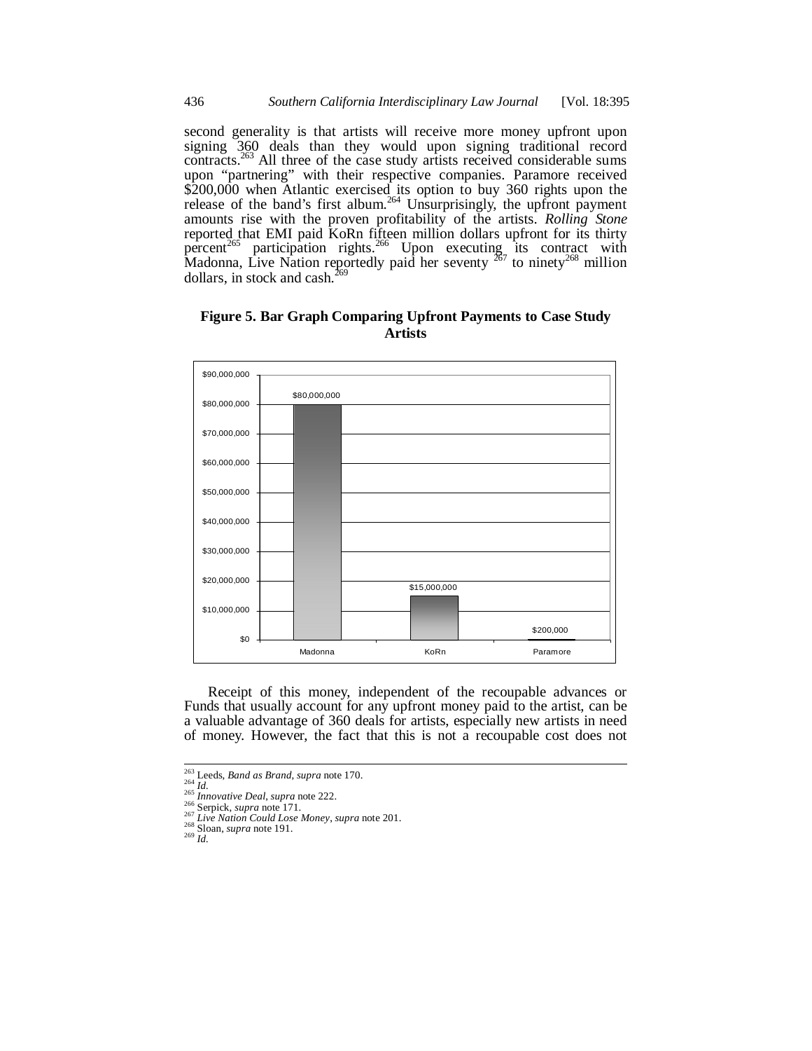second generality is that artists will receive more money upfront upon signing 360 deals than they would upon signing traditional record contracts.[263] All three of the case study artists received considerable sums upon "partnering" with their respective companies. Paramore received $200,000 when Atlantic exercised its option to buy 360 rights upon the release of the band's first album.[264] Unsurprisingly, the upfront payment amounts rise with the proven profitability of the artists. *Rolling Stone* reported that EMI paid KoRn fifteen million dollars upfront for its thirty percent[265] participation rights.[266] Upon executing its contract with Madonna, Live Nation reportedly paid her seventy [267] to ninety[268] million dollars, in stock and cash.[269]

**Figure 5. Bar Graph Comparing Upfront Payments to Case Study Artists**

| Artist | Upfront Payment |
|---|---|
| Madonna | $80,000,000 |
| KoRn | $15,000,000 |
| Paramore | $200,000 |

Receipt of this money, independent of the recoupable advances or Funds that usually account for any upfront money paid to the artist, can be a valuable advantage of 360 deals for artists, especially new artists in need of money. However, the fact that this is not a recoupable cost does not

---

[263] Leeds, *Band as Brand*, *supra* note 170.
[264] *Id.*
[265] *Innovative Deal*, *supra* note 222.
[266] Serpick, *supra* note 171.
[267] *Live Nation Could Lose Money*, *supra* note 201.
[268] Sloan, *supra* note 191.
[269] *Id.*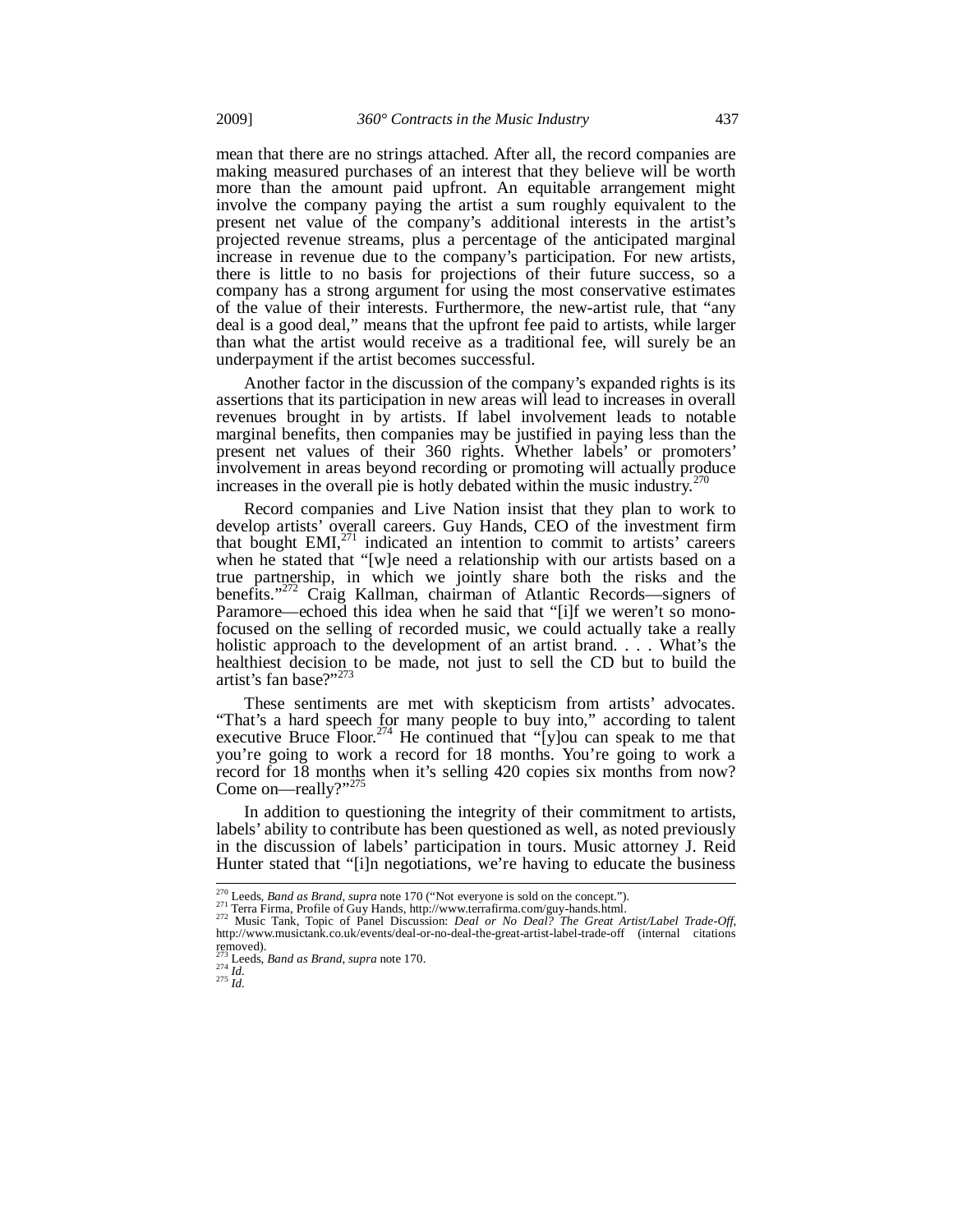mean that there are no strings attached. After all, the record companies are making measured purchases of an interest that they believe will be worth more than the amount paid upfront. An equitable arrangement might involve the company paying the artist a sum roughly equivalent to the present net value of the company's additional interests in the artist's projected revenue streams, plus a percentage of the anticipated marginal increase in revenue due to the company's participation. For new artists, there is little to no basis for projections of their future success, so a company has a strong argument for using the most conservative estimates of the value of their interests. Furthermore, the new-artist rule, that "any deal is a good deal," means that the upfront fee paid to artists, while larger than what the artist would receive as a traditional fee, will surely be an underpayment if the artist becomes successful.

Another factor in the discussion of the company's expanded rights is its assertions that its participation in new areas will lead to increases in overall revenues brought in by artists. If label involvement leads to notable marginal benefits, then companies may be justified in paying less than the present net values of their 360 rights. Whether labels' or promoters' involvement in areas beyond recording or promoting will actually produce increases in the overall pie is hotly debated within the music industry.[270]

Record companies and Live Nation insist that they plan to work to develop artists' overall careers. Guy Hands, CEO of the investment firm that bought EMI,[271] indicated an intention to commit to artists' careers when he stated that "[w]e need a relationship with our artists based on a true partnership, in which we jointly share both the risks and the benefits."[272] Craig Kallman, chairman of Atlantic Records—signers of Paramore—echoed this idea when he said that "[i]f we weren't so mono-focused on the selling of recorded music, we could actually take a really holistic approach to the development of an artist brand. . . . What's the healthiest decision to be made, not just to sell the CD but to build the artist's fan base?"[273]

These sentiments are met with skepticism from artists' advocates. "That's a hard speech for many people to buy into," according to talent executive Bruce Floor.[274] He continued that "[y]ou can speak to me that you're going to work a record for 18 months. You're going to work a record for 18 months when it's selling 420 copies six months from now? Come on—really?"[275]

In addition to questioning the integrity of their commitment to artists, labels' ability to contribute has been questioned as well, as noted previously in the discussion of labels' participation in tours. Music attorney J. Reid Hunter stated that "[i]n negotiations, we're having to educate the business

---

[270] Leeds, *Band as Brand*, *supra* note 170 ("Not everyone is sold on the concept.").

[271] Terra Firma, Profile of Guy Hands, http://www.terrafirma.com/guy-hands.html.

[272] Music Tank, Topic of Panel Discussion: *Deal or No Deal? The Great Artist/Label Trade-Off*, http://www.musictank.co.uk/events/deal-or-no-deal-the-great-artist-label-trade-off (internal citations removed).

[273] Leeds, *Band as Brand*, *supra* note 170.

[274] *Id.*

[275] *Id.*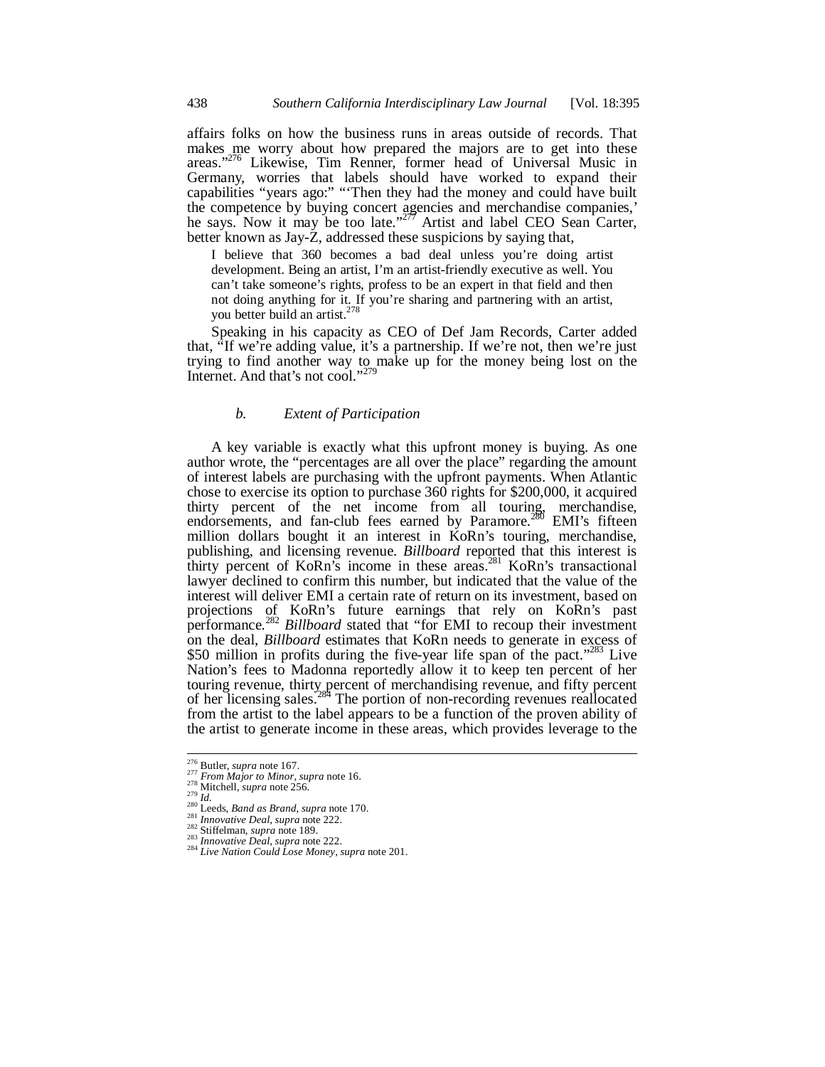affairs folks on how the business runs in areas outside of records. That makes me worry about how prepared the majors are to get into these areas."[276] Likewise, Tim Renner, former head of Universal Music in Germany, worries that labels should have worked to expand their capabilities "years ago:" "'Then they had the money and could have built the competence by buying concert agencies and merchandise companies,' he says. Now it may be too late."[277] Artist and label CEO Sean Carter, better known as Jay-Z, addressed these suspicions by saying that,

> I believe that 360 becomes a bad deal unless you're doing artist development. Being an artist, I'm an artist-friendly executive as well. You can't take someone's rights, profess to be an expert in that field and then not doing anything for it. If you're sharing and partnering with an artist, you better build an artist.[278]

Speaking in his capacity as CEO of Def Jam Records, Carter added that, "If we're adding value, it's a partnership. If we're not, then we're just trying to find another way to make up for the money being lost on the Internet. And that's not cool."[279]

#### *b. Extent of Participation*

A key variable is exactly what this upfront money is buying. As one author wrote, the "percentages are all over the place" regarding the amount of interest labels are purchasing with the upfront payments. When Atlantic chose to exercise its option to purchase 360 rights for $200,000, it acquired thirty percent of the net income from all touring, merchandise, endorsements, and fan-club fees earned by Paramore.[280] EMI's fifteen million dollars bought it an interest in KoRn's touring, merchandise, publishing, and licensing revenue. *Billboard* reported that this interest is thirty percent of KoRn's income in these areas.[281] KoRn's transactional lawyer declined to confirm this number, but indicated that the value of the interest will deliver EMI a certain rate of return on its investment, based on projections of KoRn's future earnings that rely on KoRn's past performance.[282] *Billboard* stated that "for EMI to recoup their investment on the deal, *Billboard* estimates that KoRn needs to generate in excess of $50 million in profits during the five-year life span of the pact."[283] Live Nation's fees to Madonna reportedly allow it to keep ten percent of her touring revenue, thirty percent of merchandising revenue, and fifty percent of her licensing sales.[284] The portion of non-recording revenues reallocated from the artist to the label appears to be a function of the proven ability of the artist to generate income in these areas, which provides leverage to the

---

[276] Butler, *supra* note 167.
[277] *From Major to Minor*, *supra* note 16.
[278] Mitchell, *supra* note 256.
[279] *Id.*
[280] Leeds, *Band as Brand*, *supra* note 170.
[281] *Innovative Deal*, *supra* note 222.
[282] Stiffelman, *supra* note 189.
[283] *Innovative Deal*, *supra* note 222.
[284] *Live Nation Could Lose Money*, *supra* note 201.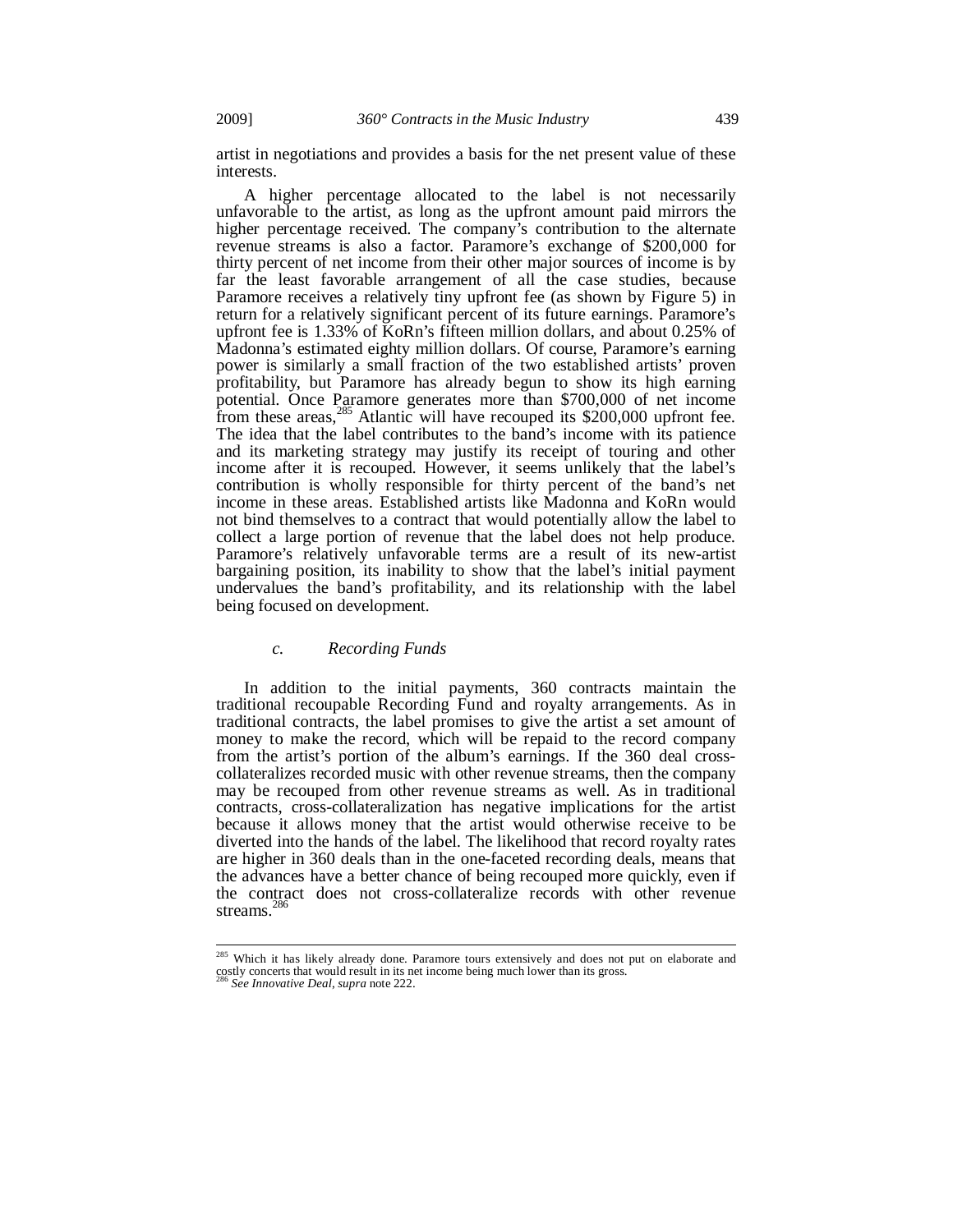artist in negotiations and provides a basis for the net present value of these interests.

A higher percentage allocated to the label is not necessarily unfavorable to the artist, as long as the upfront amount paid mirrors the higher percentage received. The company's contribution to the alternate revenue streams is also a factor. Paramore's exchange of $200,000 for thirty percent of net income from their other major sources of income is by far the least favorable arrangement of all the case studies, because Paramore receives a relatively tiny upfront fee (as shown by Figure 5) in return for a relatively significant percent of its future earnings. Paramore's upfront fee is 1.33% of KoRn's fifteen million dollars, and about 0.25% of Madonna's estimated eighty million dollars. Of course, Paramore's earning power is similarly a small fraction of the two established artists' proven profitability, but Paramore has already begun to show its high earning potential. Once Paramore generates more than $700,000 of net income from these areas,[285] Atlantic will have recouped its $200,000 upfront fee. The idea that the label contributes to the band's income with its patience and its marketing strategy may justify its receipt of touring and other income after it is recouped. However, it seems unlikely that the label's contribution is wholly responsible for thirty percent of the band's net income in these areas. Established artists like Madonna and KoRn would not bind themselves to a contract that would potentially allow the label to collect a large portion of revenue that the label does not help produce. Paramore's relatively unfavorable terms are a result of its new-artist bargaining position, its inability to show that the label's initial payment undervalues the band's profitability, and its relationship with the label being focused on development.

#### *c. Recording Funds*

In addition to the initial payments, 360 contracts maintain the traditional recoupable Recording Fund and royalty arrangements. As in traditional contracts, the label promises to give the artist a set amount of money to make the record, which will be repaid to the record company from the artist's portion of the album's earnings. If the 360 deal cross-collateralizes recorded music with other revenue streams, then the company may be recouped from other revenue streams as well. As in traditional contracts, cross-collateralization has negative implications for the artist because it allows money that the artist would otherwise receive to be diverted into the hands of the label. The likelihood that record royalty rates are higher in 360 deals than in the one-faceted recording deals, means that the advances have a better chance of being recouped more quickly, even if the contract does not cross-collateralize records with other revenue streams.[286]

---

[285] Which it has likely already done. Paramore tours extensively and does not put on elaborate and costly concerts that would result in its net income being much lower than its gross.

[286] *See Innovative Deal*, *supra* note 222.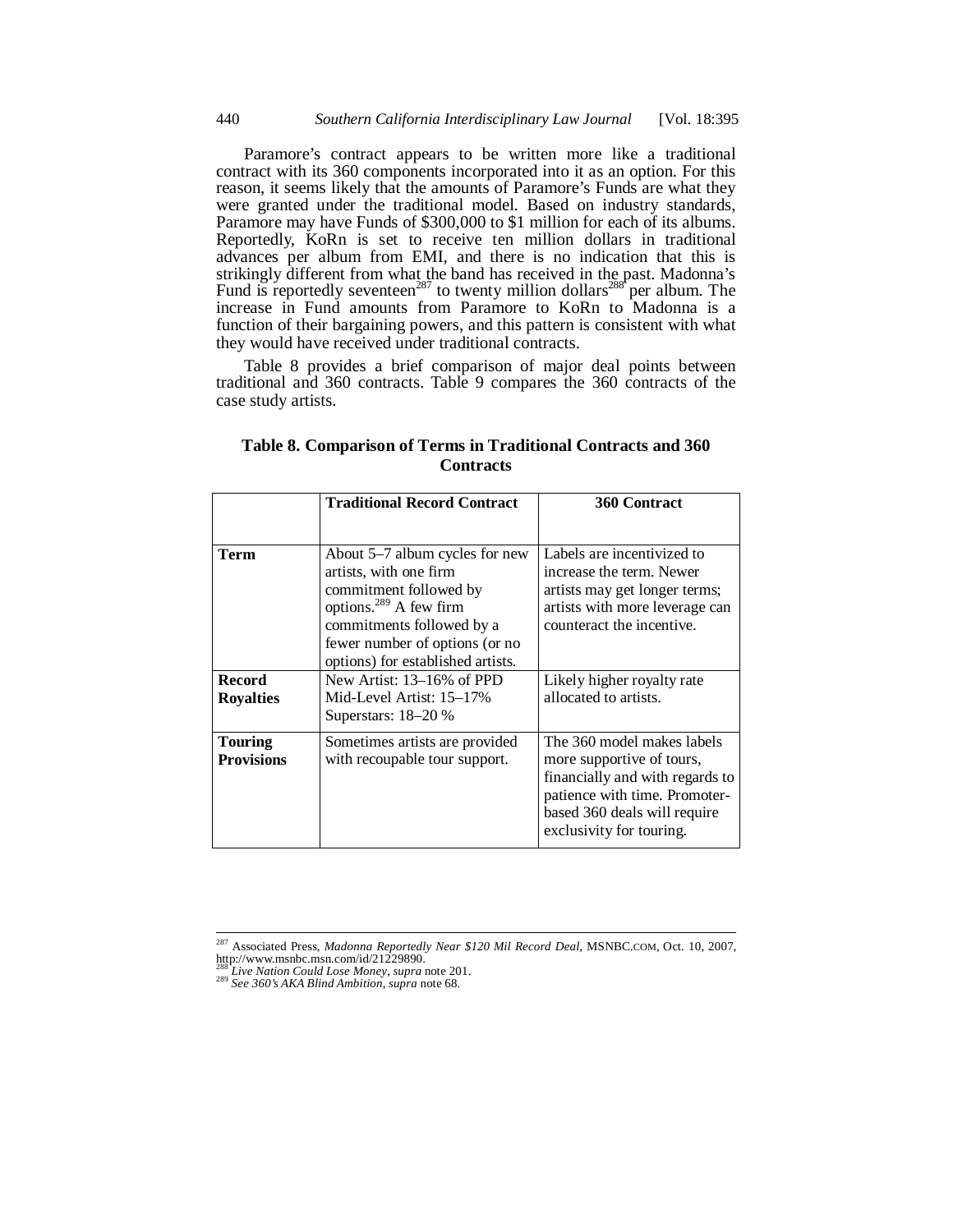Paramore's contract appears to be written more like a traditional contract with its 360 components incorporated into it as an option. For this reason, it seems likely that the amounts of Paramore's Funds are what they were granted under the traditional model. Based on industry standards, Paramore may have Funds of $300,000 to $1 million for each of its albums. Reportedly, KoRn is set to receive ten million dollars in traditional advances per album from EMI, and there is no indication that this is strikingly different from what the band has received in the past. Madonna's Fund is reportedly seventeen[287] to twenty million dollars[288] per album. The increase in Fund amounts from Paramore to KoRn to Madonna is a function of their bargaining powers, and this pattern is consistent with what they would have received under traditional contracts.

Table 8 provides a brief comparison of major deal points between traditional and 360 contracts. Table 9 compares the 360 contracts of the case study artists.

**Table 8. Comparison of Terms in Traditional Contracts and 360 Contracts**

| | **Traditional Record Contract** | **360 Contract** |
|---|---|---|
| **Term** | About 5–7 album cycles for new artists, with one firm commitment followed by options.[289] A few firm commitments followed by a fewer number of options (or no options) for established artists. | Labels are incentivized to increase the term. Newer artists may get longer terms; artists with more leverage can counteract the incentive. |
| **Record Royalties** | New Artist: 13–16% of PPD<br>Mid-Level Artist: 15–17%<br>Superstars: 18–20 % | Likely higher royalty rate allocated to artists. |
| **Touring Provisions** | Sometimes artists are provided with recoupable tour support. | The 360 model makes labels more supportive of tours, financially and with regards to patience with time. Promoter-based 360 deals will require exclusivity for touring. |

---

[287] Associated Press, *Madonna Reportedly Near $120 Mil Record Deal*, MSNBC.COM, Oct. 10, 2007, http://www.msnbc.msn.com/id/21229890.

[288] *Live Nation Could Lose Money*, *supra* note 201.

[289] *See 360's AKA Blind Ambition*, *supra* note 68.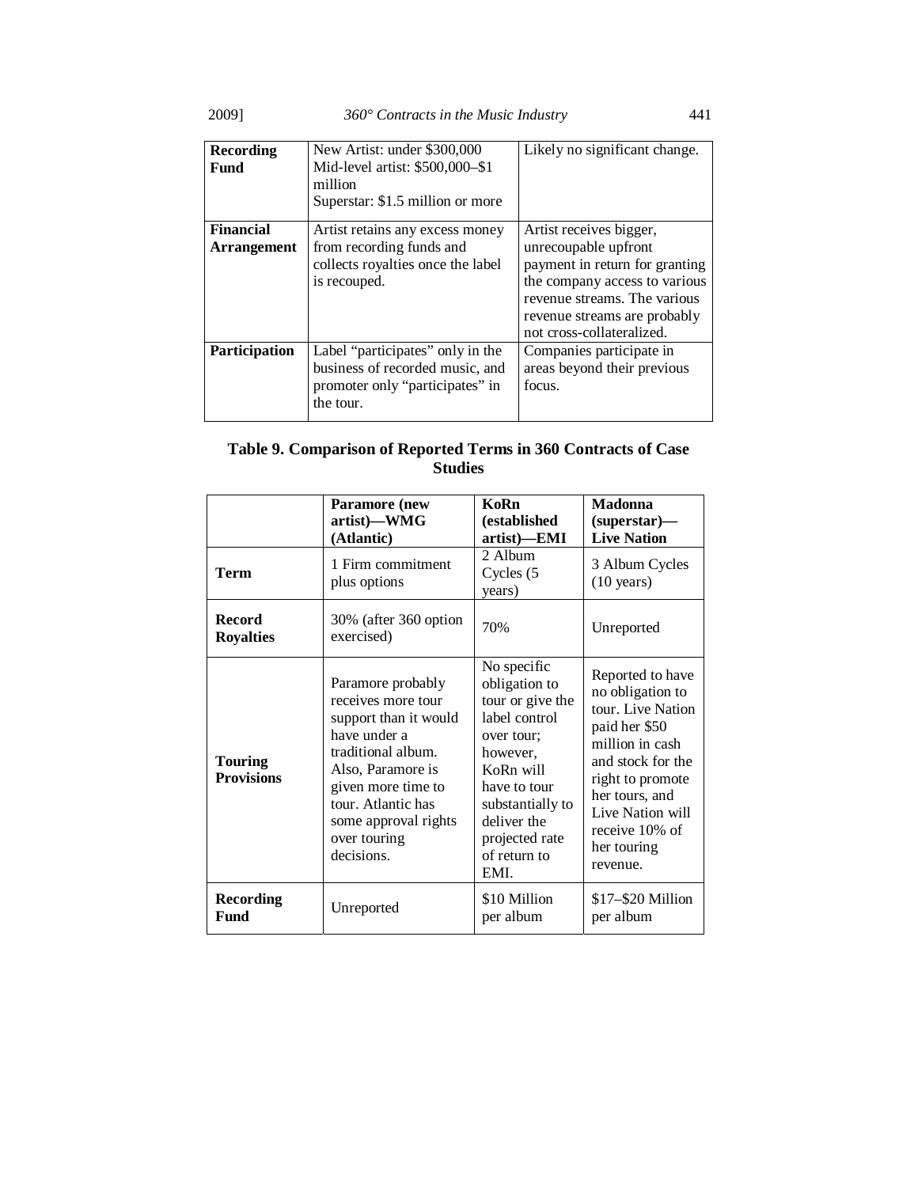| | | |
|---|---|---|
| **Recording Fund** | New Artist: under $300,000<br>Mid-level artist: $500,000–$1 million<br>Superstar: $1.5 million or more | Likely no significant change. |
| **Financial Arrangement** | Artist retains any excess money from recording funds and collects royalties once the label is recouped. | Artist receives bigger, unrecoupable upfront payment in return for granting the company access to various revenue streams. The various revenue streams are probably not cross-collateralized. |
| **Participation** | Label "participates" only in the business of recorded music, and promoter only "participates" in the tour. | Companies participate in areas beyond their previous focus. |

**Table 9. Comparison of Reported Terms in 360 Contracts of Case Studies**

| | **Paramore (new artist)—WMG (Atlantic)** | **KoRn (established artist)—EMI** | **Madonna (superstar)—Live Nation** |
|---|---|---|---|
| **Term** | 1 Firm commitment plus options | 2 Album Cycles (5 years) | 3 Album Cycles (10 years) |
| **Record Royalties** | 30% (after 360 option exercised) | 70% | Unreported |
| **Touring Provisions** | Paramore probably receives more tour support than it would have under a traditional album. Also, Paramore is given more time to tour. Atlantic has some approval rights over touring decisions. | No specific obligation to tour or give the label control over tour; however, KoRn will have to tour substantially to deliver the projected rate of return to EMI. | Reported to have no obligation to tour. Live Nation paid her $50 million in cash and stock for the right to promote her tours, and Live Nation will receive 10% of her touring revenue. |
| **Recording Fund** | Unreported | $10 Million per album | $17–$20 Million per album |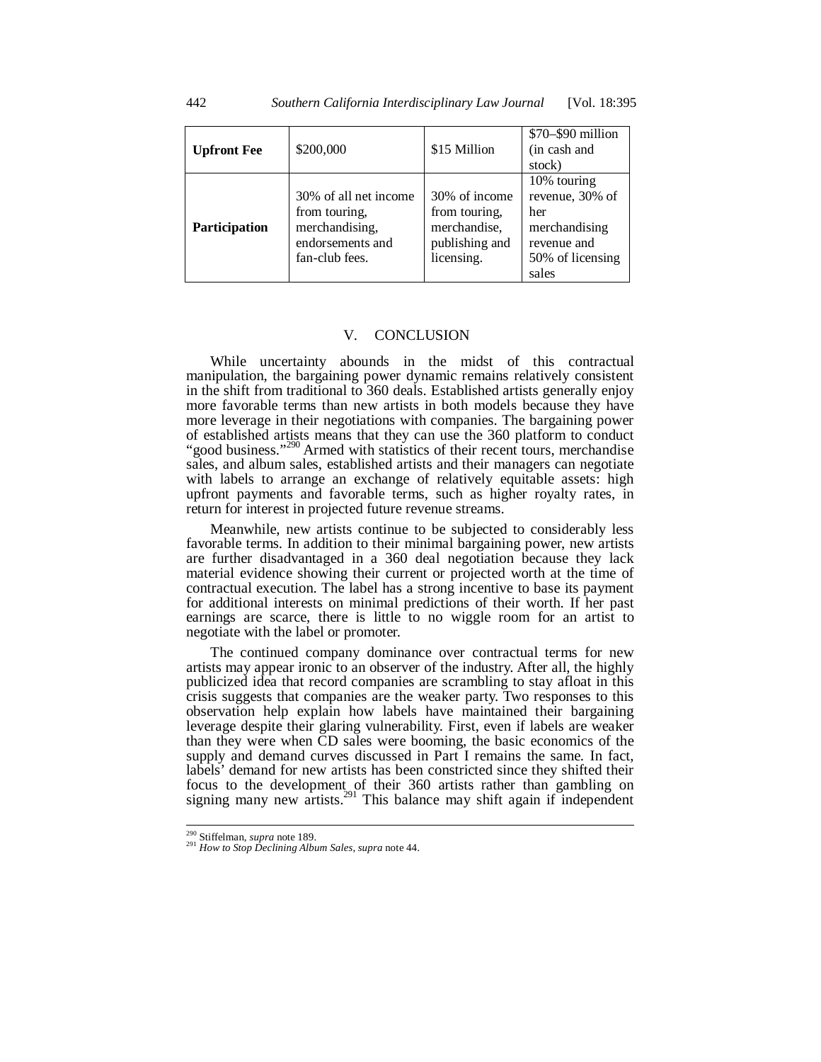| Upfront Fee | $200,000 | $15 Million | $70–$90 million (in cash and stock) |
|---|---|---|---|
| **Participation** | 30% of all net income from touring, merchandising, endorsements and fan-club fees. | 30% of income from touring, merchandise, publishing and licensing. | 10% touring revenue, 30% of her merchandising revenue and 50% of licensing sales |

## V. CONCLUSION

While uncertainty abounds in the midst of this contractual manipulation, the bargaining power dynamic remains relatively consistent in the shift from traditional to 360 deals. Established artists generally enjoy more favorable terms than new artists in both models because they have more leverage in their negotiations with companies. The bargaining power of established artists means that they can use the 360 platform to conduct "good business."[290] Armed with statistics of their recent tours, merchandise sales, and album sales, established artists and their managers can negotiate with labels to arrange an exchange of relatively equitable assets: high upfront payments and favorable terms, such as higher royalty rates, in return for interest in projected future revenue streams.

Meanwhile, new artists continue to be subjected to considerably less favorable terms. In addition to their minimal bargaining power, new artists are further disadvantaged in a 360 deal negotiation because they lack material evidence showing their current or projected worth at the time of contractual execution. The label has a strong incentive to base its payment for additional interests on minimal predictions of their worth. If her past earnings are scarce, there is little to no wiggle room for an artist to negotiate with the label or promoter.

The continued company dominance over contractual terms for new artists may appear ironic to an observer of the industry. After all, the highly publicized idea that record companies are scrambling to stay afloat in this crisis suggests that companies are the weaker party. Two responses to this observation help explain how labels have maintained their bargaining leverage despite their glaring vulnerability. First, even if labels are weaker than they were when CD sales were booming, the basic economics of the supply and demand curves discussed in Part I remains the same. In fact, labels' demand for new artists has been constricted since they shifted their focus to the development of their 360 artists rather than gambling on signing many new artists.[291] This balance may shift again if independent

---

[290] Stiffelman, *supra* note 189.

[291] *How to Stop Declining Album Sales*, *supra* note 44.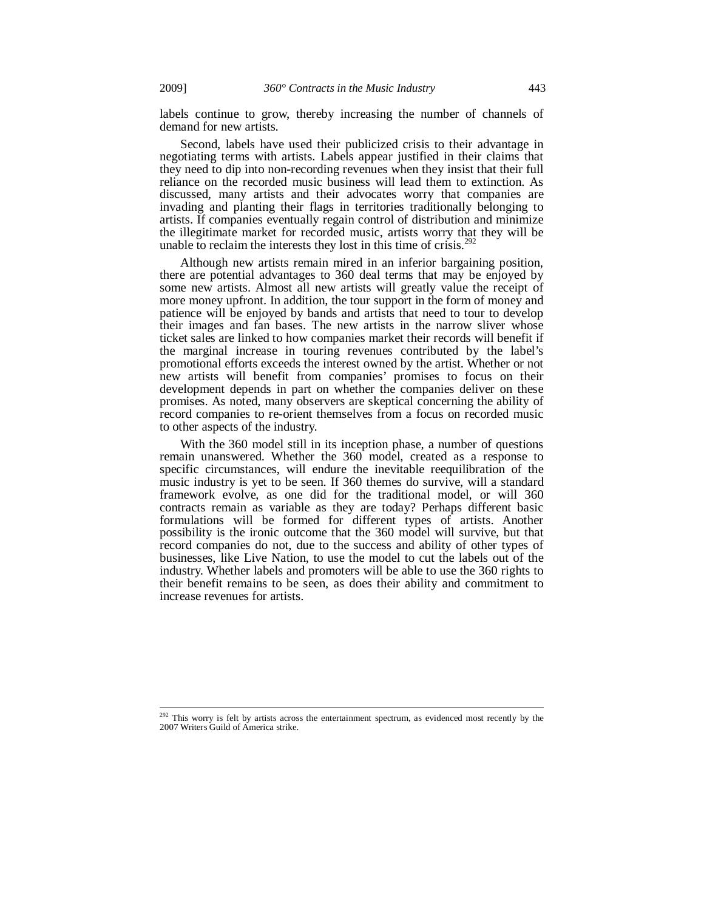labels continue to grow, thereby increasing the number of channels of demand for new artists.

Second, labels have used their publicized crisis to their advantage in negotiating terms with artists. Labels appear justified in their claims that they need to dip into non-recording revenues when they insist that their full reliance on the recorded music business will lead them to extinction. As discussed, many artists and their advocates worry that companies are invading and planting their flags in territories traditionally belonging to artists. If companies eventually regain control of distribution and minimize the illegitimate market for recorded music, artists worry that they will be unable to reclaim the interests they lost in this time of crisis.[292]

Although new artists remain mired in an inferior bargaining position, there are potential advantages to 360 deal terms that may be enjoyed by some new artists. Almost all new artists will greatly value the receipt of more money upfront. In addition, the tour support in the form of money and patience will be enjoyed by bands and artists that need to tour to develop their images and fan bases. The new artists in the narrow sliver whose ticket sales are linked to how companies market their records will benefit if the marginal increase in touring revenues contributed by the label's promotional efforts exceeds the interest owned by the artist. Whether or not new artists will benefit from companies' promises to focus on their development depends in part on whether the companies deliver on these promises. As noted, many observers are skeptical concerning the ability of record companies to re-orient themselves from a focus on recorded music to other aspects of the industry.

With the 360 model still in its inception phase, a number of questions remain unanswered. Whether the 360 model, created as a response to specific circumstances, will endure the inevitable reequilibration of the music industry is yet to be seen. If 360 themes do survive, will a standard framework evolve, as one did for the traditional model, or will 360 contracts remain as variable as they are today? Perhaps different basic formulations will be formed for different types of artists. Another possibility is the ironic outcome that the 360 model will survive, but that record companies do not, due to the success and ability of other types of businesses, like Live Nation, to use the model to cut the labels out of the industry. Whether labels and promoters will be able to use the 360 rights to their benefit remains to be seen, as does their ability and commitment to increase revenues for artists.

---

[292] This worry is felt by artists across the entertainment spectrum, as evidenced most recently by the 2007 Writers Guild of America strike.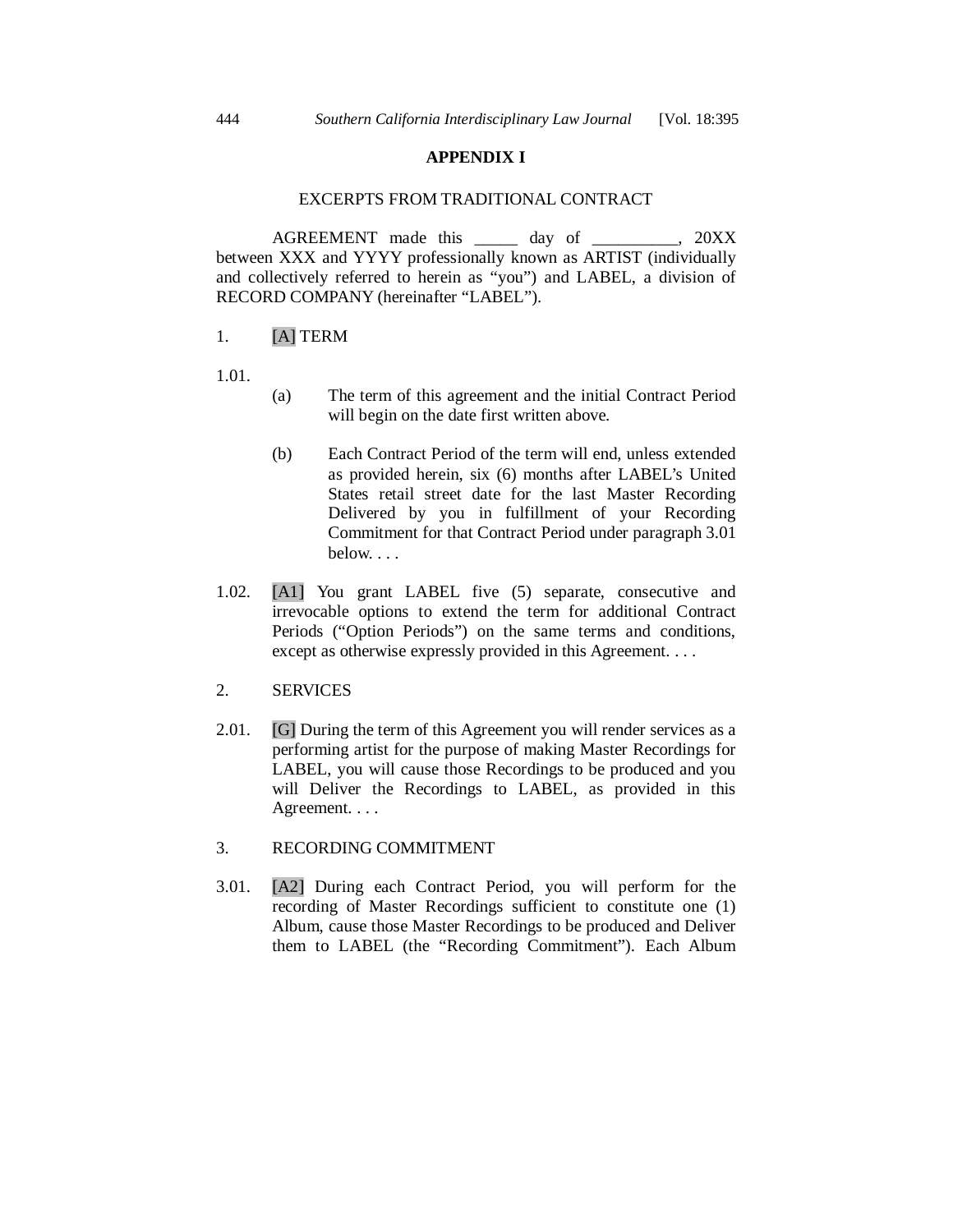## APPENDIX I

EXCERPTS FROM TRADITIONAL CONTRACT

AGREEMENT made this _____ day of __________, 20XX between XXX and YYYY professionally known as ARTIST (individually and collectively referred to herein as "you") and LABEL, a division of RECORD COMPANY (hereinafter "LABEL").

1. [A] TERM

1.01.

(a) The term of this agreement and the initial Contract Period will begin on the date first written above.

(b) Each Contract Period of the term will end, unless extended as provided herein, six (6) months after LABEL's United States retail street date for the last Master Recording Delivered by you in fulfillment of your Recording Commitment for that Contract Period under paragraph 3.01 below. . . .

1.02. [A1] You grant LABEL five (5) separate, consecutive and irrevocable options to extend the term for additional Contract Periods ("Option Periods") on the same terms and conditions, except as otherwise expressly provided in this Agreement. . . .

2. SERVICES

2.01. [G] During the term of this Agreement you will render services as a performing artist for the purpose of making Master Recordings for LABEL, you will cause those Recordings to be produced and you will Deliver the Recordings to LABEL, as provided in this Agreement. . . .

3. RECORDING COMMITMENT

3.01. [A2] During each Contract Period, you will perform for the recording of Master Recordings sufficient to constitute one (1) Album, cause those Master Recordings to be produced and Deliver them to LABEL (the "Recording Commitment"). Each Album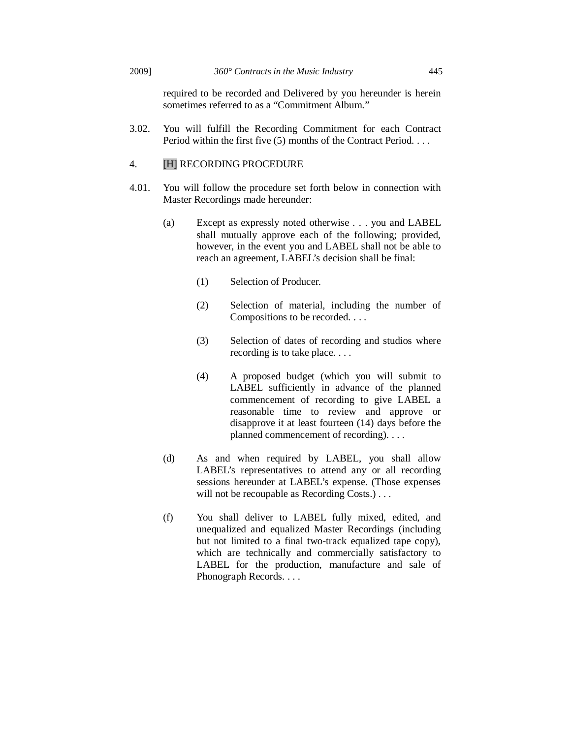required to be recorded and Delivered by you hereunder is herein sometimes referred to as a "Commitment Album."

3.02. You will fulfill the Recording Commitment for each Contract Period within the first five (5) months of the Contract Period. . . .

4. [H] RECORDING PROCEDURE

4.01. You will follow the procedure set forth below in connection with Master Recordings made hereunder:

(a) Except as expressly noted otherwise . . . you and LABEL shall mutually approve each of the following; provided, however, in the event you and LABEL shall not be able to reach an agreement, LABEL's decision shall be final:

(1) Selection of Producer.

(2) Selection of material, including the number of Compositions to be recorded. . . .

(3) Selection of dates of recording and studios where recording is to take place. . . .

(4) A proposed budget (which you will submit to LABEL sufficiently in advance of the planned commencement of recording to give LABEL a reasonable time to review and approve or disapprove it at least fourteen (14) days before the planned commencement of recording). . . .

(d) As and when required by LABEL, you shall allow LABEL's representatives to attend any or all recording sessions hereunder at LABEL's expense. (Those expenses will not be recoupable as Recording Costs.) . . .

(f) You shall deliver to LABEL fully mixed, edited, and unequalized and equalized Master Recordings (including but not limited to a final two-track equalized tape copy), which are technically and commercially satisfactory to LABEL for the production, manufacture and sale of Phonograph Records. . . .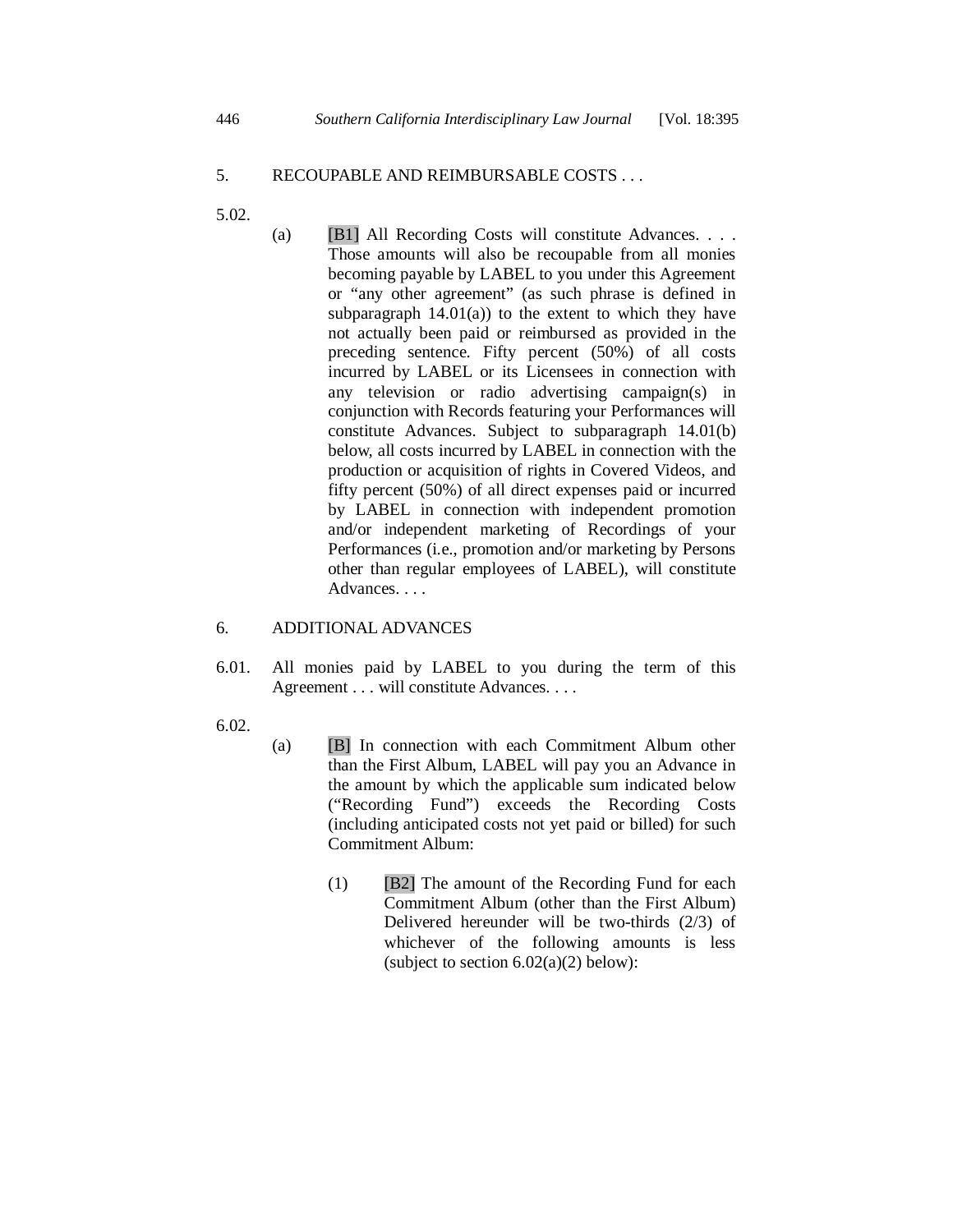5. RECOUPABLE AND REIMBURSABLE COSTS . . .

5.02.

(a) [B1] All Recording Costs will constitute Advances. . . . Those amounts will also be recoupable from all monies becoming payable by LABEL to you under this Agreement or "any other agreement" (as such phrase is defined in subparagraph 14.01(a)) to the extent to which they have not actually been paid or reimbursed as provided in the preceding sentence. Fifty percent (50%) of all costs incurred by LABEL or its Licensees in connection with any television or radio advertising campaign(s) in conjunction with Records featuring your Performances will constitute Advances. Subject to subparagraph 14.01(b) below, all costs incurred by LABEL in connection with the production or acquisition of rights in Covered Videos, and fifty percent (50%) of all direct expenses paid or incurred by LABEL in connection with independent promotion and/or independent marketing of Recordings of your Performances (i.e., promotion and/or marketing by Persons other than regular employees of LABEL), will constitute Advances. . . .

6. ADDITIONAL ADVANCES

6.01. All monies paid by LABEL to you during the term of this Agreement . . . will constitute Advances. . . .

6.02.

(a) [B] In connection with each Commitment Album other than the First Album, LABEL will pay you an Advance in the amount by which the applicable sum indicated below ("Recording Fund") exceeds the Recording Costs (including anticipated costs not yet paid or billed) for such Commitment Album:

(1) [B2] The amount of the Recording Fund for each Commitment Album (other than the First Album) Delivered hereunder will be two-thirds (2/3) of whichever of the following amounts is less (subject to section 6.02(a)(2) below):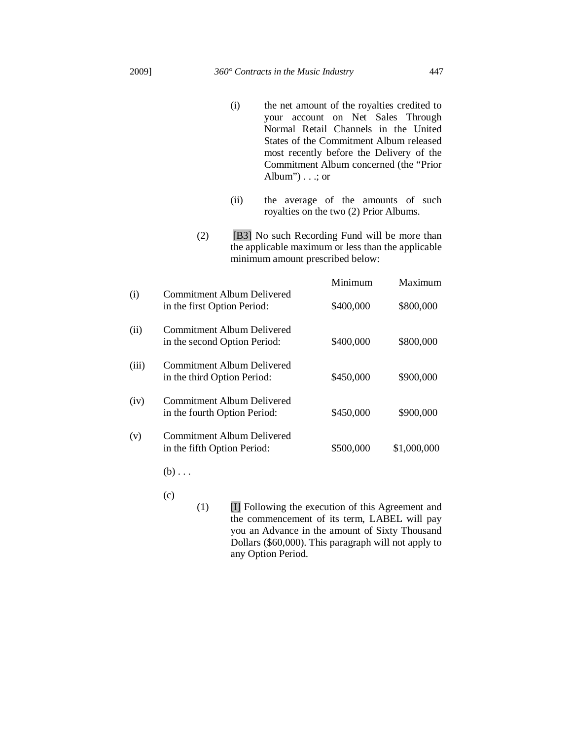(i) the net amount of the royalties credited to your account on Net Sales Through Normal Retail Channels in the United States of the Commitment Album released most recently before the Delivery of the Commitment Album concerned (the "Prior Album") . . .; or

(ii) the average of the amounts of such royalties on the two (2) Prior Albums.

(2) [B3] No such Recording Fund will be more than the applicable maximum or less than the applicable minimum amount prescribed below:

| | | Minimum | Maximum |
|---|---|---|---|
| (i) | Commitment Album Delivered in the first Option Period: | $400,000 | $800,000 |
| (ii) | Commitment Album Delivered in the second Option Period: | $400,000 | $800,000 |
| (iii) | Commitment Album Delivered in the third Option Period: | $450,000 | $900,000 |
| (iv) | Commitment Album Delivered in the fourth Option Period: | $450,000 | $900,000 |
| (v) | Commitment Album Delivered in the fifth Option Period: | $500,000 | $1,000,000 |

(b) . . .

(c)

(1) [I] Following the execution of this Agreement and the commencement of its term, LABEL will pay you an Advance in the amount of Sixty Thousand Dollars ($60,000). This paragraph will not apply to any Option Period.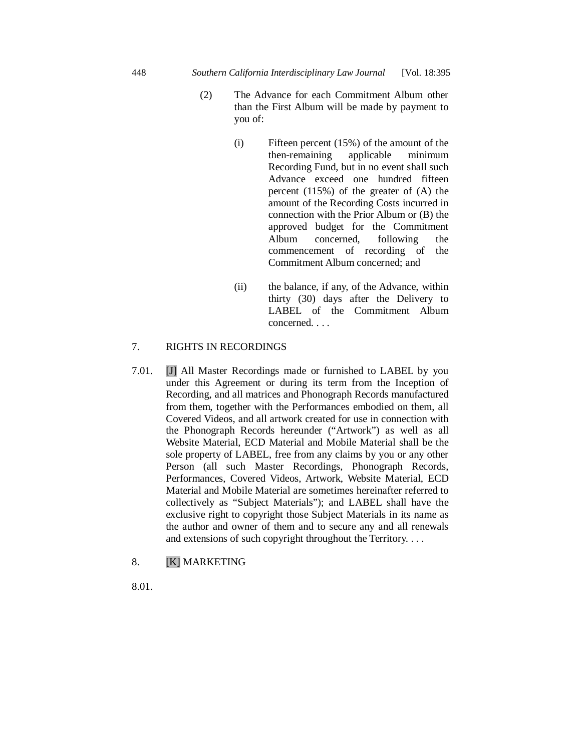(2) The Advance for each Commitment Album other than the First Album will be made by payment to you of:

(i) Fifteen percent (15%) of the amount of the then-remaining applicable minimum Recording Fund, but in no event shall such Advance exceed one hundred fifteen percent (115%) of the greater of (A) the amount of the Recording Costs incurred in connection with the Prior Album or (B) the approved budget for the Commitment Album concerned, following the commencement of recording of the Commitment Album concerned; and

(ii) the balance, if any, of the Advance, within thirty (30) days after the Delivery to LABEL of the Commitment Album concerned. . . .

7. RIGHTS IN RECORDINGS

7.01. [J] All Master Recordings made or furnished to LABEL by you under this Agreement or during its term from the Inception of Recording, and all matrices and Phonograph Records manufactured from them, together with the Performances embodied on them, all Covered Videos, and all artwork created for use in connection with the Phonograph Records hereunder ("Artwork") as well as all Website Material, ECD Material and Mobile Material shall be the sole property of LABEL, free from any claims by you or any other Person (all such Master Recordings, Phonograph Records, Performances, Covered Videos, Artwork, Website Material, ECD Material and Mobile Material are sometimes hereinafter referred to collectively as "Subject Materials"); and LABEL shall have the exclusive right to copyright those Subject Materials in its name as the author and owner of them and to secure any and all renewals and extensions of such copyright throughout the Territory. . . .

8. [K] MARKETING

8.01.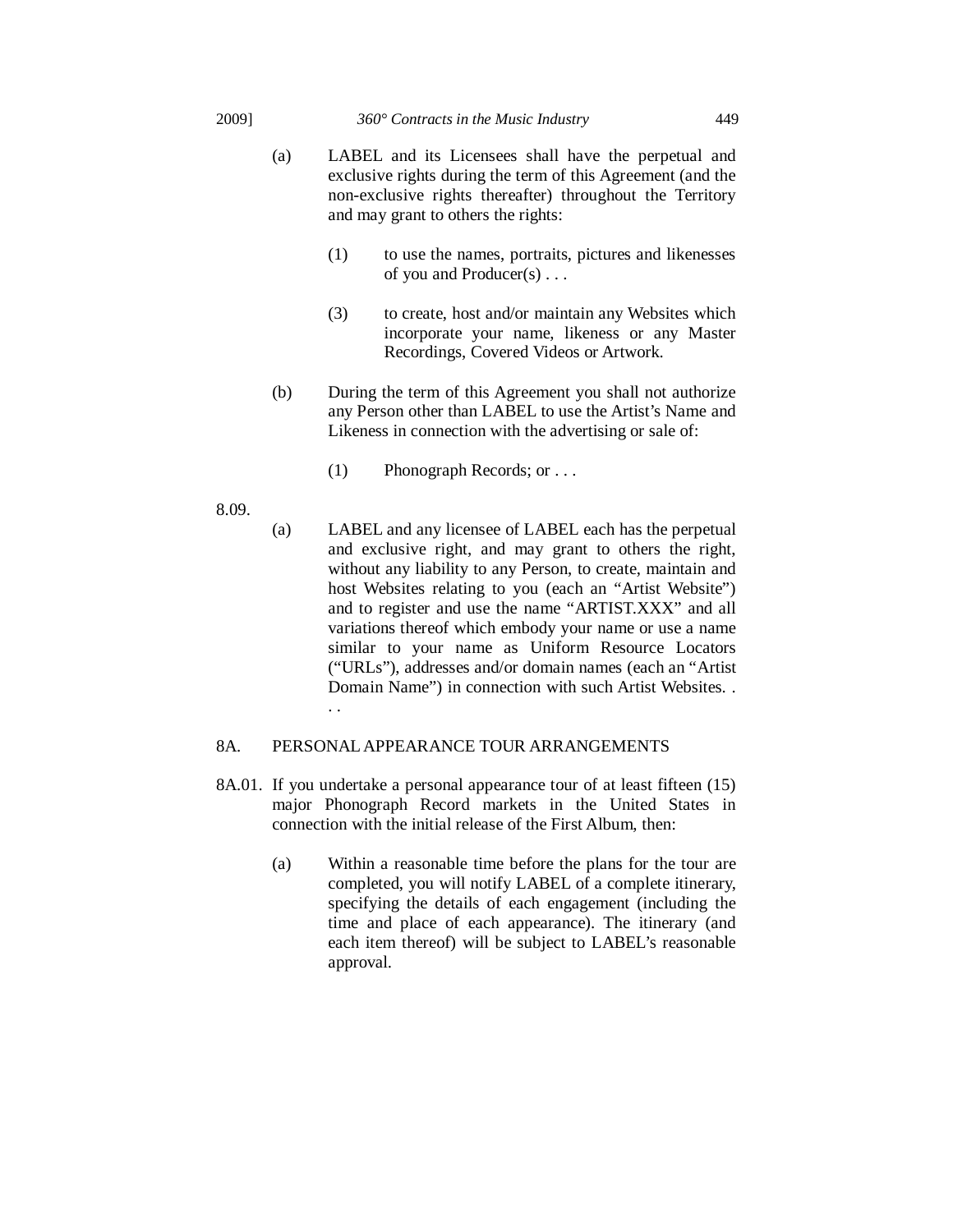(a) LABEL and its Licensees shall have the perpetual and exclusive rights during the term of this Agreement (and the non-exclusive rights thereafter) throughout the Territory and may grant to others the rights:

  (1) to use the names, portraits, pictures and likenesses of you and Producer(s) . . .

  (3) to create, host and/or maintain any Websites which incorporate your name, likeness or any Master Recordings, Covered Videos or Artwork.

(b) During the term of this Agreement you shall not authorize any Person other than LABEL to use the Artist's Name and Likeness in connection with the advertising or sale of:

  (1) Phonograph Records; or . . .

8.09.

(a) LABEL and any licensee of LABEL each has the perpetual and exclusive right, and may grant to others the right, without any liability to any Person, to create, maintain and host Websites relating to you (each an "Artist Website") and to register and use the name "ARTIST.XXX" and all variations thereof which embody your name or use a name similar to your name as Uniform Resource Locators ("URLs"), addresses and/or domain names (each an "Artist Domain Name") in connection with such Artist Websites. . . .

8A. PERSONAL APPEARANCE TOUR ARRANGEMENTS

8A.01. If you undertake a personal appearance tour of at least fifteen (15) major Phonograph Record markets in the United States in connection with the initial release of the First Album, then:

(a) Within a reasonable time before the plans for the tour are completed, you will notify LABEL of a complete itinerary, specifying the details of each engagement (including the time and place of each appearance). The itinerary (and each item thereof) will be subject to LABEL's reasonable approval.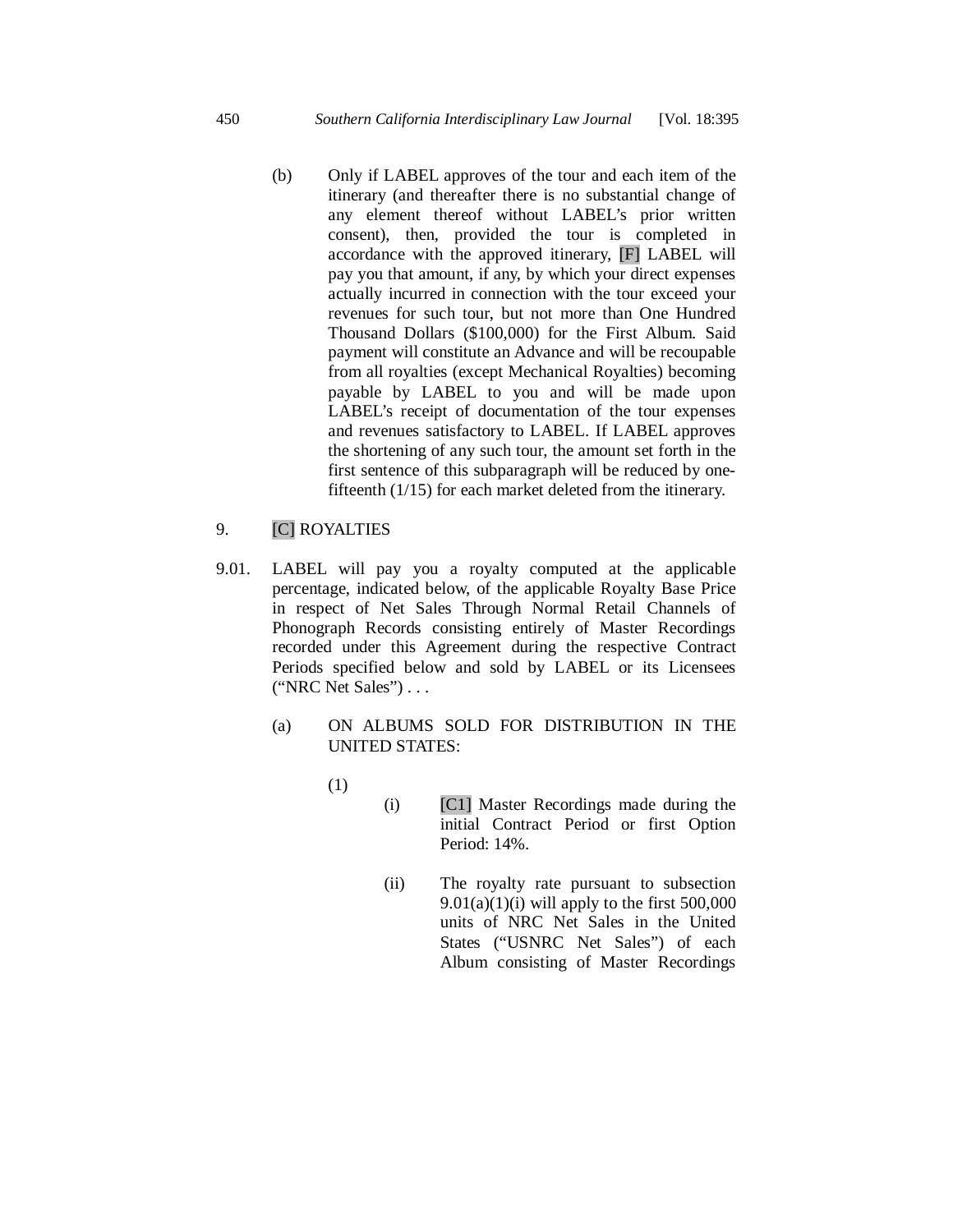(b) Only if LABEL approves of the tour and each item of the itinerary (and thereafter there is no substantial change of any element thereof without LABEL's prior written consent), then, provided the tour is completed in accordance with the approved itinerary, [F] LABEL will pay you that amount, if any, by which your direct expenses actually incurred in connection with the tour exceed your revenues for such tour, but not more than One Hundred Thousand Dollars ($100,000) for the First Album. Said payment will constitute an Advance and will be recoupable from all royalties (except Mechanical Royalties) becoming payable by LABEL to you and will be made upon LABEL's receipt of documentation of the tour expenses and revenues satisfactory to LABEL. If LABEL approves the shortening of any such tour, the amount set forth in the first sentence of this subparagraph will be reduced by one-fifteenth (1/15) for each market deleted from the itinerary.

9. [C] ROYALTIES

9.01. LABEL will pay you a royalty computed at the applicable percentage, indicated below, of the applicable Royalty Base Price in respect of Net Sales Through Normal Retail Channels of Phonograph Records consisting entirely of Master Recordings recorded under this Agreement during the respective Contract Periods specified below and sold by LABEL or its Licensees ("NRC Net Sales") . . .

(a) ON ALBUMS SOLD FOR DISTRIBUTION IN THE UNITED STATES:

(1)

(i) [C1] Master Recordings made during the initial Contract Period or first Option Period: 14%.

(ii) The royalty rate pursuant to subsection 9.01(a)(1)(i) will apply to the first 500,000 units of NRC Net Sales in the United States ("USNRC Net Sales") of each Album consisting of Master Recordings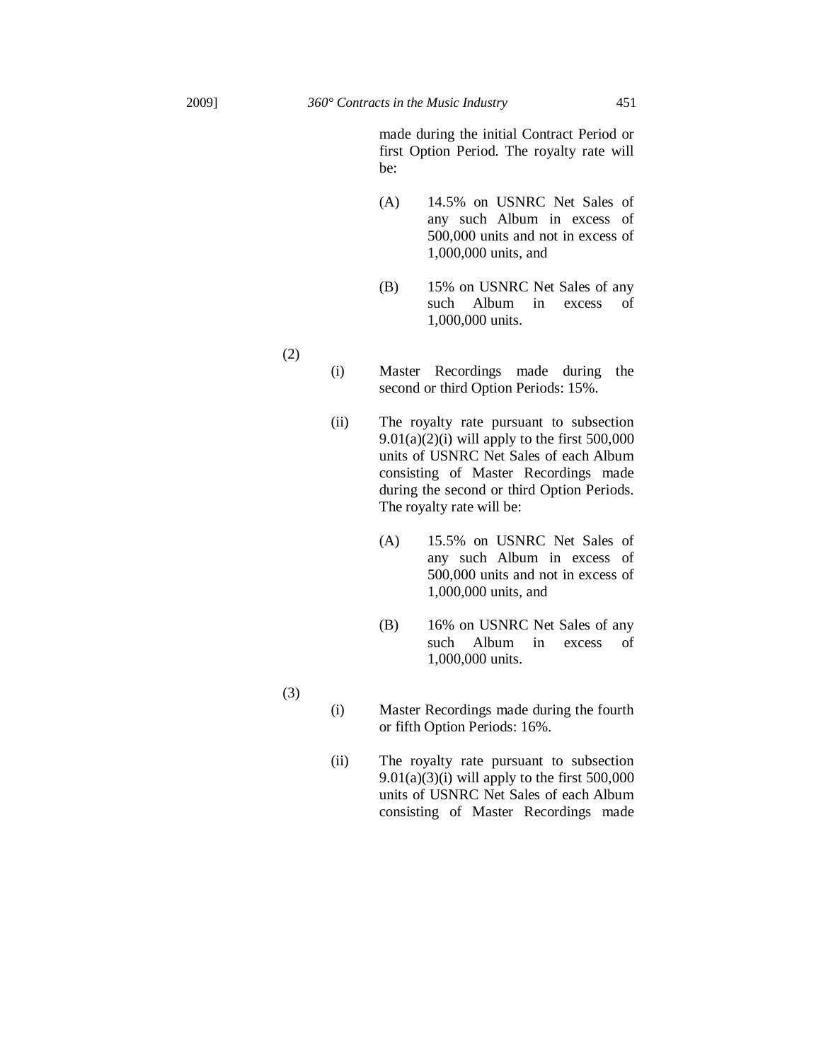made during the initial Contract Period or first Option Period. The royalty rate will be:

(A) 14.5% on USNRC Net Sales of any such Album in excess of 500,000 units and not in excess of 1,000,000 units, and

(B) 15% on USNRC Net Sales of any such Album in excess of 1,000,000 units.

(2)

(i) Master Recordings made during the second or third Option Periods: 15%.

(ii) The royalty rate pursuant to subsection 9.01(a)(2)(i) will apply to the first 500,000 units of USNRC Net Sales of each Album consisting of Master Recordings made during the second or third Option Periods. The royalty rate will be:

(A) 15.5% on USNRC Net Sales of any such Album in excess of 500,000 units and not in excess of 1,000,000 units, and

(B) 16% on USNRC Net Sales of any such Album in excess of 1,000,000 units.

(3)

(i) Master Recordings made during the fourth or fifth Option Periods: 16%.

(ii) The royalty rate pursuant to subsection 9.01(a)(3)(i) will apply to the first 500,000 units of USNRC Net Sales of each Album consisting of Master Recordings made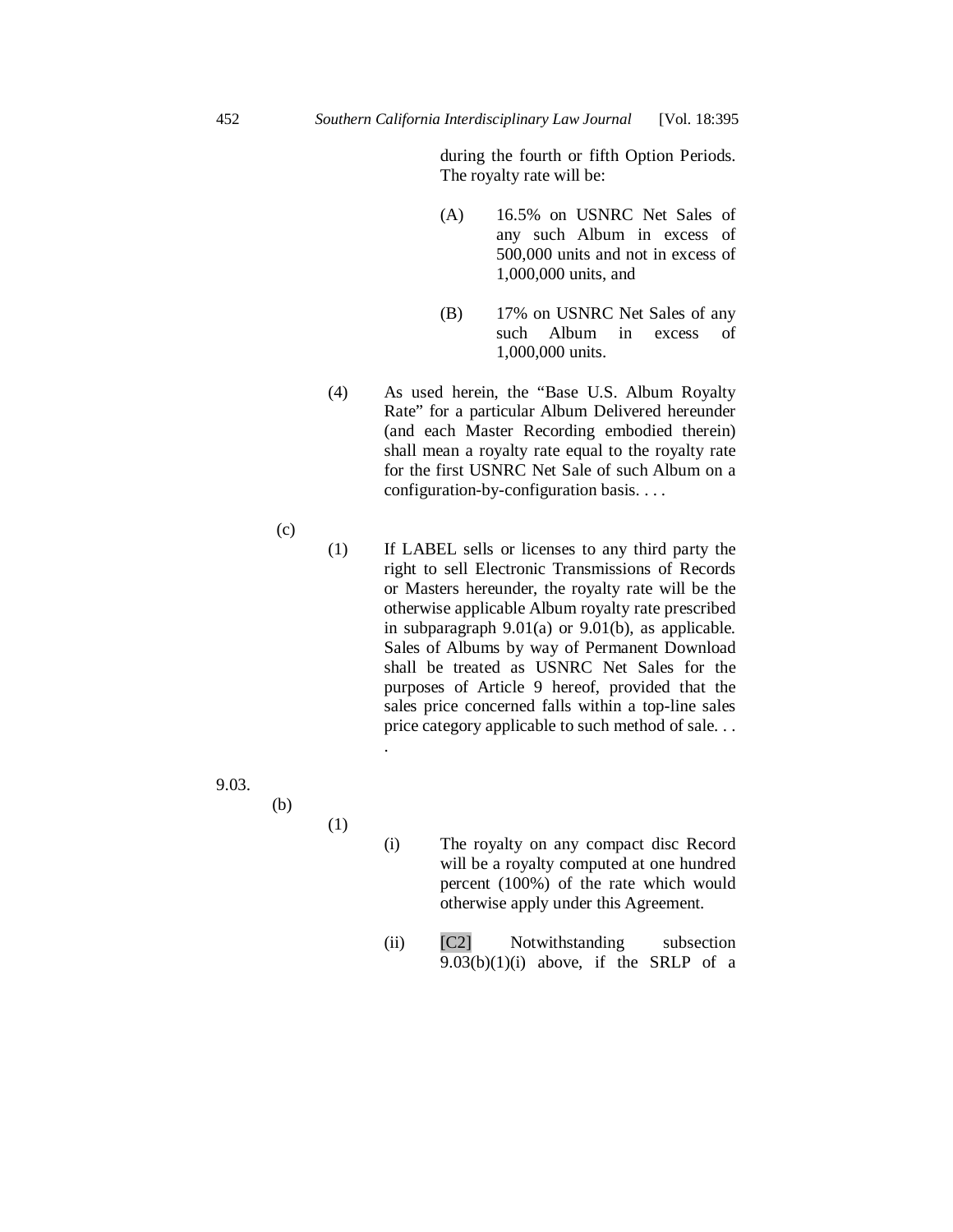during the fourth or fifth Option Periods. The royalty rate will be:

(A) 16.5% on USNRC Net Sales of any such Album in excess of 500,000 units and not in excess of 1,000,000 units, and

(B) 17% on USNRC Net Sales of any such Album in excess of 1,000,000 units.

(4) As used herein, the "Base U.S. Album Royalty Rate" for a particular Album Delivered hereunder (and each Master Recording embodied therein) shall mean a royalty rate equal to the royalty rate for the first USNRC Net Sale of such Album on a configuration-by-configuration basis. . . .

(c)

(1) If LABEL sells or licenses to any third party the right to sell Electronic Transmissions of Records or Masters hereunder, the royalty rate will be the otherwise applicable Album royalty rate prescribed in subparagraph 9.01(a) or 9.01(b), as applicable. Sales of Albums by way of Permanent Download shall be treated as USNRC Net Sales for the purposes of Article 9 hereof, provided that the sales price concerned falls within a top-line sales price category applicable to such method of sale. . . .

9.03.

(b)

(1)

(i) The royalty on any compact disc Record will be a royalty computed at one hundred percent (100%) of the rate which would otherwise apply under this Agreement.

(ii) [C2] Notwithstanding subsection 9.03(b)(1)(i) above, if the SRLP of a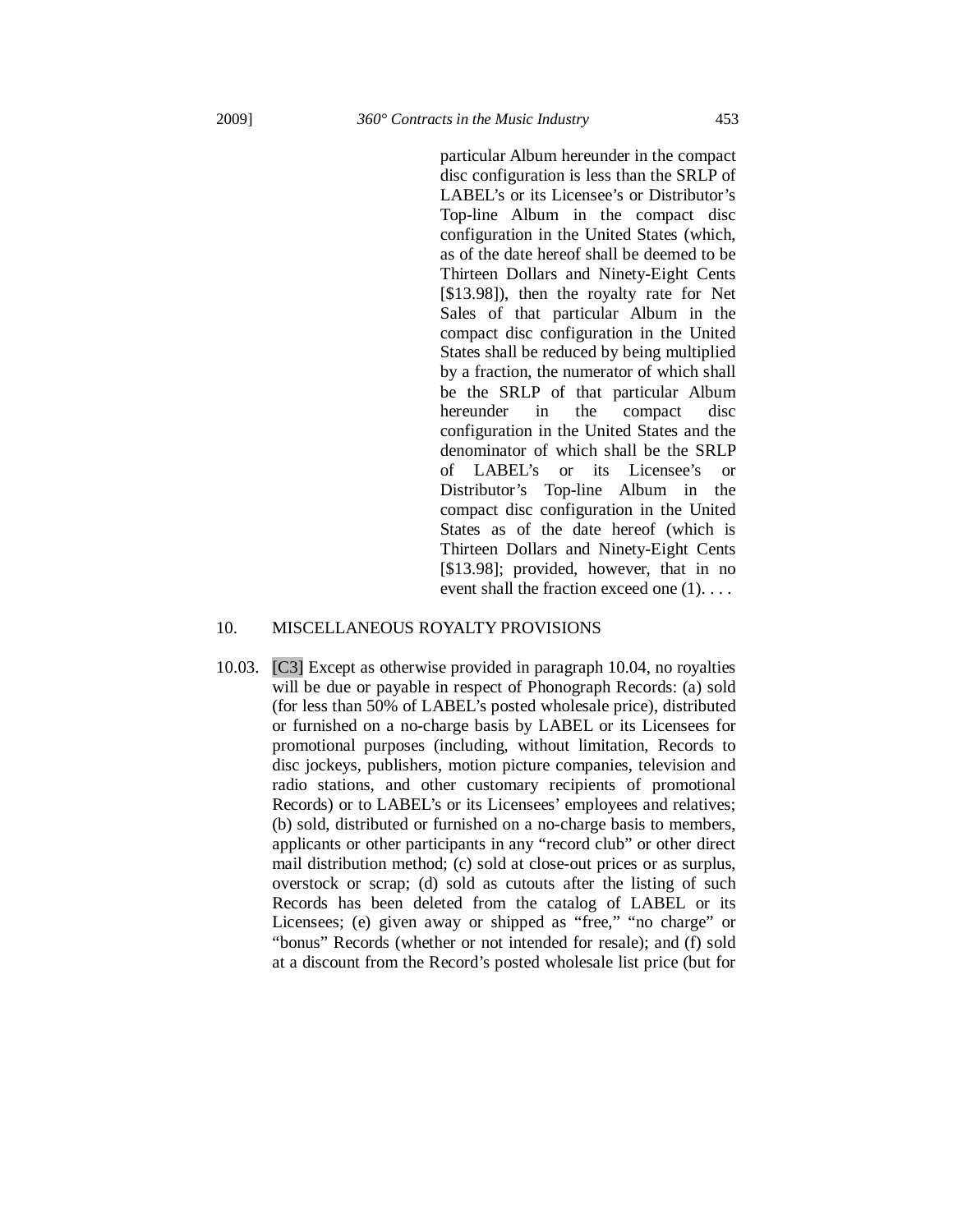particular Album hereunder in the compact disc configuration is less than the SRLP of LABEL's or its Licensee's or Distributor's Top-line Album in the compact disc configuration in the United States (which, as of the date hereof shall be deemed to be Thirteen Dollars and Ninety-Eight Cents [$13.98]), then the royalty rate for Net Sales of that particular Album in the compact disc configuration in the United States shall be reduced by being multiplied by a fraction, the numerator of which shall be the SRLP of that particular Album hereunder in the compact disc configuration in the United States and the denominator of which shall be the SRLP of LABEL's or its Licensee's or Distributor's Top-line Album in the compact disc configuration in the United States as of the date hereof (which is Thirteen Dollars and Ninety-Eight Cents [$13.98]; provided, however, that in no event shall the fraction exceed one (1). . . .

10. MISCELLANEOUS ROYALTY PROVISIONS

10.03. [C3] Except as otherwise provided in paragraph 10.04, no royalties will be due or payable in respect of Phonograph Records: (a) sold (for less than 50% of LABEL's posted wholesale price), distributed or furnished on a no-charge basis by LABEL or its Licensees for promotional purposes (including, without limitation, Records to disc jockeys, publishers, motion picture companies, television and radio stations, and other customary recipients of promotional Records) or to LABEL's or its Licensees' employees and relatives; (b) sold, distributed or furnished on a no-charge basis to members, applicants or other participants in any "record club" or other direct mail distribution method; (c) sold at close-out prices or as surplus, overstock or scrap; (d) sold as cutouts after the listing of such Records has been deleted from the catalog of LABEL or its Licensees; (e) given away or shipped as "free," "no charge" or "bonus" Records (whether or not intended for resale); and (f) sold at a discount from the Record's posted wholesale list price (but for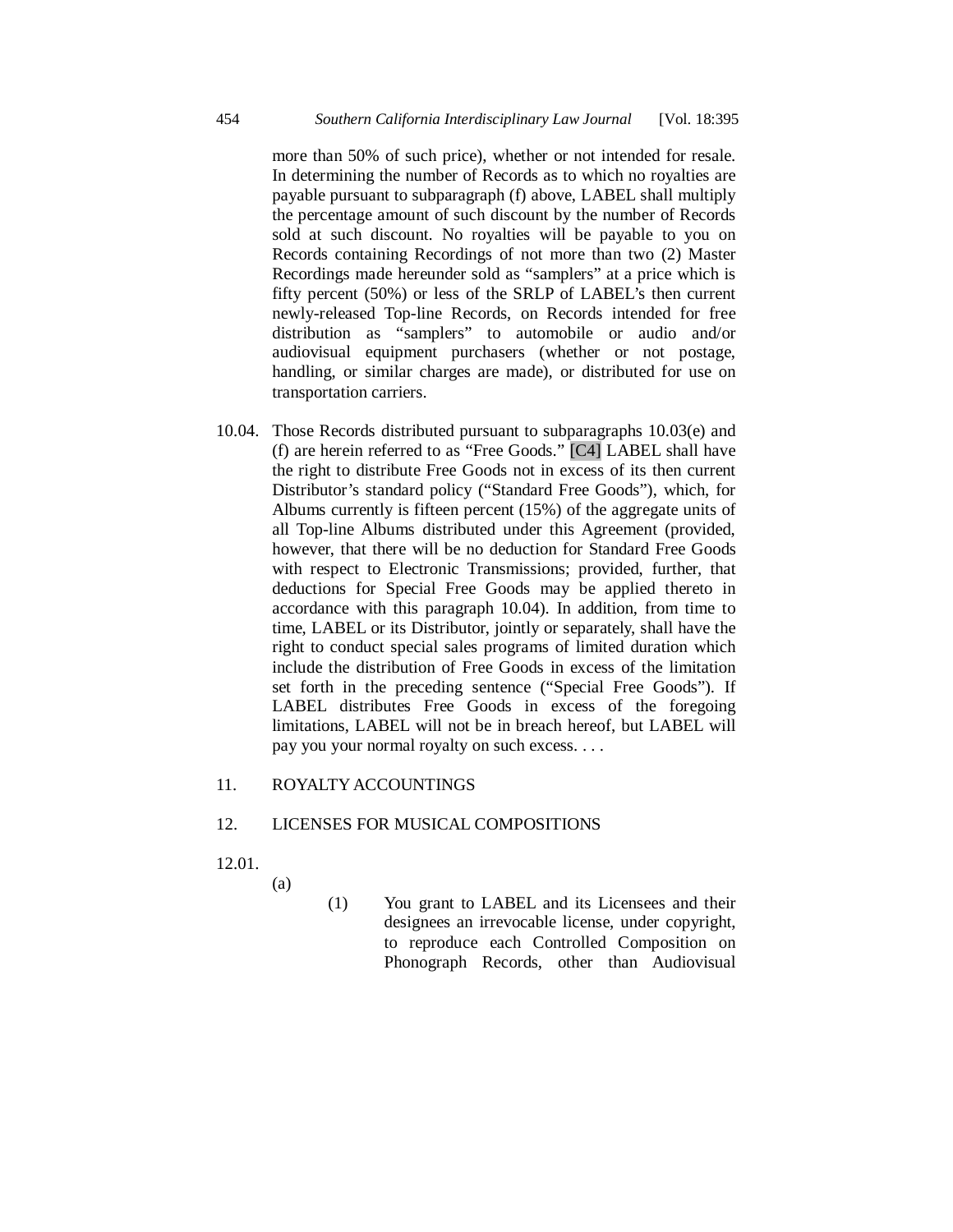more than 50% of such price), whether or not intended for resale. In determining the number of Records as to which no royalties are payable pursuant to subparagraph (f) above, LABEL shall multiply the percentage amount of such discount by the number of Records sold at such discount. No royalties will be payable to you on Records containing Recordings of not more than two (2) Master Recordings made hereunder sold as "samplers" at a price which is fifty percent (50%) or less of the SRLP of LABEL's then current newly-released Top-line Records, on Records intended for free distribution as "samplers" to automobile or audio and/or audiovisual equipment purchasers (whether or not postage, handling, or similar charges are made), or distributed for use on transportation carriers.

10.04. Those Records distributed pursuant to subparagraphs 10.03(e) and (f) are herein referred to as "Free Goods." [C4] LABEL shall have the right to distribute Free Goods not in excess of its then current Distributor's standard policy ("Standard Free Goods"), which, for Albums currently is fifteen percent (15%) of the aggregate units of all Top-line Albums distributed under this Agreement (provided, however, that there will be no deduction for Standard Free Goods with respect to Electronic Transmissions; provided, further, that deductions for Special Free Goods may be applied thereto in accordance with this paragraph 10.04). In addition, from time to time, LABEL or its Distributor, jointly or separately, shall have the right to conduct special sales programs of limited duration which include the distribution of Free Goods in excess of the limitation set forth in the preceding sentence ("Special Free Goods"). If LABEL distributes Free Goods in excess of the foregoing limitations, LABEL will not be in breach hereof, but LABEL will pay you your normal royalty on such excess. . . .

11. ROYALTY ACCOUNTINGS

12. LICENSES FOR MUSICAL COMPOSITIONS

12.01.

(a)

(1) You grant to LABEL and its Licensees and their designees an irrevocable license, under copyright, to reproduce each Controlled Composition on Phonograph Records, other than Audiovisual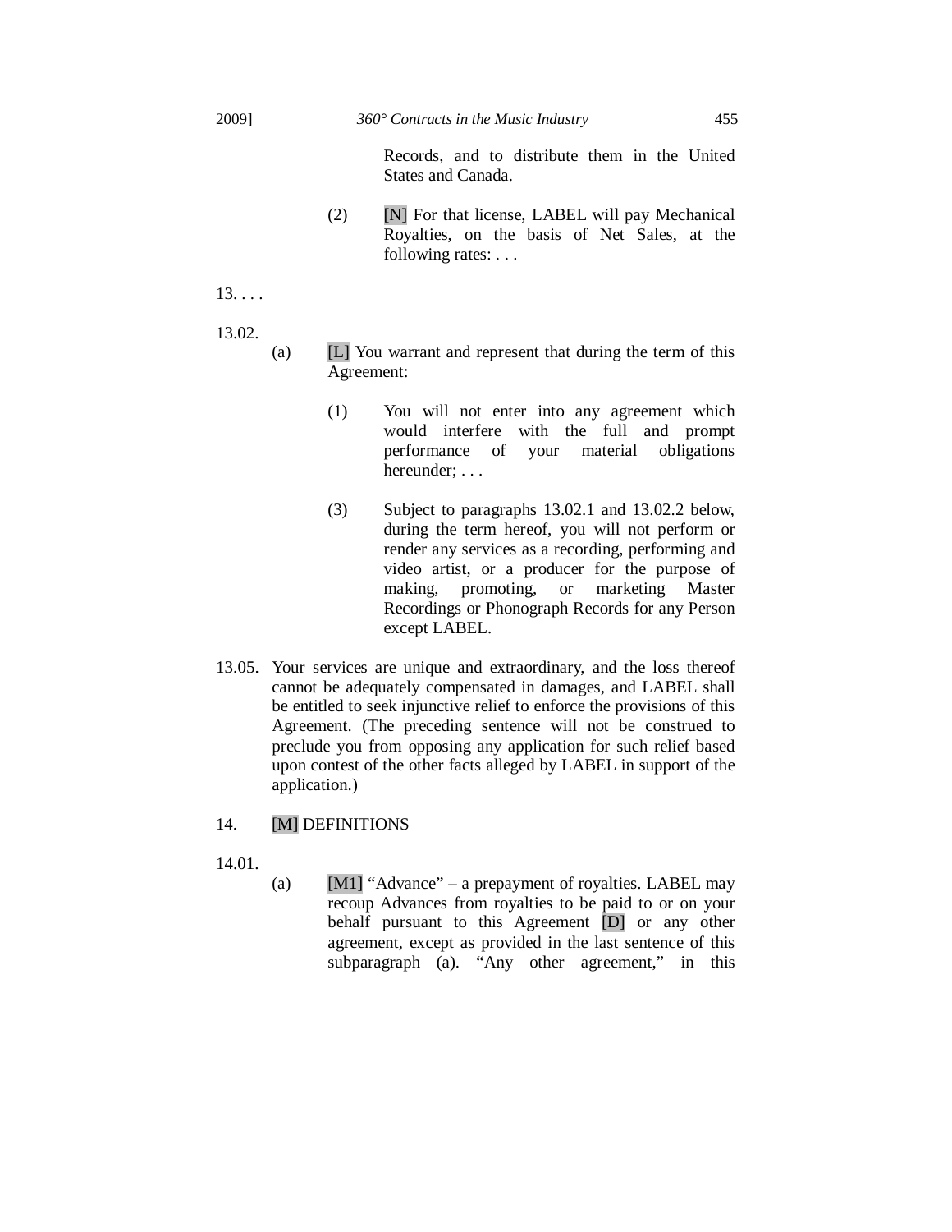Records, and to distribute them in the United States and Canada.

(2) [N] For that license, LABEL will pay Mechanical Royalties, on the basis of Net Sales, at the following rates: . . .

13. . . .

13.02.

(a) [L] You warrant and represent that during the term of this Agreement:

(1) You will not enter into any agreement which would interfere with the full and prompt performance of your material obligations hereunder; . . .

(3) Subject to paragraphs 13.02.1 and 13.02.2 below, during the term hereof, you will not perform or render any services as a recording, performing and video artist, or a producer for the purpose of making, promoting, or marketing Master Recordings or Phonograph Records for any Person except LABEL.

13.05. Your services are unique and extraordinary, and the loss thereof cannot be adequately compensated in damages, and LABEL shall be entitled to seek injunctive relief to enforce the provisions of this Agreement. (The preceding sentence will not be construed to preclude you from opposing any application for such relief based upon contest of the other facts alleged by LABEL in support of the application.)

14. [M] DEFINITIONS

14.01.

(a) [M1] "Advance" – a prepayment of royalties. LABEL may recoup Advances from royalties to be paid to or on your behalf pursuant to this Agreement [D] or any other agreement, except as provided in the last sentence of this subparagraph (a). "Any other agreement," in this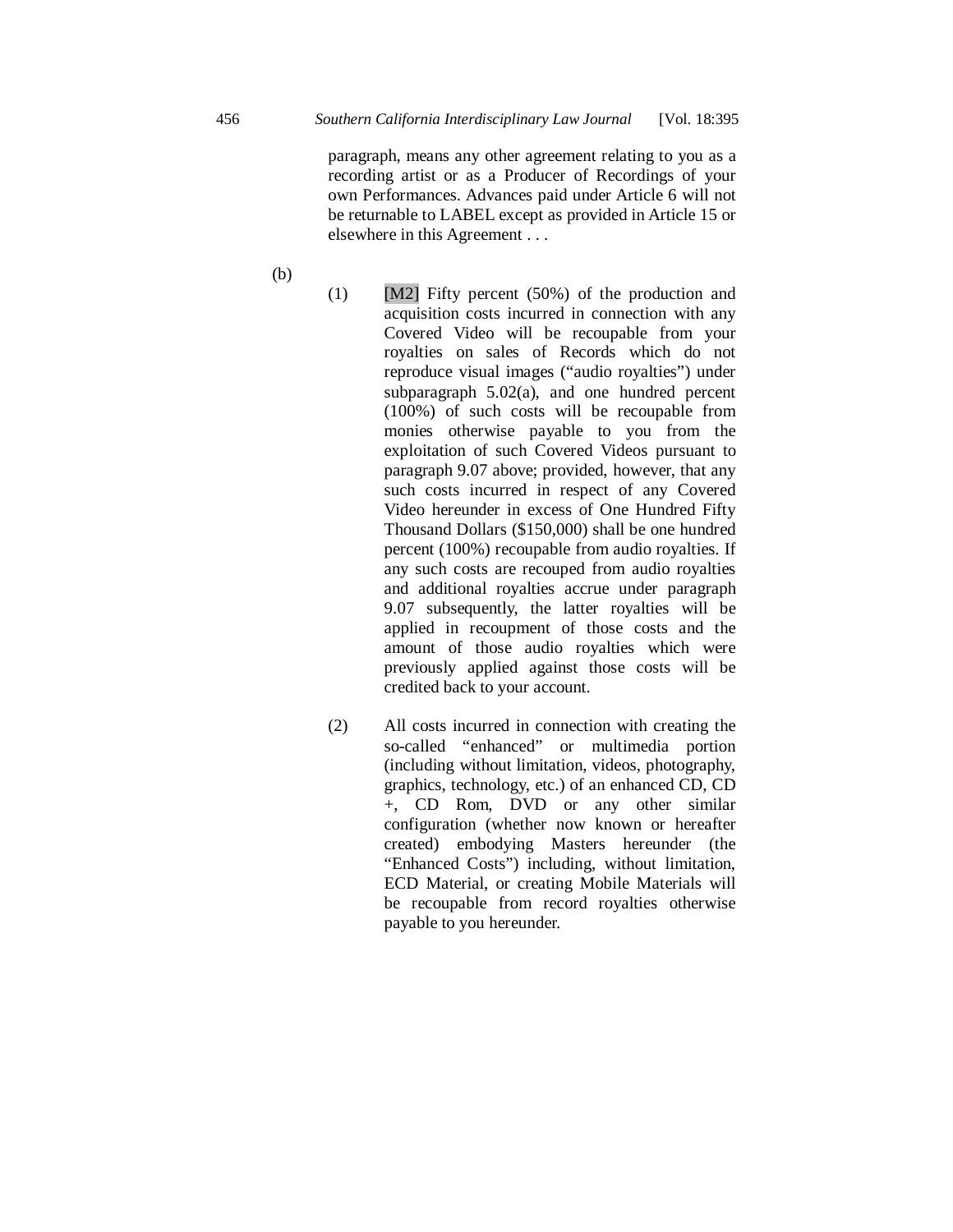paragraph, means any other agreement relating to you as a recording artist or as a Producer of Recordings of your own Performances. Advances paid under Article 6 will not be returnable to LABEL except as provided in Article 15 or elsewhere in this Agreement . . .

(b)

(1) [M2] Fifty percent (50%) of the production and acquisition costs incurred in connection with any Covered Video will be recoupable from your royalties on sales of Records which do not reproduce visual images ("audio royalties") under subparagraph 5.02(a), and one hundred percent (100%) of such costs will be recoupable from monies otherwise payable to you from the exploitation of such Covered Videos pursuant to paragraph 9.07 above; provided, however, that any such costs incurred in respect of any Covered Video hereunder in excess of One Hundred Fifty Thousand Dollars ($150,000) shall be one hundred percent (100%) recoupable from audio royalties. If any such costs are recouped from audio royalties and additional royalties accrue under paragraph 9.07 subsequently, the latter royalties will be applied in recoupment of those costs and the amount of those audio royalties which were previously applied against those costs will be credited back to your account.

(2) All costs incurred in connection with creating the so-called "enhanced" or multimedia portion (including without limitation, videos, photography, graphics, technology, etc.) of an enhanced CD, CD +, CD Rom, DVD or any other similar configuration (whether now known or hereafter created) embodying Masters hereunder (the "Enhanced Costs") including, without limitation, ECD Material, or creating Mobile Materials will be recoupable from record royalties otherwise payable to you hereunder.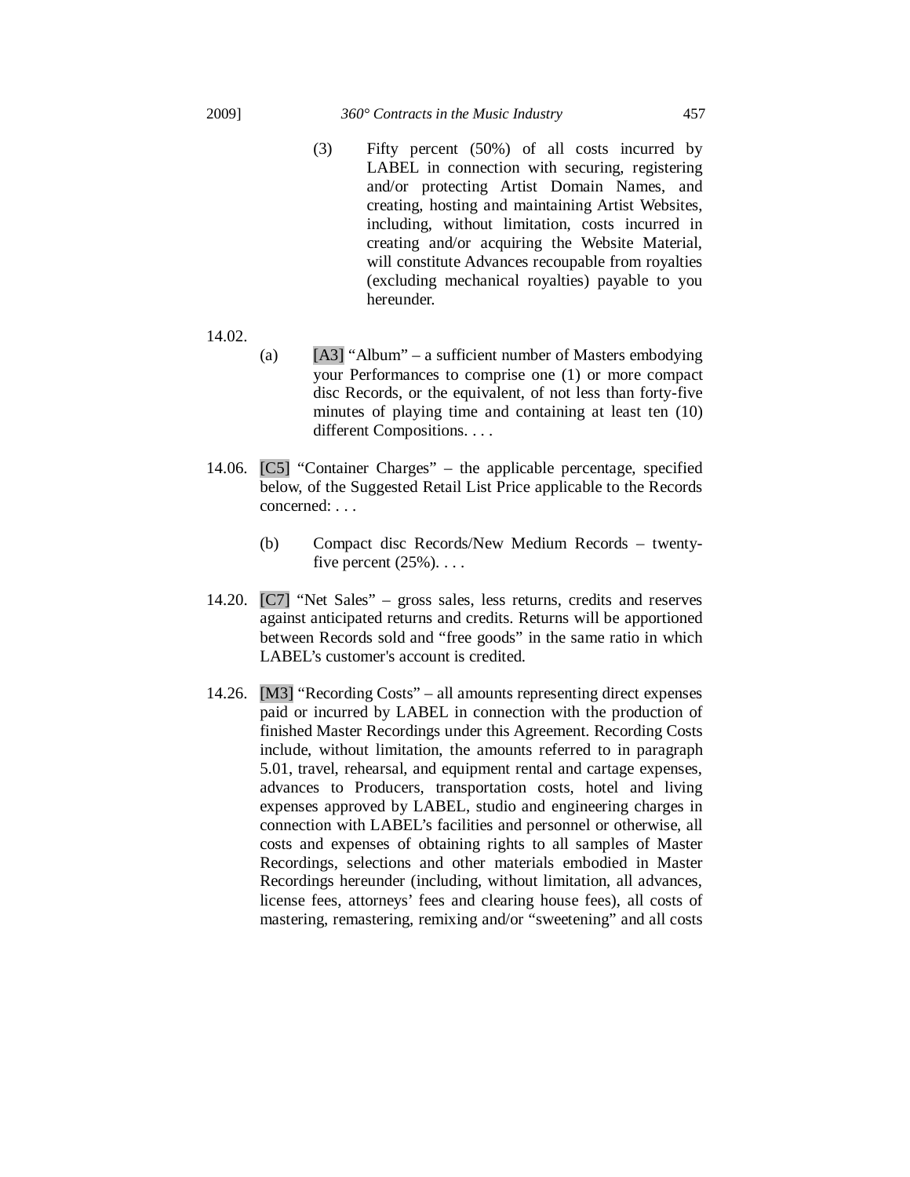(3) Fifty percent (50%) of all costs incurred by LABEL in connection with securing, registering and/or protecting Artist Domain Names, and creating, hosting and maintaining Artist Websites, including, without limitation, costs incurred in creating and/or acquiring the Website Material, will constitute Advances recoupable from royalties (excluding mechanical royalties) payable to you hereunder.

14.02.

(a) [A3] "Album" – a sufficient number of Masters embodying your Performances to comprise one (1) or more compact disc Records, or the equivalent, of not less than forty-five minutes of playing time and containing at least ten (10) different Compositions. . . .

14.06. [C5] "Container Charges" – the applicable percentage, specified below, of the Suggested Retail List Price applicable to the Records concerned: . . .

(b) Compact disc Records/New Medium Records – twenty-five percent (25%). . . .

14.20. [C7] "Net Sales" – gross sales, less returns, credits and reserves against anticipated returns and credits. Returns will be apportioned between Records sold and "free goods" in the same ratio in which LABEL's customer's account is credited.

14.26. [M3] "Recording Costs" – all amounts representing direct expenses paid or incurred by LABEL in connection with the production of finished Master Recordings under this Agreement. Recording Costs include, without limitation, the amounts referred to in paragraph 5.01, travel, rehearsal, and equipment rental and cartage expenses, advances to Producers, transportation costs, hotel and living expenses approved by LABEL, studio and engineering charges in connection with LABEL's facilities and personnel or otherwise, all costs and expenses of obtaining rights to all samples of Master Recordings, selections and other materials embodied in Master Recordings hereunder (including, without limitation, all advances, license fees, attorneys' fees and clearing house fees), all costs of mastering, remastering, remixing and/or "sweetening" and all costs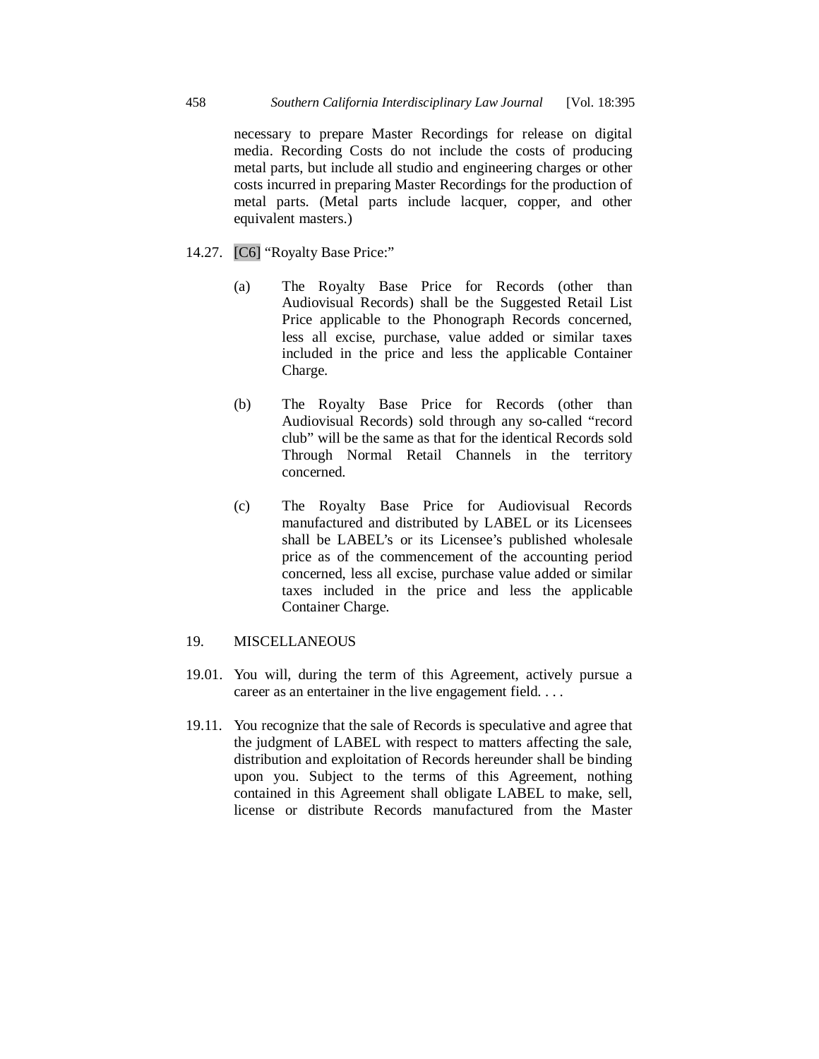necessary to prepare Master Recordings for release on digital media. Recording Costs do not include the costs of producing metal parts, but include all studio and engineering charges or other costs incurred in preparing Master Recordings for the production of metal parts. (Metal parts include lacquer, copper, and other equivalent masters.)

14.27. [C6] "Royalty Base Price:"

(a) The Royalty Base Price for Records (other than Audiovisual Records) shall be the Suggested Retail List Price applicable to the Phonograph Records concerned, less all excise, purchase, value added or similar taxes included in the price and less the applicable Container Charge.

(b) The Royalty Base Price for Records (other than Audiovisual Records) sold through any so-called "record club" will be the same as that for the identical Records sold Through Normal Retail Channels in the territory concerned.

(c) The Royalty Base Price for Audiovisual Records manufactured and distributed by LABEL or its Licensees shall be LABEL's or its Licensee's published wholesale price as of the commencement of the accounting period concerned, less all excise, purchase value added or similar taxes included in the price and less the applicable Container Charge.

19. MISCELLANEOUS

19.01. You will, during the term of this Agreement, actively pursue a career as an entertainer in the live engagement field. . . .

19.11. You recognize that the sale of Records is speculative and agree that the judgment of LABEL with respect to matters affecting the sale, distribution and exploitation of Records hereunder shall be binding upon you. Subject to the terms of this Agreement, nothing contained in this Agreement shall obligate LABEL to make, sell, license or distribute Records manufactured from the Master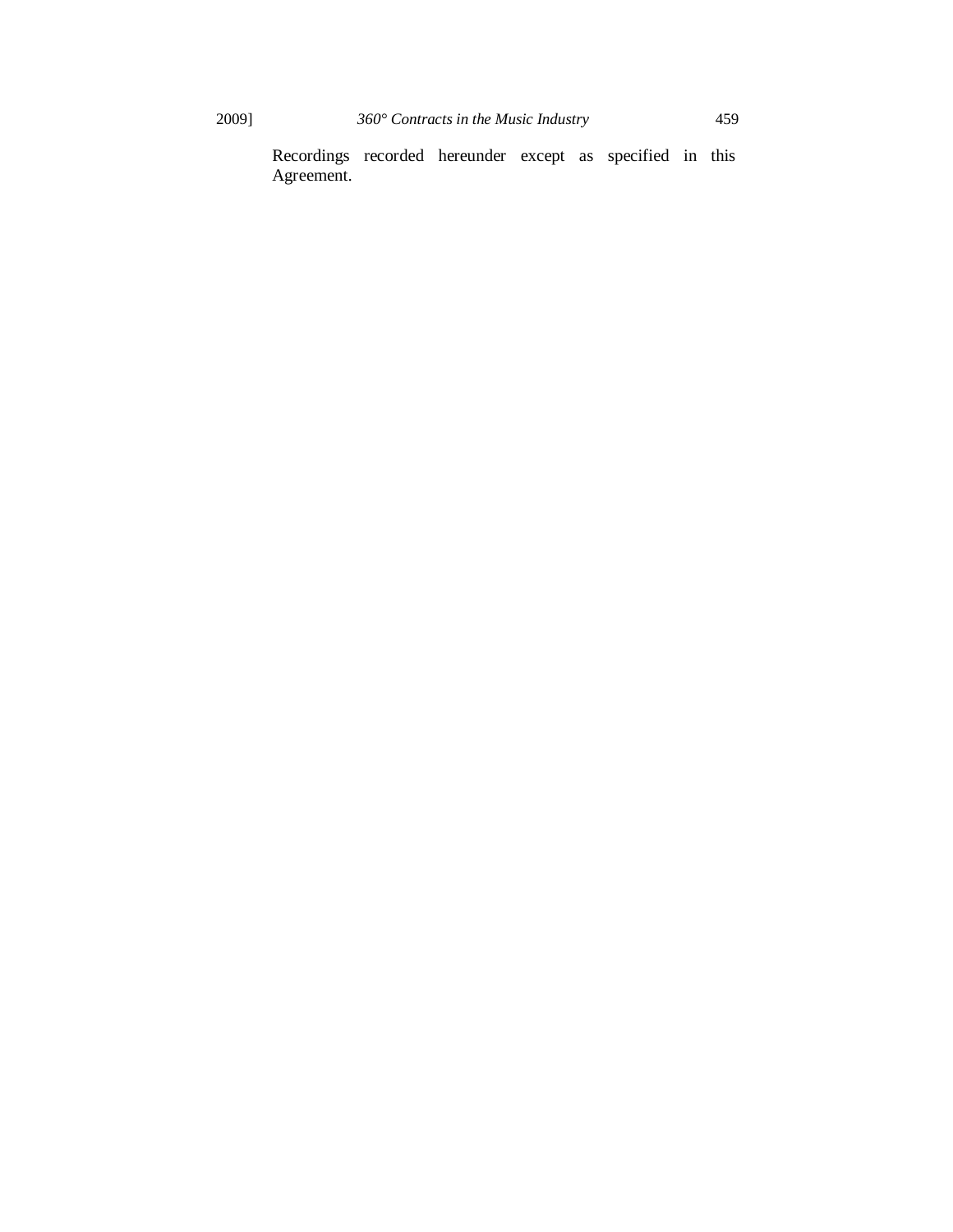Recordings recorded hereunder except as specified in this Agreement.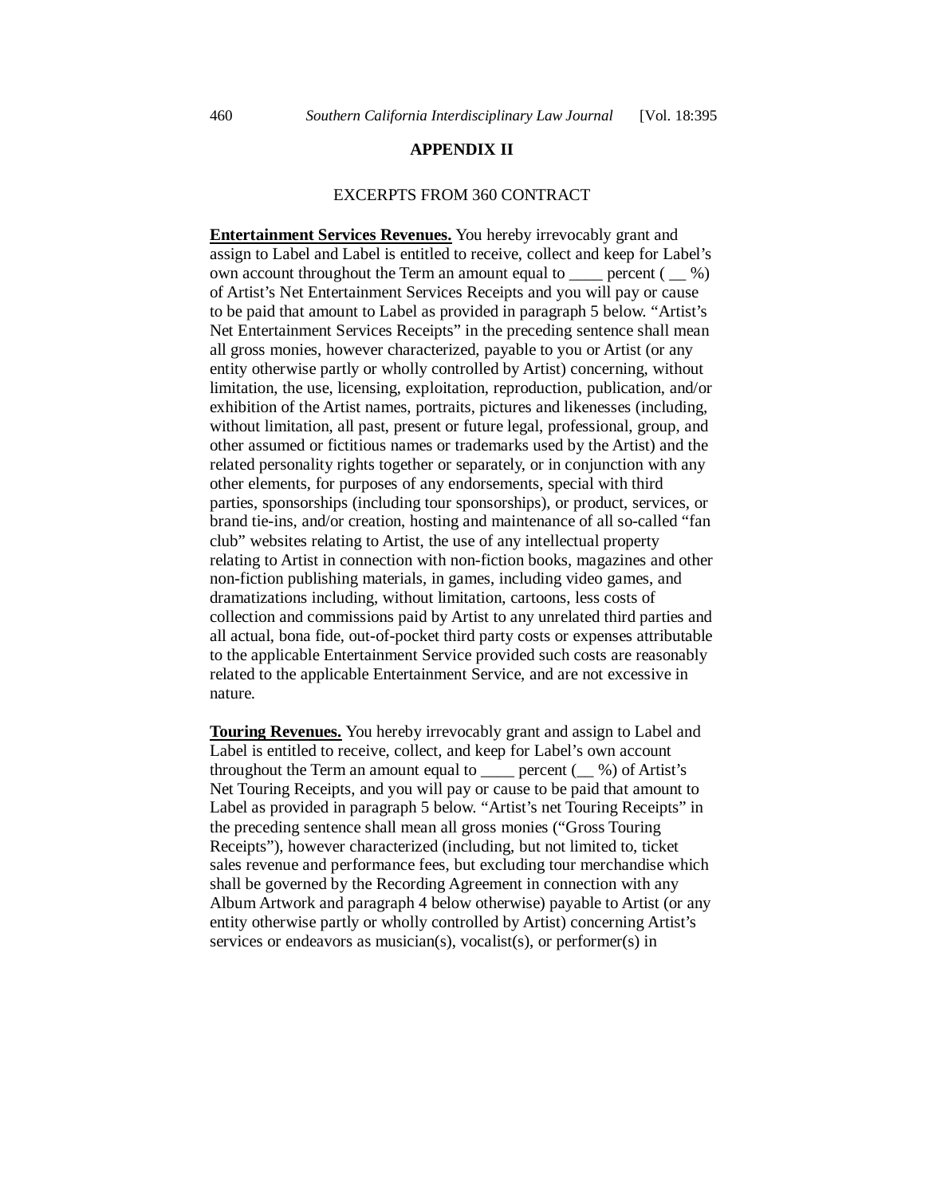## APPENDIX II

EXCERPTS FROM 360 CONTRACT

**Entertainment Services Revenues.** You hereby irrevocably grant and assign to Label and Label is entitled to receive, collect and keep for Label's own account throughout the Term an amount equal to ____ percent ( __ %) of Artist's Net Entertainment Services Receipts and you will pay or cause to be paid that amount to Label as provided in paragraph 5 below. "Artist's Net Entertainment Services Receipts" in the preceding sentence shall mean all gross monies, however characterized, payable to you or Artist (or any entity otherwise partly or wholly controlled by Artist) concerning, without limitation, the use, licensing, exploitation, reproduction, publication, and/or exhibition of the Artist names, portraits, pictures and likenesses (including, without limitation, all past, present or future legal, professional, group, and other assumed or fictitious names or trademarks used by the Artist) and the related personality rights together or separately, or in conjunction with any other elements, for purposes of any endorsements, special with third parties, sponsorships (including tour sponsorships), or product, services, or brand tie-ins, and/or creation, hosting and maintenance of all so-called "fan club" websites relating to Artist, the use of any intellectual property relating to Artist in connection with non-fiction books, magazines and other non-fiction publishing materials, in games, including video games, and dramatizations including, without limitation, cartoons, less costs of collection and commissions paid by Artist to any unrelated third parties and all actual, bona fide, out-of-pocket third party costs or expenses attributable to the applicable Entertainment Service provided such costs are reasonably related to the applicable Entertainment Service, and are not excessive in nature.

**Touring Revenues.** You hereby irrevocably grant and assign to Label and Label is entitled to receive, collect, and keep for Label's own account throughout the Term an amount equal to ____ percent (__ %) of Artist's Net Touring Receipts, and you will pay or cause to be paid that amount to Label as provided in paragraph 5 below. "Artist's net Touring Receipts" in the preceding sentence shall mean all gross monies ("Gross Touring Receipts"), however characterized (including, but not limited to, ticket sales revenue and performance fees, but excluding tour merchandise which shall be governed by the Recording Agreement in connection with any Album Artwork and paragraph 4 below otherwise) payable to Artist (or any entity otherwise partly or wholly controlled by Artist) concerning Artist's services or endeavors as musician(s), vocalist(s), or performer(s) in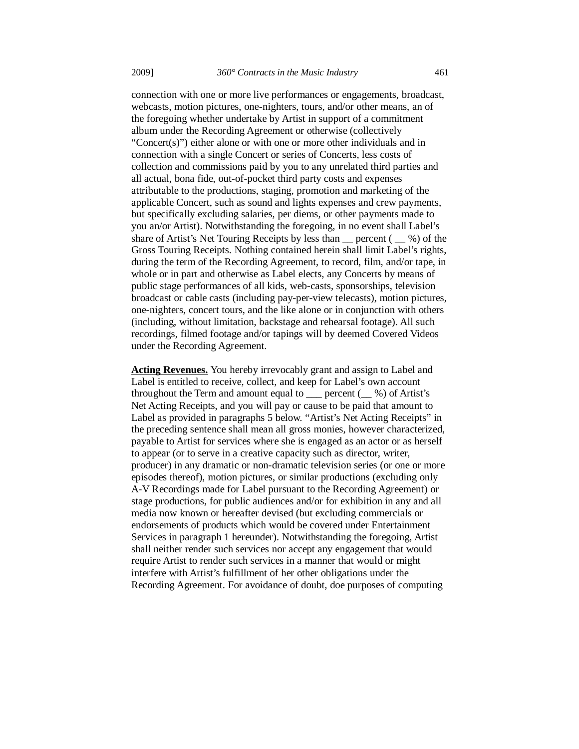connection with one or more live performances or engagements, broadcast, webcasts, motion pictures, one-nighters, tours, and/or other means, an of the foregoing whether undertake by Artist in support of a commitment album under the Recording Agreement or otherwise (collectively "Concert(s)") either alone or with one or more other individuals and in connection with a single Concert or series of Concerts, less costs of collection and commissions paid by you to any unrelated third parties and all actual, bona fide, out-of-pocket third party costs and expenses attributable to the productions, staging, promotion and marketing of the applicable Concert, such as sound and lights expenses and crew payments, but specifically excluding salaries, per diems, or other payments made to you an/or Artist). Notwithstanding the foregoing, in no event shall Label's share of Artist's Net Touring Receipts by less than __ percent ( __ %) of the Gross Touring Receipts. Nothing contained herein shall limit Label's rights, during the term of the Recording Agreement, to record, film, and/or tape, in whole or in part and otherwise as Label elects, any Concerts by means of public stage performances of all kids, web-casts, sponsorships, television broadcast or cable casts (including pay-per-view telecasts), motion pictures, one-nighters, concert tours, and the like alone or in conjunction with others (including, without limitation, backstage and rehearsal footage). All such recordings, filmed footage and/or tapings will by deemed Covered Videos under the Recording Agreement.

**Acting Revenues.** You hereby irrevocably grant and assign to Label and Label is entitled to receive, collect, and keep for Label's own account throughout the Term and amount equal to ___ percent (__ %) of Artist's Net Acting Receipts, and you will pay or cause to be paid that amount to Label as provided in paragraphs 5 below. "Artist's Net Acting Receipts" in the preceding sentence shall mean all gross monies, however characterized, payable to Artist for services where she is engaged as an actor or as herself to appear (or to serve in a creative capacity such as director, writer, producer) in any dramatic or non-dramatic television series (or one or more episodes thereof), motion pictures, or similar productions (excluding only A-V Recordings made for Label pursuant to the Recording Agreement) or stage productions, for public audiences and/or for exhibition in any and all media now known or hereafter devised (but excluding commercials or endorsements of products which would be covered under Entertainment Services in paragraph 1 hereunder). Notwithstanding the foregoing, Artist shall neither render such services nor accept any engagement that would require Artist to render such services in a manner that would or might interfere with Artist's fulfillment of her other obligations under the Recording Agreement. For avoidance of doubt, doe purposes of computing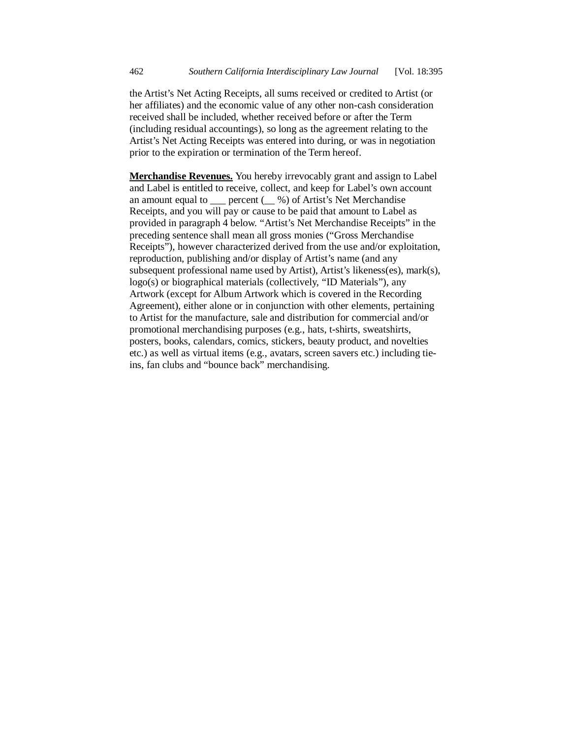the Artist's Net Acting Receipts, all sums received or credited to Artist (or her affiliates) and the economic value of any other non-cash consideration received shall be included, whether received before or after the Term (including residual accountings), so long as the agreement relating to the Artist's Net Acting Receipts was entered into during, or was in negotiation prior to the expiration or termination of the Term hereof.

**Merchandise Revenues.** You hereby irrevocably grant and assign to Label and Label is entitled to receive, collect, and keep for Label's own account an amount equal to ___ percent (__ %) of Artist's Net Merchandise Receipts, and you will pay or cause to be paid that amount to Label as provided in paragraph 4 below. "Artist's Net Merchandise Receipts" in the preceding sentence shall mean all gross monies ("Gross Merchandise Receipts"), however characterized derived from the use and/or exploitation, reproduction, publishing and/or display of Artist's name (and any subsequent professional name used by Artist), Artist's likeness(es), mark(s), logo(s) or biographical materials (collectively, "ID Materials"), any Artwork (except for Album Artwork which is covered in the Recording Agreement), either alone or in conjunction with other elements, pertaining to Artist for the manufacture, sale and distribution for commercial and/or promotional merchandising purposes (e.g., hats, t-shirts, sweatshirts, posters, books, calendars, comics, stickers, beauty product, and novelties etc.) as well as virtual items (e.g., avatars, screen savers etc.) including tie-ins, fan clubs and "bounce back" merchandising.